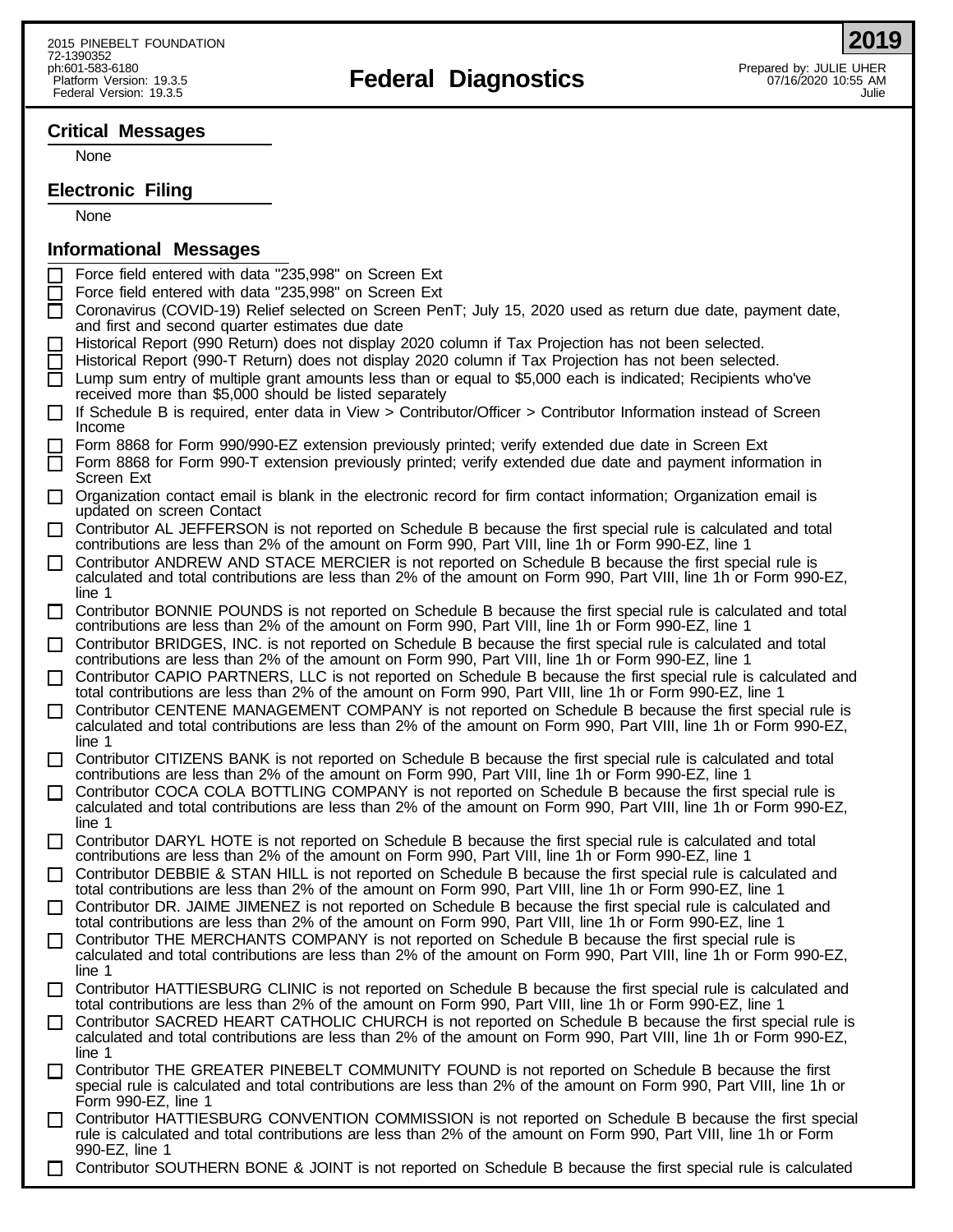2015 PINEBELT FOUNDATION
72-1390352
ph:601-583-6180
Platform Version: 19.3.5
Federal Version: 19.3.5

# Federal Diagnostics

**2019**

Prepared by: JULIE UHER
07/16/2020 10:55 AM
Julie

## Critical Messages

None

## Electronic Filing

None

## Informational Messages

- ☐ Force field entered with data "235,998" on Screen Ext
- ☐ Force field entered with data "235,998" on Screen Ext
- ☐ Coronavirus (COVID-19) Relief selected on Screen PenT; July 15, 2020 used as return due date, payment date, and first and second quarter estimates due date
- ☐ Historical Report (990 Return) does not display 2020 column if Tax Projection has not been selected.
- ☐ Historical Report (990-T Return) does not display 2020 column if Tax Projection has not been selected.
- ☐ Lump sum entry of multiple grant amounts less than or equal to $5,000 each is indicated; Recipients who've received more than $5,000 should be listed separately
- ☐ If Schedule B is required, enter data in View > Contributor/Officer > Contributor Information instead of Screen Income
- ☐ Form 8868 for Form 990/990-EZ extension previously printed; verify extended due date in Screen Ext
- ☐ Form 8868 for Form 990-T extension previously printed; verify extended due date and payment information in Screen Ext
- ☐ Organization contact email is blank in the electronic record for firm contact information; Organization email is updated on screen Contact
- ☐ Contributor AL JEFFERSON is not reported on Schedule B because the first special rule is calculated and total contributions are less than 2% of the amount on Form 990, Part VIII, line 1h or Form 990-EZ, line 1
- ☐ Contributor ANDREW AND STACE MERCIER is not reported on Schedule B because the first special rule is calculated and total contributions are less than 2% of the amount on Form 990, Part VIII, line 1h or Form 990-EZ, line 1
- ☐ Contributor BONNIE POUNDS is not reported on Schedule B because the first special rule is calculated and total contributions are less than 2% of the amount on Form 990, Part VIII, line 1h or Form 990-EZ, line 1
- ☐ Contributor BRIDGES, INC. is not reported on Schedule B because the first special rule is calculated and total contributions are less than 2% of the amount on Form 990, Part VIII, line 1h or Form 990-EZ, line 1
- ☐ Contributor CAPIO PARTNERS, LLC is not reported on Schedule B because the first special rule is calculated and total contributions are less than 2% of the amount on Form 990, Part VIII, line 1h or Form 990-EZ, line 1
- ☐ Contributor CENTENE MANAGEMENT COMPANY is not reported on Schedule B because the first special rule is calculated and total contributions are less than 2% of the amount on Form 990, Part VIII, line 1h or Form 990-EZ, line 1
- ☐ Contributor CITIZENS BANK is not reported on Schedule B because the first special rule is calculated and total contributions are less than 2% of the amount on Form 990, Part VIII, line 1h or Form 990-EZ, line 1
- ☐ Contributor COCA COLA BOTTLING COMPANY is not reported on Schedule B because the first special rule is calculated and total contributions are less than 2% of the amount on Form 990, Part VIII, line 1h or Form 990-EZ, line 1
- ☐ Contributor DARYL HOTE is not reported on Schedule B because the first special rule is calculated and total contributions are less than 2% of the amount on Form 990, Part VIII, line 1h or Form 990-EZ, line 1
- ☐ Contributor DEBBIE & STAN HILL is not reported on Schedule B because the first special rule is calculated and total contributions are less than 2% of the amount on Form 990, Part VIII, line 1h or Form 990-EZ, line 1
- ☐ Contributor DR. JAIME JIMENEZ is not reported on Schedule B because the first special rule is calculated and total contributions are less than 2% of the amount on Form 990, Part VIII, line 1h or Form 990-EZ, line 1
- ☐ Contributor THE MERCHANTS COMPANY is not reported on Schedule B because the first special rule is calculated and total contributions are less than 2% of the amount on Form 990, Part VIII, line 1h or Form 990-EZ, line 1
- ☐ Contributor HATTIESBURG CLINIC is not reported on Schedule B because the first special rule is calculated and total contributions are less than 2% of the amount on Form 990, Part VIII, line 1h or Form 990-EZ, line 1
- ☐ Contributor SACRED HEART CATHOLIC CHURCH is not reported on Schedule B because the first special rule is calculated and total contributions are less than 2% of the amount on Form 990, Part VIII, line 1h or Form 990-EZ, line 1
- ☐ Contributor THE GREATER PINEBELT COMMUNITY FOUND is not reported on Schedule B because the first special rule is calculated and total contributions are less than 2% of the amount on Form 990, Part VIII, line 1h or Form 990-EZ, line 1
- ☐ Contributor HATTIESBURG CONVENTION COMMISSION is not reported on Schedule B because the first special rule is calculated and total contributions are less than 2% of the amount on Form 990, Part VIII, line 1h or Form 990-EZ, line 1
- ☐ Contributor SOUTHERN BONE & JOINT is not reported on Schedule B because the first special rule is calculated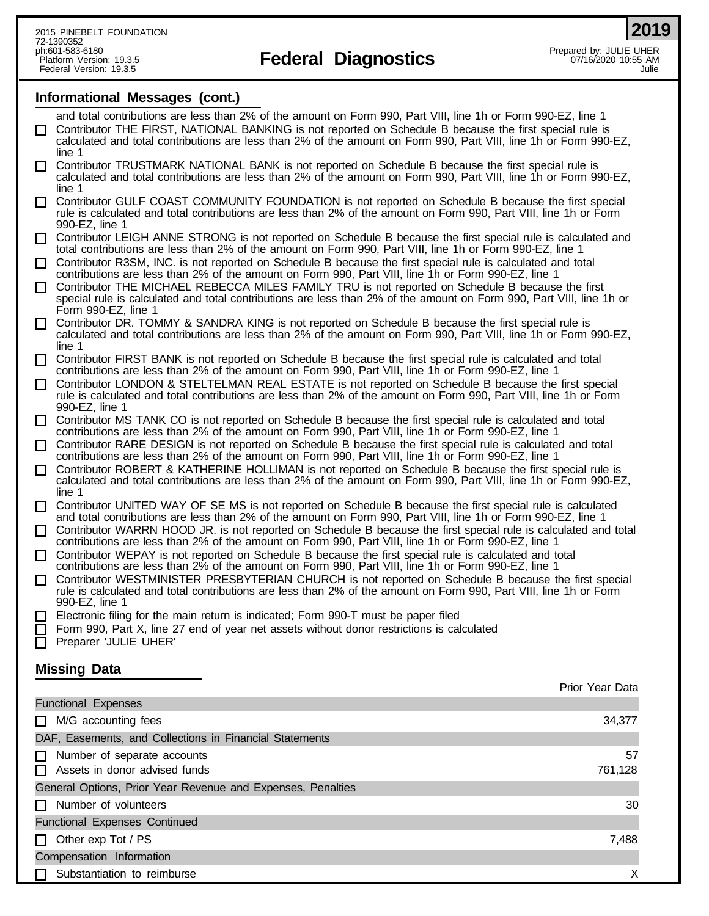## Informational Messages (cont.)

and total contributions are less than 2% of the amount on Form 990, Part VIII, line 1h or Form 990-EZ, line 1

- ☐ Contributor THE FIRST, NATIONAL BANKING is not reported on Schedule B because the first special rule is calculated and total contributions are less than 2% of the amount on Form 990, Part VIII, line 1h or Form 990-EZ, line 1
- ☐ Contributor TRUSTMARK NATIONAL BANK is not reported on Schedule B because the first special rule is calculated and total contributions are less than 2% of the amount on Form 990, Part VIII, line 1h or Form 990-EZ, line 1
- ☐ Contributor GULF COAST COMMUNITY FOUNDATION is not reported on Schedule B because the first special rule is calculated and total contributions are less than 2% of the amount on Form 990, Part VIII, line 1h or Form 990-EZ, line 1
- ☐ Contributor LEIGH ANNE STRONG is not reported on Schedule B because the first special rule is calculated and total contributions are less than 2% of the amount on Form 990, Part VIII, line 1h or Form 990-EZ, line 1
- ☐ Contributor R3SM, INC. is not reported on Schedule B because the first special rule is calculated and total contributions are less than 2% of the amount on Form 990, Part VIII, line 1h or Form 990-EZ, line 1
- ☐ Contributor THE MICHAEL REBECCA MILES FAMILY TRU is not reported on Schedule B because the first special rule is calculated and total contributions are less than 2% of the amount on Form 990, Part VIII, line 1h or Form 990-EZ, line 1
- ☐ Contributor DR. TOMMY & SANDRA KING is not reported on Schedule B because the first special rule is calculated and total contributions are less than 2% of the amount on Form 990, Part VIII, line 1h or Form 990-EZ, line 1
- ☐ Contributor FIRST BANK is not reported on Schedule B because the first special rule is calculated and total contributions are less than 2% of the amount on Form 990, Part VIII, line 1h or Form 990-EZ, line 1
- ☐ Contributor LONDON & STELTELMAN REAL ESTATE is not reported on Schedule B because the first special rule is calculated and total contributions are less than 2% of the amount on Form 990, Part VIII, line 1h or Form 990-EZ, line 1
- ☐ Contributor MS TANK CO is not reported on Schedule B because the first special rule is calculated and total contributions are less than 2% of the amount on Form 990, Part VIII, line 1h or Form 990-EZ, line 1
- ☐ Contributor RARE DESIGN is not reported on Schedule B because the first special rule is calculated and total contributions are less than 2% of the amount on Form 990, Part VIII, line 1h or Form 990-EZ, line 1
- ☐ Contributor ROBERT & KATHERINE HOLLIMAN is not reported on Schedule B because the first special rule is calculated and total contributions are less than 2% of the amount on Form 990, Part VIII, line 1h or Form 990-EZ, line 1
- ☐ Contributor UNITED WAY OF SE MS is not reported on Schedule B because the first special rule is calculated and total contributions are less than 2% of the amount on Form 990, Part VIII, line 1h or Form 990-EZ, line 1
- ☐ Contributor WARRN HOOD JR. is not reported on Schedule B because the first special rule is calculated and total contributions are less than 2% of the amount on Form 990, Part VIII, line 1h or Form 990-EZ, line 1
- ☐ Contributor WEPAY is not reported on Schedule B because the first special rule is calculated and total contributions are less than 2% of the amount on Form 990, Part VIII, line 1h or Form 990-EZ, line 1
- ☐ Contributor WESTMINISTER PRESBYTERIAN CHURCH is not reported on Schedule B because the first special rule is calculated and total contributions are less than 2% of the amount on Form 990, Part VIII, line 1h or Form 990-EZ, line 1
- ☐ Electronic filing for the main return is indicated; Form 990-T must be paper filed
- ☐ Form 990, Part X, line 27 end of year net assets without donor restrictions is calculated
- ☐ Preparer 'JULIE UHER'

## Missing Data

| | Prior Year Data |
|---|---|
| **Functional Expenses** | |
| ☐ M/G accounting fees | 34,377 |
| **DAF, Easements, and Collections in Financial Statements** | |
| ☐ Number of separate accounts | 57 |
| ☐ Assets in donor advised funds | 761,128 |
| **General Options, Prior Year Revenue and Expenses, Penalties** | |
| ☐ Number of volunteers | 30 |
| **Functional Expenses Continued** | |
| ☐ Other exp Tot / PS | 7,488 |
| **Compensation Information** | |
| ☐ Substantiation to reimburse | X |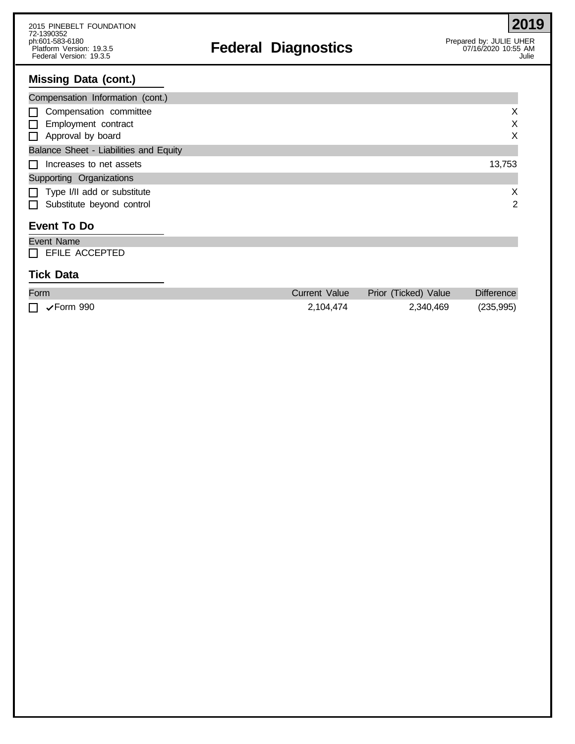# Federal Diagnostics

2015 PINEBELT FOUNDATION
72-1390352
ph:601-583-6180
Platform Version: 19.3.5
Federal Version: 19.3.5

**2019**

Prepared by: JULIE UHER
07/16/2020 10:55 AM
Julie

## Missing Data (cont.)

| Compensation Information (cont.) | |
|---|---|
| ☐ Compensation committee | X |
| ☐ Employment contract | X |
| ☐ Approval by board | X |
| **Balance Sheet - Liabilities and Equity** | |
| ☐ Increases to net assets | 13,753 |
| **Supporting Organizations** | |
| ☐ Type I/II add or substitute | X |
| ☐ Substitute beyond control | 2 |

## Event To Do

| Event Name |
|---|
| ☐ EFILE ACCEPTED |

## Tick Data

| Form | Current Value | Prior (Ticked) Value | Difference |
|---|---|---|---|
| ☐ ✓Form 990 | 2,104,474 | 2,340,469 | (235,995) |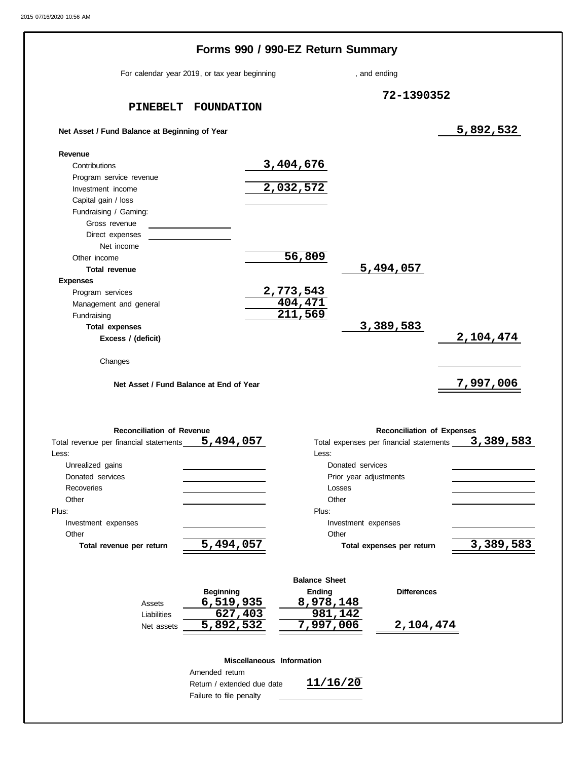# Forms 990 / 990-EZ Return Summary

For calendar year 2019, or tax year beginning , and ending

**PINEBELT FOUNDATION** 72-1390352

| | | | |
|---|---|---|---|
| **Net Asset / Fund Balance at Beginning of Year** | | | 5,892,532 |
| **Revenue** | | | |
| Contributions | 3,404,676 | | |
| Program service revenue | | | |
| Investment income | 2,032,572 | | |
| Capital gain / loss | | | |
| Fundraising / Gaming: | | | |
| Gross revenue | | | |
| Direct expenses | | | |
| Net income | | | |
| Other income | 56,809 | | |
| **Total revenue** | | 5,494,057 | |
| **Expenses** | | | |
| Program services | 2,773,543 | | |
| Management and general | 404,471 | | |
| Fundraising | 211,569 | | |
| **Total expenses** | | 3,389,583 | |
| **Excess / (deficit)** | | | 2,104,474 |
| Changes | | | |
| **Net Asset / Fund Balance at End of Year** | | | 7,997,006 |

| **Reconciliation of Revenue** | | **Reconciliation of Expenses** | |
|---|---|---|---|
| Total revenue per financial statements | 5,494,057 | Total expenses per financial statements | 3,389,583 |
| Less: | | Less: | |
| Unrealized gains | | Donated services | |
| Donated services | | Prior year adjustments | |
| Recoveries | | Losses | |
| Other | | Other | |
| Plus: | | Plus: | |
| Investment expenses | | Investment expenses | |
| Other | | Other | |
| **Total revenue per return** | 5,494,057 | **Total expenses per return** | 3,389,583 |

**Balance Sheet**

| | Beginning | Ending | Differences |
|---|---|---|---|
| Assets | 6,519,935 | 8,978,148 | |
| Liabilities | 627,403 | 981,142 | |
| Net assets | 5,892,532 | 7,997,006 | 2,104,474 |

**Miscellaneous Information**

| | |
|---|---|
| Amended return | |
| Return / extended due date | 11/16/20 |
| Failure to file penalty | |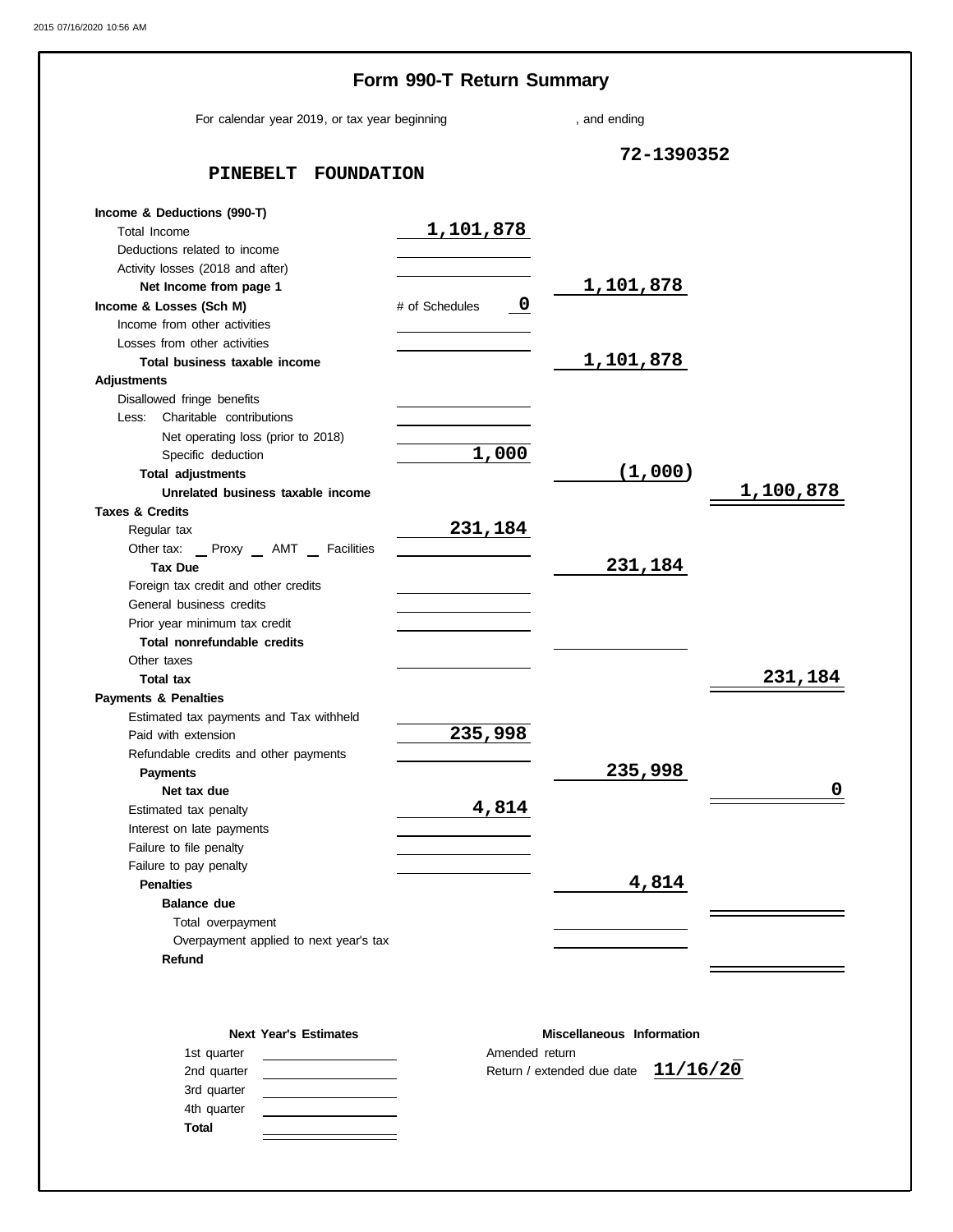# Form 990-T Return Summary

For calendar year 2019, or tax year beginning , and ending

**PINEBELT FOUNDATION** 72-1390352

| | | | |
|---|---|---|---|
| **Income & Deductions (990-T)** | | | |
| Total Income | 1,101,878 | | |
| Deductions related to income | | | |
| Activity losses (2018 and after) | | | |
| **Net Income from page 1** | | 1,101,878 | |
| **Income & Losses (Sch M)** | # of Schedules 0 | | |
| Income from other activities | | | |
| Losses from other activities | | | |
| **Total business taxable income** | | 1,101,878 | |
| **Adjustments** | | | |
| Disallowed fringe benefits | | | |
| Less: Charitable contributions | | | |
| Net operating loss (prior to 2018) | | | |
| Specific deduction | 1,000 | | |
| **Total adjustments** | | (1,000) | |
| **Unrelated business taxable income** | | | 1,100,878 |
| **Taxes & Credits** | | | |
| Regular tax | 231,184 | | |
| Other tax: _ Proxy _ AMT _ Facilities | | | |
| **Tax Due** | | 231,184 | |
| Foreign tax credit and other credits | | | |
| General business credits | | | |
| Prior year minimum tax credit | | | |
| **Total nonrefundable credits** | | | |
| Other taxes | | | |
| **Total tax** | | | 231,184 |
| **Payments & Penalties** | | | |
| Estimated tax payments and Tax withheld | | | |
| Paid with extension | 235,998 | | |
| Refundable credits and other payments | | | |
| **Payments** | | 235,998 | |
| **Net tax due** | | | 0 |
| Estimated tax penalty | 4,814 | | |
| Interest on late payments | | | |
| Failure to file penalty | | | |
| Failure to pay penalty | | | |
| **Penalties** | | 4,814 | |
| **Balance due** | | | |
| Total overpayment | | | |
| Overpayment applied to next year's tax | | | |
| **Refund** | | | |

| **Next Year's Estimates** | |
|---|---|
| 1st quarter | |
| 2nd quarter | |
| 3rd quarter | |
| 4th quarter | |
| **Total** | |

| **Miscellaneous Information** | |
|---|---|
| Amended return | |
| Return / extended due date | 11/16/20 |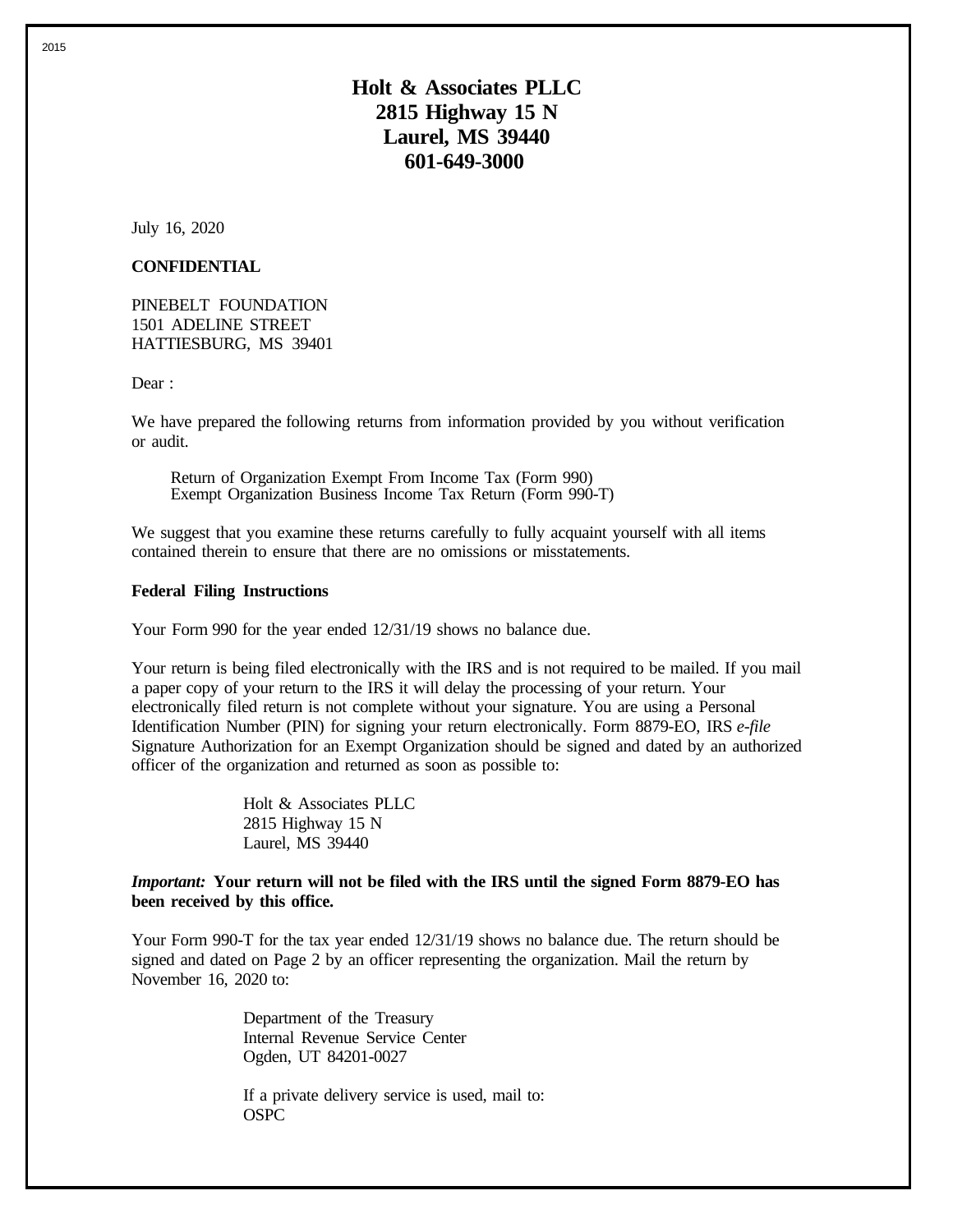# Holt & Associates PLLC
# 2815 Highway 15 N
# Laurel, MS 39440
# 601-649-3000

July 16, 2020

**CONFIDENTIAL**

PINEBELT FOUNDATION
1501 ADELINE STREET
HATTIESBURG, MS 39401

Dear :

We have prepared the following returns from information provided by you without verification or audit.

Return of Organization Exempt From Income Tax (Form 990)
Exempt Organization Business Income Tax Return (Form 990-T)

We suggest that you examine these returns carefully to fully acquaint yourself with all items contained therein to ensure that there are no omissions or misstatements.

**Federal Filing Instructions**

Your Form 990 for the year ended 12/31/19 shows no balance due.

Your return is being filed electronically with the IRS and is not required to be mailed. If you mail a paper copy of your return to the IRS it will delay the processing of your return. Your electronically filed return is not complete without your signature. You are using a Personal Identification Number (PIN) for signing your return electronically. Form 8879-EO, IRS *e-file* Signature Authorization for an Exempt Organization should be signed and dated by an authorized officer of the organization and returned as soon as possible to:

Holt & Associates PLLC
2815 Highway 15 N
Laurel, MS 39440

***Important:*** **Your return will not be filed with the IRS until the signed Form 8879-EO has been received by this office.**

Your Form 990-T for the tax year ended 12/31/19 shows no balance due. The return should be signed and dated on Page 2 by an officer representing the organization. Mail the return by November 16, 2020 to:

Department of the Treasury
Internal Revenue Service Center
Ogden, UT 84201-0027

If a private delivery service is used, mail to:
OSPC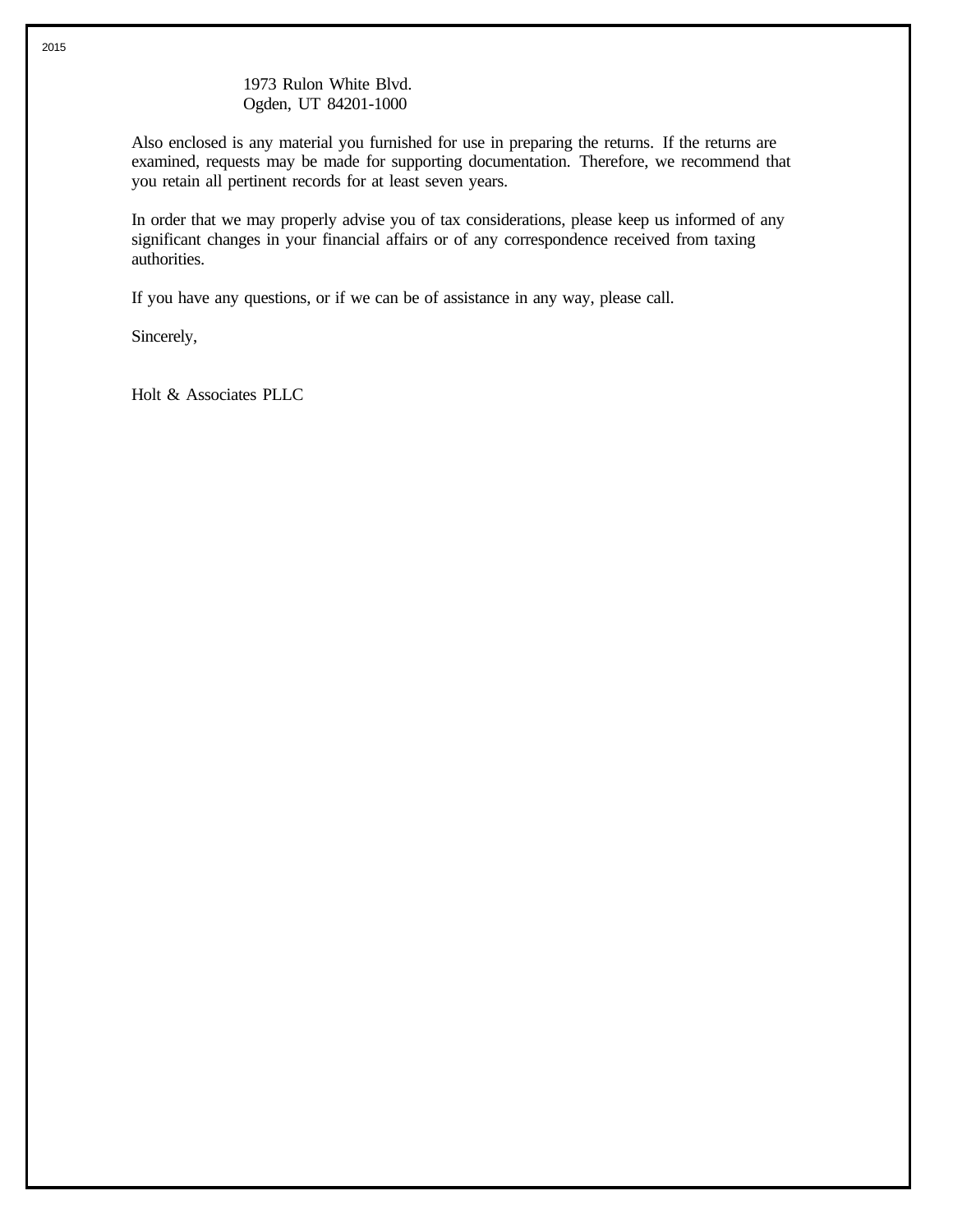1973 Rulon White Blvd.
Ogden, UT 84201-1000

Also enclosed is any material you furnished for use in preparing the returns. If the returns are examined, requests may be made for supporting documentation. Therefore, we recommend that you retain all pertinent records for at least seven years.

In order that we may properly advise you of tax considerations, please keep us informed of any significant changes in your financial affairs or of any correspondence received from taxing authorities.

If you have any questions, or if we can be of assistance in any way, please call.

Sincerely,

Holt & Associates PLLC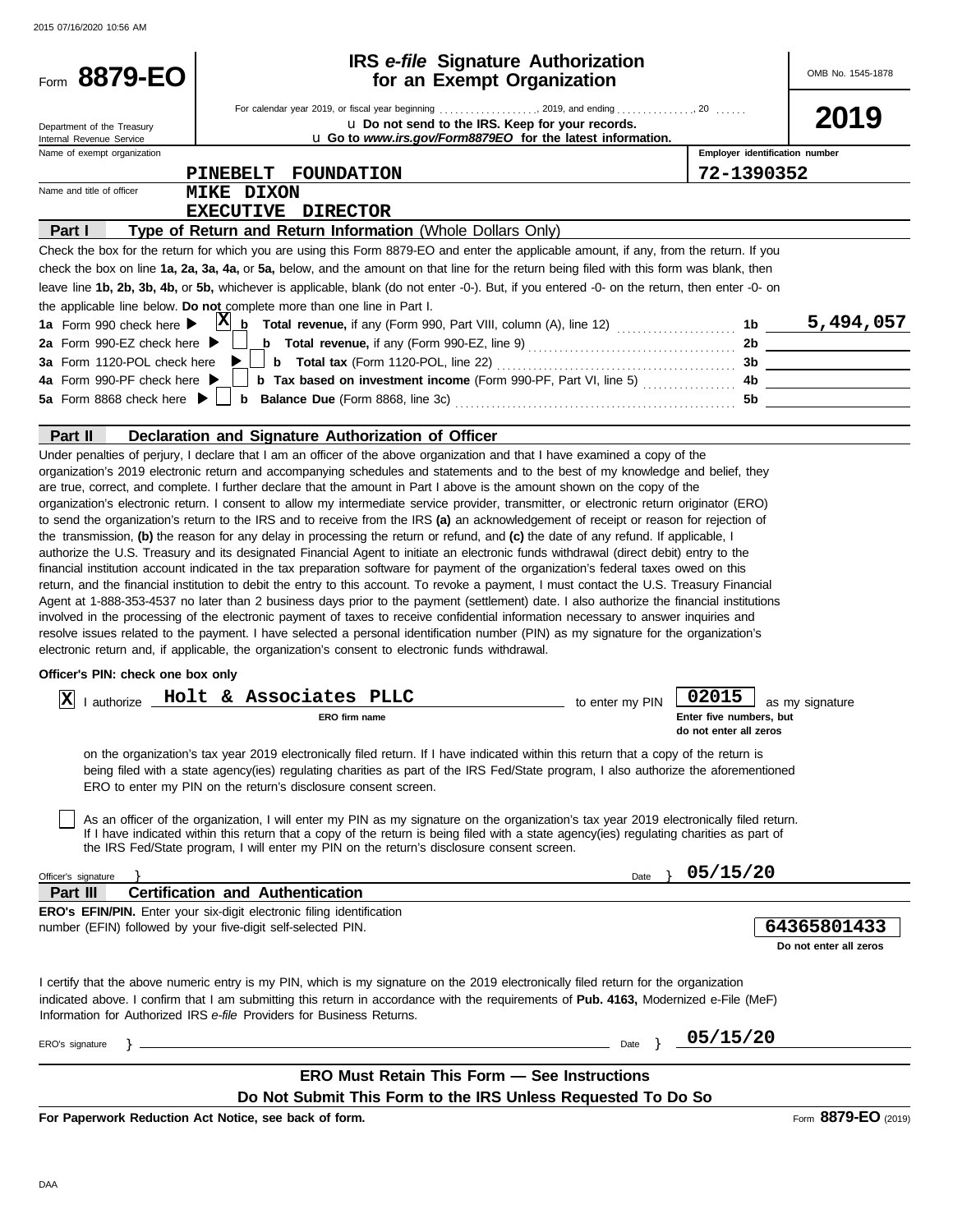Form **8879-EO**

Department of the Treasury
Internal Revenue Service

# IRS *e-file* Signature Authorization for an Exempt Organization

For calendar year 2019, or fiscal year beginning ................., 2019, and ending ..............., 20 ......

u Do not send to the IRS. Keep for your records.

u Go to *www.irs.gov/Form8879EO* for the latest information.

OMB No. 1545-1878

**2019**

| Name of exempt organization | Employer identification number |
|---|---|
| PINEBELT FOUNDATION | 72-1390352 |

Name and title of officer: MIKE DIXON
EXECUTIVE DIRECTOR

## Part I — Type of Return and Return Information (Whole Dollars Only)

Check the box for the return for which you are using this Form 8879-EO and enter the applicable amount, if any, from the return. If you check the box on line **1a, 2a, 3a, 4a,** or **5a,** below, and the amount on that line for the return being filed with this form was blank, then leave line **1b, 2b, 3b, 4b,** or **5b,** whichever is applicable, blank (do not enter -0-). But, if you entered -0- on the return, then enter -0- on the applicable line below. **Do not** complete more than one line in Part I.

| | | | |
|---|---|---|---|
| **1a** Form 990 check here ▶ [X] | **b Total revenue,** if any (Form 990, Part VIII, column (A), line 12) | 1b | 5,494,057 |
| **2a** Form 990-EZ check here ▶ [ ] | **b Total revenue,** if any (Form 990-EZ, line 9) | 2b | |
| **3a** Form 1120-POL check here ▶ [ ] | **b Total tax** (Form 1120-POL, line 22) | 3b | |
| **4a** Form 990-PF check here ▶ [ ] | **b Tax based on investment income** (Form 990-PF, Part VI, line 5) | 4b | |
| **5a** Form 8868 check here ▶ [ ] | **b Balance Due** (Form 8868, line 3c) | 5b | |

## Part II — Declaration and Signature Authorization of Officer

Under penalties of perjury, I declare that I am an officer of the above organization and that I have examined a copy of the organization's 2019 electronic return and accompanying schedules and statements and to the best of my knowledge and belief, they are true, correct, and complete. I further declare that the amount in Part I above is the amount shown on the copy of the organization's electronic return. I consent to allow my intermediate service provider, transmitter, or electronic return originator (ERO) to send the organization's return to the IRS and to receive from the IRS **(a)** an acknowledgement of receipt or reason for rejection of the transmission, **(b)** the reason for any delay in processing the return or refund, and **(c)** the date of any refund. If applicable, I authorize the U.S. Treasury and its designated Financial Agent to initiate an electronic funds withdrawal (direct debit) entry to the financial institution account indicated in the tax preparation software for payment of the organization's federal taxes owed on this return, and the financial institution to debit the entry to this account. To revoke a payment, I must contact the U.S. Treasury Financial Agent at 1-888-353-4537 no later than 2 business days prior to the payment (settlement) date. I also authorize the financial institutions involved in the processing of the electronic payment of taxes to receive confidential information necessary to answer inquiries and resolve issues related to the payment. I have selected a personal identification number (PIN) as my signature for the organization's electronic return and, if applicable, the organization's consent to electronic funds withdrawal.

**Officer's PIN: check one box only**

[X] I authorize **Holt & Associates PLLC** (ERO firm name) to enter my PIN **02015** (Enter five numbers, but do not enter all zeros) as my signature on the organization's tax year 2019 electronically filed return. If I have indicated within this return that a copy of the return is being filed with a state agency(ies) regulating charities as part of the IRS Fed/State program, I also authorize the aforementioned ERO to enter my PIN on the return's disclosure consent screen.

[ ] As an officer of the organization, I will enter my PIN as my signature on the organization's tax year 2019 electronically filed return. If I have indicated within this return that a copy of the return is being filed with a state agency(ies) regulating charities as part of the IRS Fed/State program, I will enter my PIN on the return's disclosure consent screen.

Officer's signature } ______________________ Date } 05/15/20

## Part III — Certification and Authentication

**ERO's EFIN/PIN.** Enter your six-digit electronic filing identification number (EFIN) followed by your five-digit self-selected PIN.

**64365801433** (Do not enter all zeros)

I certify that the above numeric entry is my PIN, which is my signature on the 2019 electronically filed return for the organization indicated above. I confirm that I am submitting this return in accordance with the requirements of **Pub. 4163,** Modernized e-File (MeF) Information for Authorized IRS *e-file* Providers for Business Returns.

ERO's signature } ______________________ Date } 05/15/20

**ERO Must Retain This Form — See Instructions**

**Do Not Submit This Form to the IRS Unless Requested To Do So**

**For Paperwork Reduction Act Notice, see back of form.**

Form **8879-EO** (2019)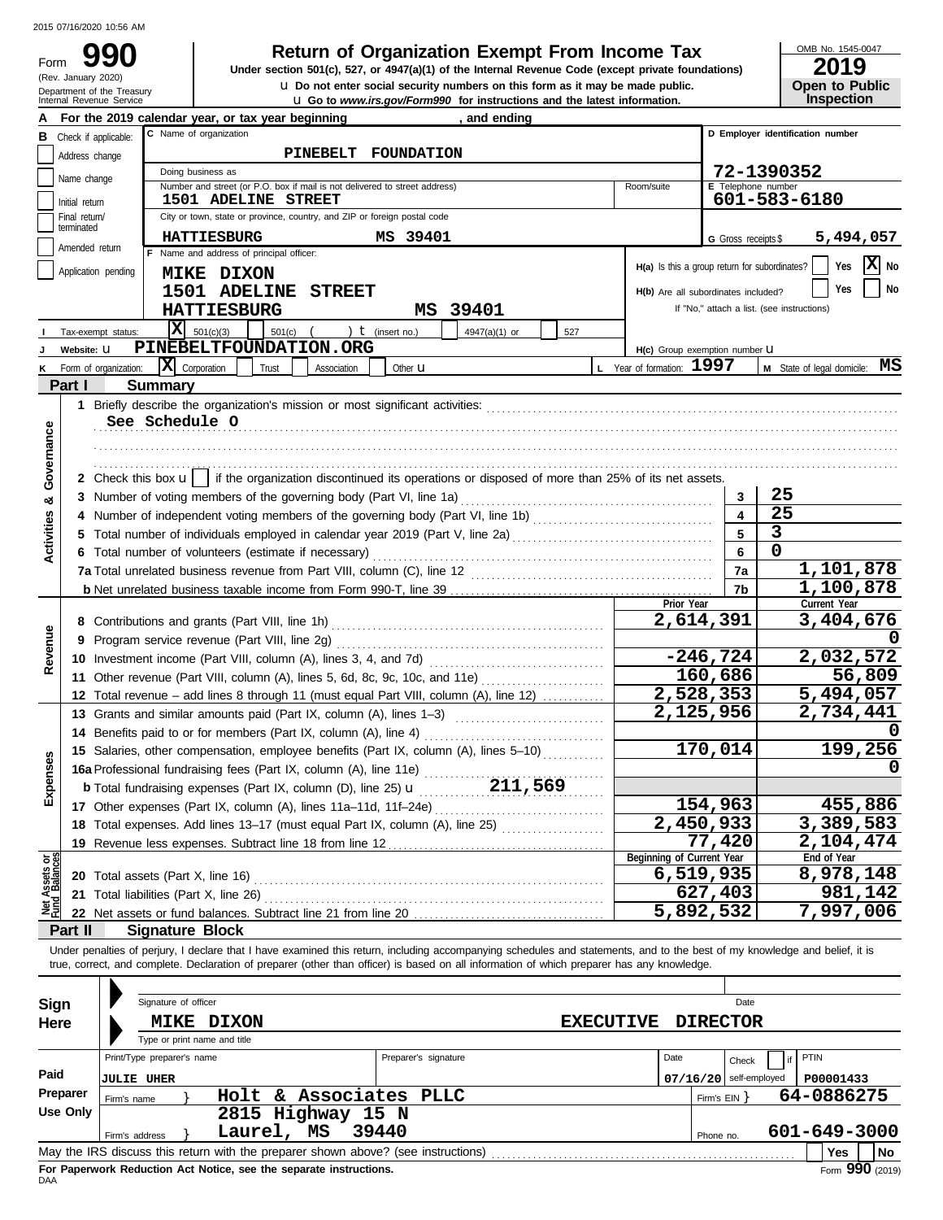# Form 990 — Return of Organization Exempt From Income Tax (2019)

**Under section 501(c), 527, or 4947(a)(1) of the Internal Revenue Code (except private foundations)**

(Rev. January 2020) Department of the Treasury, Internal Revenue Service

u Do not enter social security numbers on this form as it may be made public.
u Go to *www.irs.gov/Form990* for instructions and the latest information.

OMB No. 1545-0047 — **2019** — **Open to Public Inspection**

**A** For the 2019 calendar year, or tax year beginning , and ending

**B** Check if applicable: Address change; Name change; Initial return; Final return/terminated; Amended return; Application pending

**C** Name of organization: **PINEBELT FOUNDATION**

Doing business as

Number and street (or P.O. box if mail is not delivered to street address): **1501 ADELINE STREET** — Room/suite

City or town, state or province, country, and ZIP or foreign postal code: **HATTIESBURG MS 39401**

**D** Employer identification number: **72-1390352**

**E** Telephone number: **601-583-6180**

**G** Gross receipts $ **5,494,057**

**F** Name and address of principal officer: **MIKE DIXON, 1501 ADELINE STREET, HATTIESBURG MS 39401**

**H(a)** Is this a group return for subordinates? Yes [ ] No [X]

**H(b)** Are all subordinates included? Yes [ ] No [ ] — If "No," attach a list. (see instructions)

**I** Tax-exempt status: [X] 501(c)(3) [ ] 501(c) ( ) t (insert no.) [ ] 4947(a)(1) or [ ] 527

**J** Website: u **PINEBELTFOUNDATION.ORG**

**H(c)** Group exemption number u

**K** Form of organization: [X] Corporation [ ] Trust [ ] Association [ ] Other u

**L** Year of formation: **1997**

**M** State of legal domicile: **MS**

## Part I — Summary

**Activities & Governance**

1. Briefly describe the organization's mission or most significant activities: **See Schedule O**
2. Check this box u [ ] if the organization discontinued its operations or disposed of more than 25% of its net assets.

| | Line | Value |
|---|---|---|
| 3 Number of voting members of the governing body (Part VI, line 1a) | 3 | 25 |
| 4 Number of independent voting members of the governing body (Part VI, line 1b) | 4 | 25 |
| 5 Total number of individuals employed in calendar year 2019 (Part V, line 2a) | 5 | 3 |
| 6 Total number of volunteers (estimate if necessary) | 6 | 0 |
| 7a Total unrelated business revenue from Part VIII, column (C), line 12 | 7a | 1,101,878 |
| b Net unrelated business taxable income from Form 990-T, line 39 | 7b | 1,100,878 |

| | | Prior Year | Current Year |
|---|---|---|---|
| **Revenue** | 8 Contributions and grants (Part VIII, line 1h) | 2,614,391 | 3,404,676 |
| | 9 Program service revenue (Part VIII, line 2g) | | 0 |
| | 10 Investment income (Part VIII, column (A), lines 3, 4, and 7d) | -246,724 | 2,032,572 |
| | 11 Other revenue (Part VIII, column (A), lines 5, 6d, 8c, 9c, 10c, and 11e) | 160,686 | 56,809 |
| | 12 Total revenue – add lines 8 through 11 (must equal Part VIII, column (A), line 12) | 2,528,353 | 5,494,057 |
| **Expenses** | 13 Grants and similar amounts paid (Part IX, column (A), lines 1–3) | 2,125,956 | 2,734,441 |
| | 14 Benefits paid to or for members (Part IX, column (A), line 4) | | 0 |
| | 15 Salaries, other compensation, employee benefits (Part IX, column (A), lines 5–10) | 170,014 | 199,256 |
| | 16a Professional fundraising fees (Part IX, column (A), line 11e) | | 0 |
| | b Total fundraising expenses (Part IX, column (D), line 25) u 211,569 | | |
| | 17 Other expenses (Part IX, column (A), lines 11a–11d, 11f–24e) | 154,963 | 455,886 |
| | 18 Total expenses. Add lines 13–17 (must equal Part IX, column (A), line 25) | 2,450,933 | 3,389,583 |
| | 19 Revenue less expenses. Subtract line 18 from line 12 | 77,420 | 2,104,474 |

| **Net Assets or Fund Balances** | | Beginning of Current Year | End of Year |
|---|---|---|---|
| | 20 Total assets (Part X, line 16) | 6,519,935 | 8,978,148 |
| | 21 Total liabilities (Part X, line 26) | 627,403 | 981,142 |
| | 22 Net assets or fund balances. Subtract line 21 from line 20 | 5,892,532 | 7,997,006 |

## Part II — Signature Block

Under penalties of perjury, I declare that I have examined this return, including accompanying schedules and statements, and to the best of my knowledge and belief, it is true, correct, and complete. Declaration of preparer (other than officer) is based on all information of which preparer has any knowledge.

**Sign Here** — Signature of officer — Date

**MIKE DIXON — EXECUTIVE DIRECTOR**

Type or print name and title

| **Paid Preparer Use Only** | | | | |
|---|---|---|---|---|
| Print/Type preparer's name: JULIE UHER | Preparer's signature | Date: 07/16/20 | Check [ ] if self-employed | PTIN: P00001433 |
| Firm's name: Holt & Associates PLLC | | | Firm's EIN: 64-0886275 | |
| Firm's address: 2815 Highway 15 N, Laurel, MS 39440 | | | Phone no.: 601-649-3000 | |

May the IRS discuss this return with the preparer shown above? (see instructions) Yes [ ] No [ ]

**For Paperwork Reduction Act Notice, see the separate instructions.**

DAA — Form **990** (2019)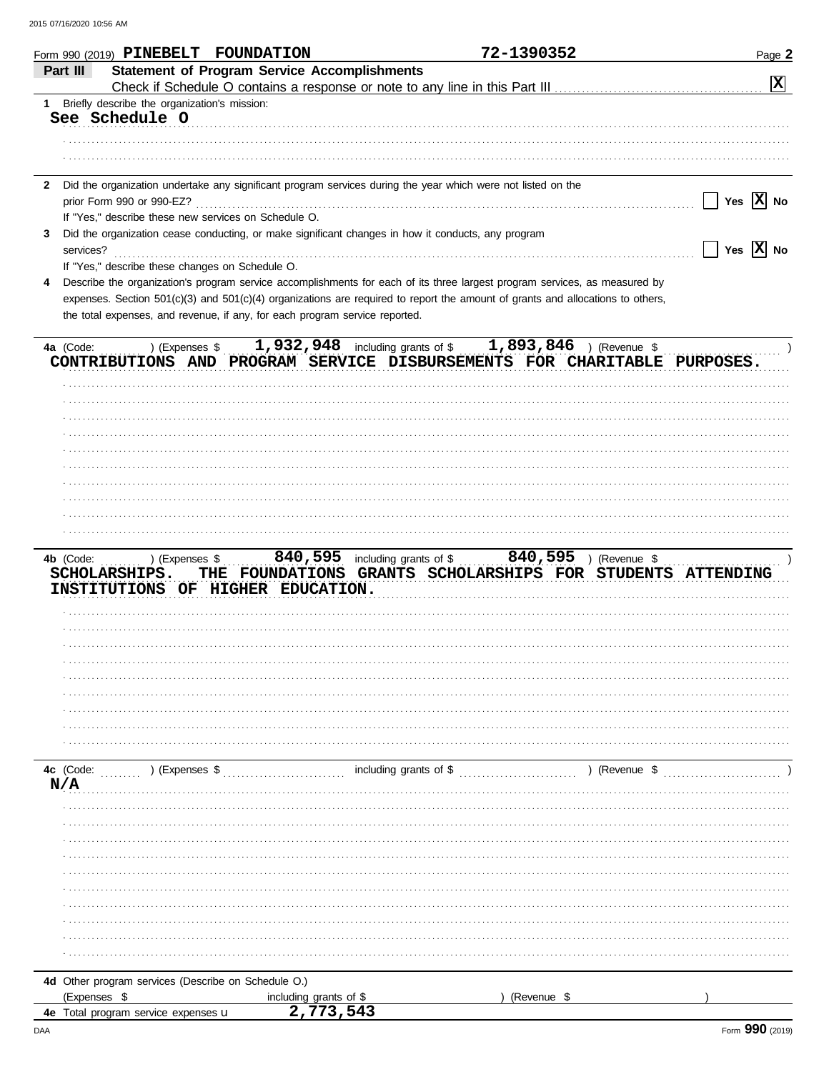Form 990 (2019) PINEBELT FOUNDATION 72-1390352 Page 2

**Part III Statement of Program Service Accomplishments**

Check if Schedule O contains a response or note to any line in this Part III [X]

**1** Briefly describe the organization's mission:

See Schedule O

**2** Did the organization undertake any significant program services during the year which were not listed on the prior Form 990 or 990-EZ? [ ] Yes [X] No

If "Yes," describe these new services on Schedule O.

**3** Did the organization cease conducting, or make significant changes in how it conducts, any program services? [ ] Yes [X] No

If "Yes," describe these changes on Schedule O.

**4** Describe the organization's program service accomplishments for each of its three largest program services, as measured by expenses. Section 501(c)(3) and 501(c)(4) organizations are required to report the amount of grants and allocations to others, the total expenses, and revenue, if any, for each program service reported.

**4a** (Code: ) (Expenses $ 1,932,948 including grants of $ 1,893,846 ) (Revenue $ )

CONTRIBUTIONS AND PROGRAM SERVICE DISBURSEMENTS FOR CHARITABLE PURPOSES.

**4b** (Code: ) (Expenses $ 840,595 including grants of $ 840,595 ) (Revenue $ )

SCHOLARSHIPS. THE FOUNDATIONS GRANTS SCHOLARSHIPS FOR STUDENTS ATTENDING INSTITUTIONS OF HIGHER EDUCATION.

**4c** (Code: ) (Expenses $ including grants of $ ) (Revenue $ )

N/A

**4d** Other program services (Describe on Schedule O.)

(Expenses $ including grants of $ ) (Revenue $ )

**4e** Total program service expenses 2,773,543

DAA Form 990 (2019)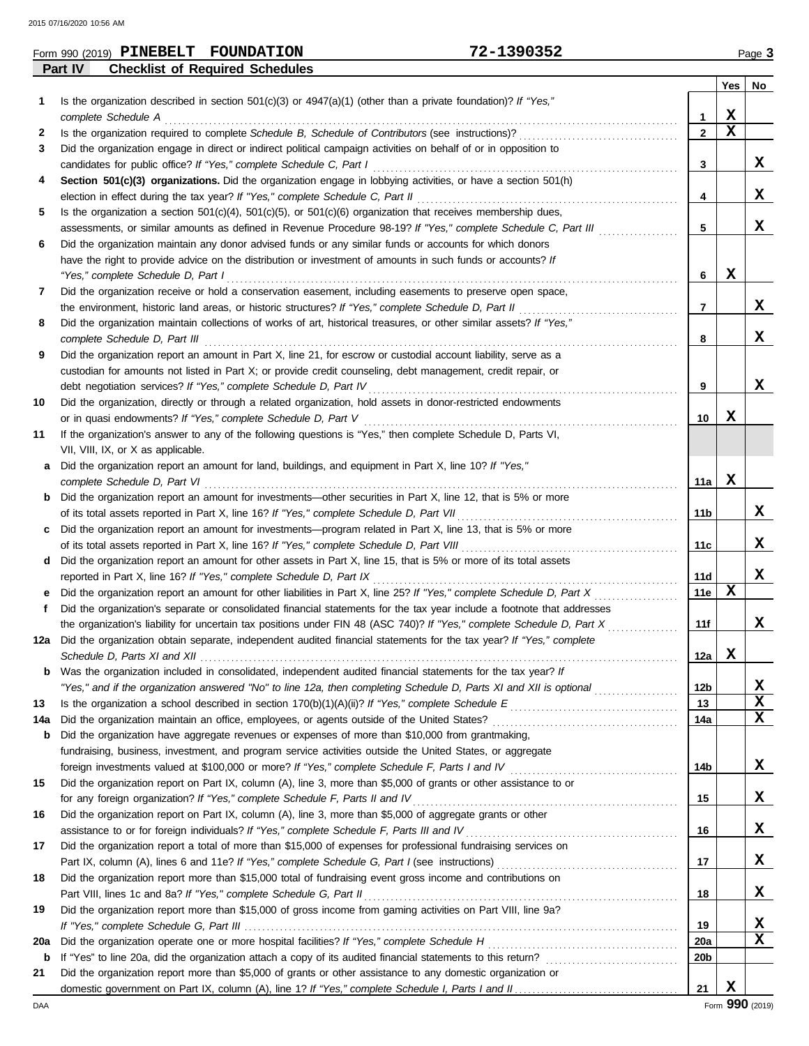Form 990 (2019) **PINEBELT FOUNDATION** **72-1390352** Page **3**

**Part IV Checklist of Required Schedules**

| | | | Yes | No |
|---|---|---|---|---|
| **1** | Is the organization described in section 501(c)(3) or 4947(a)(1) (other than a private foundation)? *If "Yes," complete Schedule A* | **1** | X | |
| **2** | Is the organization required to complete *Schedule B, Schedule of Contributors* (see instructions)? | **2** | X | |
| **3** | Did the organization engage in direct or indirect political campaign activities on behalf of or in opposition to candidates for public office? *If "Yes," complete Schedule C, Part I* | **3** | | X |
| **4** | **Section 501(c)(3) organizations.** Did the organization engage in lobbying activities, or have a section 501(h) election in effect during the tax year? *If "Yes," complete Schedule C, Part II* | **4** | | X |
| **5** | Is the organization a section 501(c)(4), 501(c)(5), or 501(c)(6) organization that receives membership dues, assessments, or similar amounts as defined in Revenue Procedure 98-19? *If "Yes," complete Schedule C, Part III* | **5** | | X |
| **6** | Did the organization maintain any donor advised funds or any similar funds or accounts for which donors have the right to provide advice on the distribution or investment of amounts in such funds or accounts? *If "Yes," complete Schedule D, Part I* | **6** | X | |
| **7** | Did the organization receive or hold a conservation easement, including easements to preserve open space, the environment, historic land areas, or historic structures? *If "Yes," complete Schedule D, Part II* | **7** | | X |
| **8** | Did the organization maintain collections of works of art, historical treasures, or other similar assets? *If "Yes," complete Schedule D, Part III* | **8** | | X |
| **9** | Did the organization report an amount in Part X, line 21, for escrow or custodial account liability, serve as a custodian for amounts not listed in Part X; or provide credit counseling, debt management, credit repair, or debt negotiation services? *If "Yes," complete Schedule D, Part IV* | **9** | | X |
| **10** | Did the organization, directly or through a related organization, hold assets in donor-restricted endowments or in quasi endowments? *If "Yes," complete Schedule D, Part V* | **10** | X | |
| **11** | If the organization's answer to any of the following questions is "Yes," then complete Schedule D, Parts VI, VII, VIII, IX, or X as applicable. | | | |
| **a** | Did the organization report an amount for land, buildings, and equipment in Part X, line 10? *If "Yes," complete Schedule D, Part VI* | **11a** | X | |
| **b** | Did the organization report an amount for investments—other securities in Part X, line 12, that is 5% or more of its total assets reported in Part X, line 16? *If "Yes," complete Schedule D, Part VII* | **11b** | | X |
| **c** | Did the organization report an amount for investments—program related in Part X, line 13, that is 5% or more of its total assets reported in Part X, line 16? *If "Yes," complete Schedule D, Part VIII* | **11c** | | X |
| **d** | Did the organization report an amount for other assets in Part X, line 15, that is 5% or more of its total assets reported in Part X, line 16? *If "Yes," complete Schedule D, Part IX* | **11d** | | X |
| **e** | Did the organization report an amount for other liabilities in Part X, line 25? *If "Yes," complete Schedule D, Part X* | **11e** | X | |
| **f** | Did the organization's separate or consolidated financial statements for the tax year include a footnote that addresses the organization's liability for uncertain tax positions under FIN 48 (ASC 740)? *If "Yes," complete Schedule D, Part X* | **11f** | | X |
| **12a** | Did the organization obtain separate, independent audited financial statements for the tax year? *If "Yes," complete Schedule D, Parts XI and XII* | **12a** | X | |
| **b** | Was the organization included in consolidated, independent audited financial statements for the tax year? *If "Yes," and if the organization answered "No" to line 12a, then completing Schedule D, Parts XI and XII is optional* | **12b** | | X |
| **13** | Is the organization a school described in section 170(b)(1)(A)(ii)? *If "Yes," complete Schedule E* | **13** | | X |
| **14a** | Did the organization maintain an office, employees, or agents outside of the United States? | **14a** | | X |
| **b** | Did the organization have aggregate revenues or expenses of more than $10,000 from grantmaking, fundraising, business, investment, and program service activities outside the United States, or aggregate foreign investments valued at $100,000 or more? *If "Yes," complete Schedule F, Parts I and IV* | **14b** | | X |
| **15** | Did the organization report on Part IX, column (A), line 3, more than $5,000 of grants or other assistance to or for any foreign organization? *If "Yes," complete Schedule F, Parts II and IV* | **15** | | X |
| **16** | Did the organization report on Part IX, column (A), line 3, more than $5,000 of aggregate grants or other assistance to or for foreign individuals? *If "Yes," complete Schedule F, Parts III and IV* | **16** | | X |
| **17** | Did the organization report a total of more than $15,000 of expenses for professional fundraising services on Part IX, column (A), lines 6 and 11e? *If "Yes," complete Schedule G, Part I* (see instructions) | **17** | | X |
| **18** | Did the organization report more than $15,000 total of fundraising event gross income and contributions on Part VIII, lines 1c and 8a? *If "Yes," complete Schedule G, Part II* | **18** | | X |
| **19** | Did the organization report more than $15,000 of gross income from gaming activities on Part VIII, line 9a? *If "Yes," complete Schedule G, Part III* | **19** | | X |
| **20a** | Did the organization operate one or more hospital facilities? *If "Yes," complete Schedule H* | **20a** | | X |
| **b** | If "Yes" to line 20a, did the organization attach a copy of its audited financial statements to this return? | **20b** | | |
| **21** | Did the organization report more than $5,000 of grants or other assistance to any domestic organization or domestic government on Part IX, column (A), line 1? *If "Yes," complete Schedule I, Parts I and II* | **21** | X | |

DAA Form **990** (2019)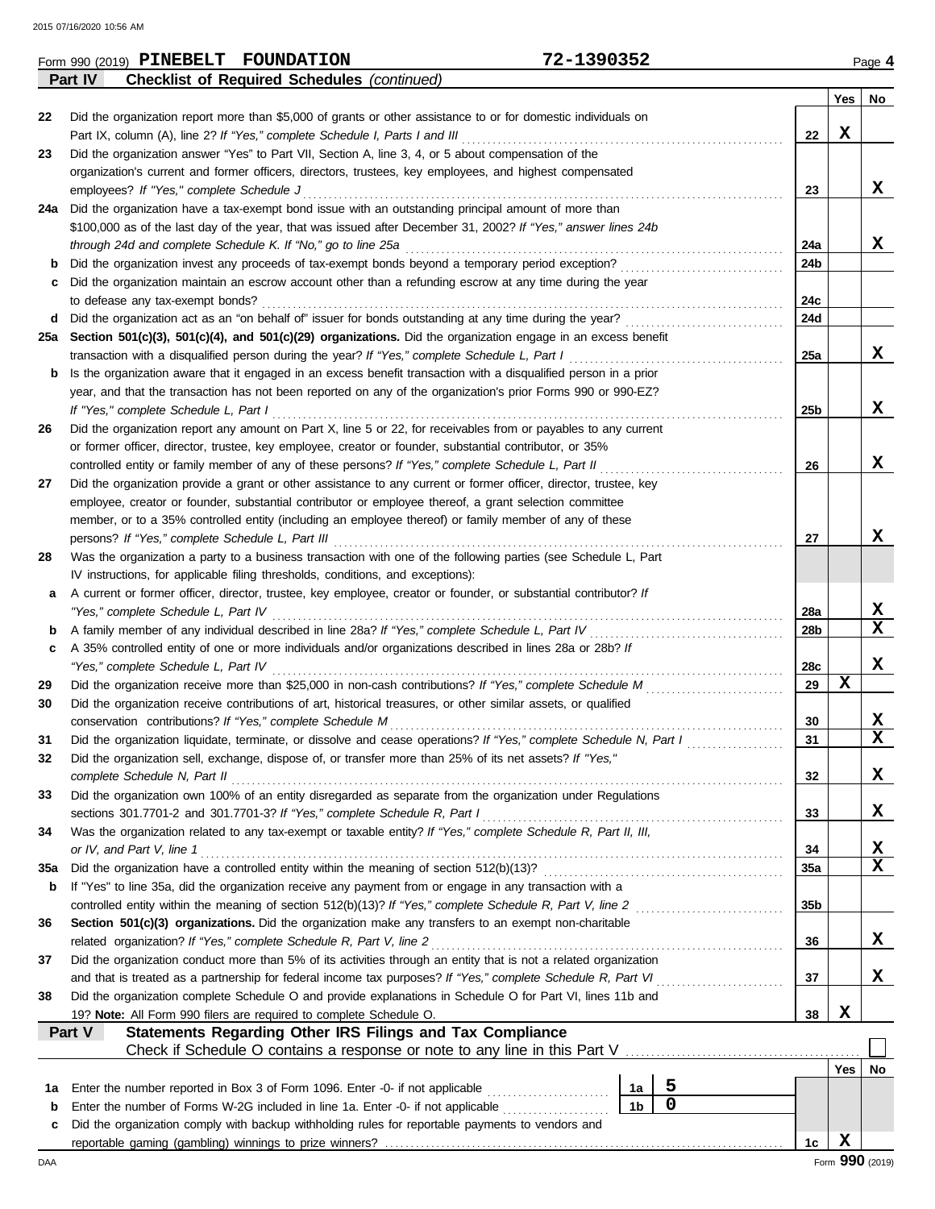Form 990 (2019) **PINEBELT FOUNDATION** **72-1390352** Page **4**

**Part IV** **Checklist of Required Schedules** *(continued)*

| | | | Yes | No |
|---|---|---|---|---|
| 22 | Did the organization report more than $5,000 of grants or other assistance to or for domestic individuals on Part IX, column (A), line 2? *If "Yes," complete Schedule I, Parts I and III* | 22 | X | |
| 23 | Did the organization answer "Yes" to Part VII, Section A, line 3, 4, or 5 about compensation of the organization's current and former officers, directors, trustees, key employees, and highest compensated employees? *If "Yes," complete Schedule J* | 23 | | X |
| 24a | Did the organization have a tax-exempt bond issue with an outstanding principal amount of more than $100,000 as of the last day of the year, that was issued after December 31, 2002? *If "Yes," answer lines 24b through 24d and complete Schedule K. If "No," go to line 25a* | 24a | | X |
| b | Did the organization invest any proceeds of tax-exempt bonds beyond a temporary period exception? | 24b | | |
| c | Did the organization maintain an escrow account other than a refunding escrow at any time during the year to defease any tax-exempt bonds? | 24c | | |
| d | Did the organization act as an "on behalf of" issuer for bonds outstanding at any time during the year? | 24d | | |
| 25a | **Section 501(c)(3), 501(c)(4), and 501(c)(29) organizations.** Did the organization engage in an excess benefit transaction with a disqualified person during the year? *If "Yes," complete Schedule L, Part I* | 25a | | X |
| b | Is the organization aware that it engaged in an excess benefit transaction with a disqualified person in a prior year, and that the transaction has not been reported on any of the organization's prior Forms 990 or 990-EZ? *If "Yes," complete Schedule L, Part I* | 25b | | X |
| 26 | Did the organization report any amount on Part X, line 5 or 22, for receivables from or payables to any current or former officer, director, trustee, key employee, creator or founder, substantial contributor, or 35% controlled entity or family member of any of these persons? *If "Yes," complete Schedule L, Part II* | 26 | | X |
| 27 | Did the organization provide a grant or other assistance to any current or former officer, director, trustee, key employee, creator or founder, substantial contributor or employee thereof, a grant selection committee member, or to a 35% controlled entity (including an employee thereof) or family member of any of these persons? *If "Yes," complete Schedule L, Part III* | 27 | | X |
| 28 | Was the organization a party to a business transaction with one of the following parties (see Schedule L, Part IV instructions, for applicable filing thresholds, conditions, and exceptions): | | | |
| a | A current or former officer, director, trustee, key employee, creator or founder, or substantial contributor? *If "Yes," complete Schedule L, Part IV* | 28a | | X |
| b | A family member of any individual described in line 28a? *If "Yes," complete Schedule L, Part IV* | 28b | | X |
| c | A 35% controlled entity of one or more individuals and/or organizations described in lines 28a or 28b? *If "Yes," complete Schedule L, Part IV* | 28c | | X |
| 29 | Did the organization receive more than $25,000 in non-cash contributions? *If "Yes," complete Schedule M* | 29 | X | |
| 30 | Did the organization receive contributions of art, historical treasures, or other similar assets, or qualified conservation contributions? *If "Yes," complete Schedule M* | 30 | | X |
| 31 | Did the organization liquidate, terminate, or dissolve and cease operations? *If "Yes," complete Schedule N, Part I* | 31 | | X |
| 32 | Did the organization sell, exchange, dispose of, or transfer more than 25% of its net assets? *If "Yes," complete Schedule N, Part II* | 32 | | X |
| 33 | Did the organization own 100% of an entity disregarded as separate from the organization under Regulations sections 301.7701-2 and 301.7701-3? *If "Yes," complete Schedule R, Part I* | 33 | | X |
| 34 | Was the organization related to any tax-exempt or taxable entity? *If "Yes," complete Schedule R, Part II, III, or IV, and Part V, line 1* | 34 | | X |
| 35a | Did the organization have a controlled entity within the meaning of section 512(b)(13)? | 35a | | X |
| b | If "Yes" to line 35a, did the organization receive any payment from or engage in any transaction with a controlled entity within the meaning of section 512(b)(13)? *If "Yes," complete Schedule R, Part V, line 2* | 35b | | |
| 36 | **Section 501(c)(3) organizations.** Did the organization make any transfers to an exempt non-charitable related organization? *If "Yes," complete Schedule R, Part V, line 2* | 36 | | X |
| 37 | Did the organization conduct more than 5% of its activities through an entity that is not a related organization and that is treated as a partnership for federal income tax purposes? *If "Yes," complete Schedule R, Part VI* | 37 | | X |
| 38 | Did the organization complete Schedule O and provide explanations in Schedule O for Part VI, lines 11b and 19? **Note:** All Form 990 filers are required to complete Schedule O. | 38 | X | |

**Part V** **Statements Regarding Other IRS Filings and Tax Compliance**

Check if Schedule O contains a response or note to any line in this Part V ☐

| | | | | | Yes | No |
|---|---|---|---|---|---|---|
| 1a | Enter the number reported in Box 3 of Form 1096. Enter -0- if not applicable | 1a | 5 | | | |
| b | Enter the number of Forms W-2G included in line 1a. Enter -0- if not applicable | 1b | 0 | | | |
| c | Did the organization comply with backup withholding rules for reportable payments to vendors and reportable gaming (gambling) winnings to prize winners? | | | 1c | X | |

Form **990** (2019)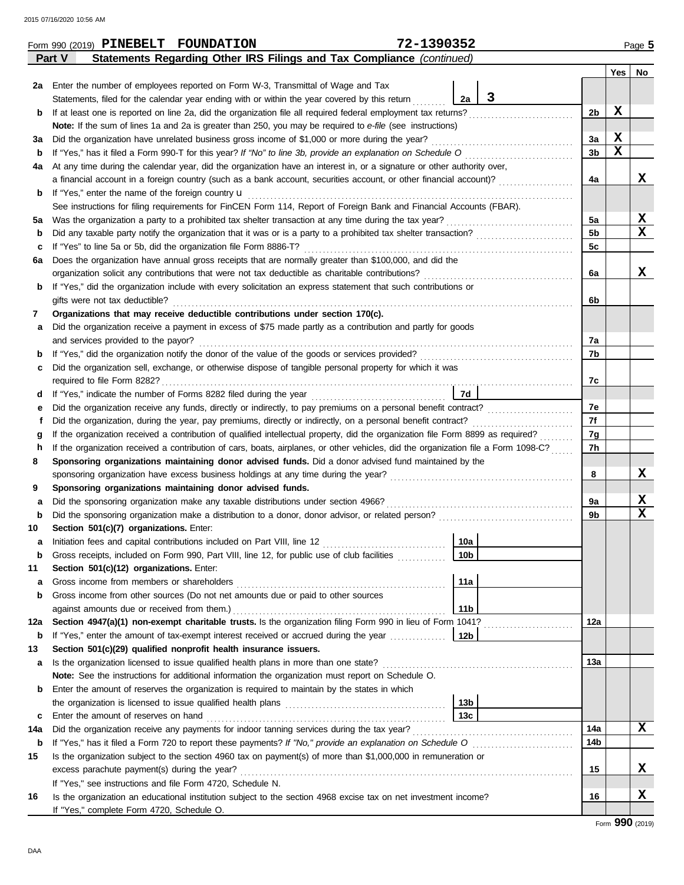Form 990 (2019) **PINEBELT FOUNDATION** **72-1390352** Page **5**

## Part V Statements Regarding Other IRS Filings and Tax Compliance *(continued)*

| | | | | Yes | No |
|---|---|---|---|---|---|
| **2a** | Enter the number of employees reported on Form W-3, Transmittal of Wage and Tax Statements, filed for the calendar year ending with or within the year covered by this return | **2a** 3 | | | |
| **b** | If at least one is reported on line 2a, did the organization file all required federal employment tax returns? | | **2b** | X | |
| | **Note:** If the sum of lines 1a and 2a is greater than 250, you may be required to *e-file* (see instructions) | | | | |
| **3a** | Did the organization have unrelated business gross income of $1,000 or more during the year? | | **3a** | X | |
| **b** | If "Yes," has it filed a Form 990-T for this year? *If "No" to line 3b, provide an explanation on Schedule O* | | **3b** | X | |
| **4a** | At any time during the calendar year, did the organization have an interest in, or a signature or other authority over, a financial account in a foreign country (such as a bank account, securities account, or other financial account)? | | **4a** | | X |
| **b** | If "Yes," enter the name of the foreign country u | | | | |
| | See instructions for filing requirements for FinCEN Form 114, Report of Foreign Bank and Financial Accounts (FBAR). | | | | |
| **5a** | Was the organization a party to a prohibited tax shelter transaction at any time during the tax year? | | **5a** | | X |
| **b** | Did any taxable party notify the organization that it was or is a party to a prohibited tax shelter transaction? | | **5b** | | X |
| **c** | If "Yes" to line 5a or 5b, did the organization file Form 8886-T? | | **5c** | | |
| **6a** | Does the organization have annual gross receipts that are normally greater than $100,000, and did the organization solicit any contributions that were not tax deductible as charitable contributions? | | **6a** | | X |
| **b** | If "Yes," did the organization include with every solicitation an express statement that such contributions or gifts were not tax deductible? | | **6b** | | |
| **7** | **Organizations that may receive deductible contributions under section 170(c).** | | | | |
| **a** | Did the organization receive a payment in excess of $75 made partly as a contribution and partly for goods and services provided to the payor? | | **7a** | | |
| **b** | If "Yes," did the organization notify the donor of the value of the goods or services provided? | | **7b** | | |
| **c** | Did the organization sell, exchange, or otherwise dispose of tangible personal property for which it was required to file Form 8282? | | **7c** | | |
| **d** | If "Yes," indicate the number of Forms 8282 filed during the year | **7d** | | | |
| **e** | Did the organization receive any funds, directly or indirectly, to pay premiums on a personal benefit contract? | | **7e** | | |
| **f** | Did the organization, during the year, pay premiums, directly or indirectly, on a personal benefit contract? | | **7f** | | |
| **g** | If the organization received a contribution of qualified intellectual property, did the organization file Form 8899 as required? | | **7g** | | |
| **h** | If the organization received a contribution of cars, boats, airplanes, or other vehicles, did the organization file a Form 1098-C? | | **7h** | | |
| **8** | **Sponsoring organizations maintaining donor advised funds.** Did a donor advised fund maintained by the sponsoring organization have excess business holdings at any time during the year? | | **8** | | X |
| **9** | **Sponsoring organizations maintaining donor advised funds.** | | | | |
| **a** | Did the sponsoring organization make any taxable distributions under section 4966? | | **9a** | | X |
| **b** | Did the sponsoring organization make a distribution to a donor, donor advisor, or related person? | | **9b** | | X |
| **10** | **Section 501(c)(7) organizations.** Enter: | | | | |
| **a** | Initiation fees and capital contributions included on Part VIII, line 12 | **10a** | | | |
| **b** | Gross receipts, included on Form 990, Part VIII, line 12, for public use of club facilities | **10b** | | | |
| **11** | **Section 501(c)(12) organizations.** Enter: | | | | |
| **a** | Gross income from members or shareholders | **11a** | | | |
| **b** | Gross income from other sources (Do not net amounts due or paid to other sources against amounts due or received from them.) | **11b** | | | |
| **12a** | **Section 4947(a)(1) non-exempt charitable trusts.** Is the organization filing Form 990 in lieu of Form 1041? | | **12a** | | |
| **b** | If "Yes," enter the amount of tax-exempt interest received or accrued during the year | **12b** | | | |
| **13** | **Section 501(c)(29) qualified nonprofit health insurance issuers.** | | | | |
| **a** | Is the organization licensed to issue qualified health plans in more than one state? | | **13a** | | |
| | **Note:** See the instructions for additional information the organization must report on Schedule O. | | | | |
| **b** | Enter the amount of reserves the organization is required to maintain by the states in which the organization is licensed to issue qualified health plans | **13b** | | | |
| **c** | Enter the amount of reserves on hand | **13c** | | | |
| **14a** | Did the organization receive any payments for indoor tanning services during the tax year? | | **14a** | | X |
| **b** | If "Yes," has it filed a Form 720 to report these payments? *If "No," provide an explanation on Schedule O* | | **14b** | | |
| **15** | Is the organization subject to the section 4960 tax on payment(s) of more than $1,000,000 in remuneration or excess parachute payment(s) during the year? | | **15** | | X |
| | If "Yes," see instructions and file Form 4720, Schedule N. | | | | |
| **16** | Is the organization an educational institution subject to the section 4968 excise tax on net investment income? | | **16** | | X |
| | If "Yes," complete Form 4720, Schedule O. | | | | |

Form **990** (2019)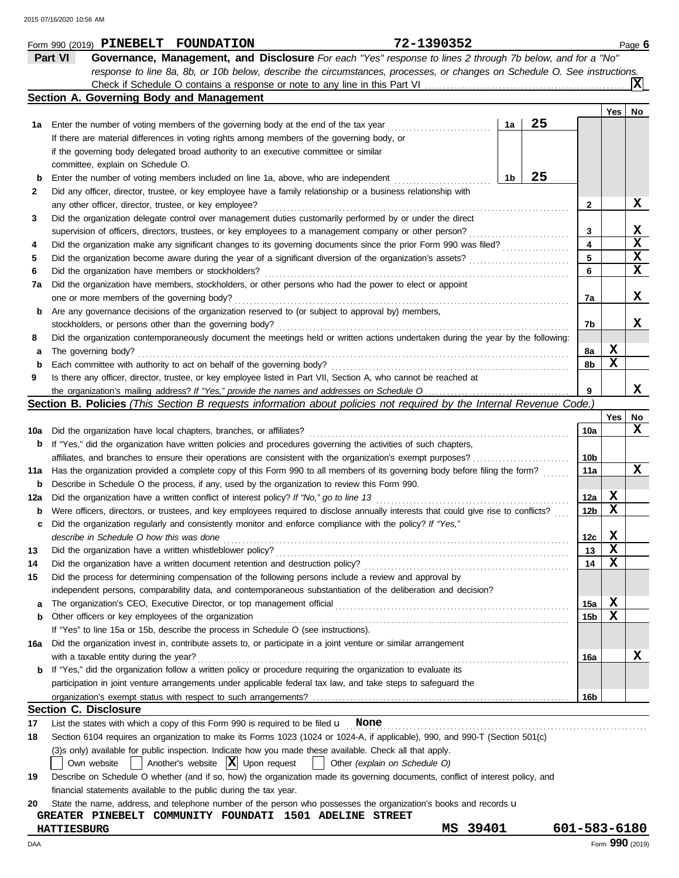Form 990 (2019) **PINEBELT FOUNDATION** **72-1390352** Page **6**

## Part VI Governance, Management, and Disclosure

*For each "Yes" response to lines 2 through 7b below, and for a "No" response to line 8a, 8b, or 10b below, describe the circumstances, processes, or changes on Schedule O. See instructions.*

Check if Schedule O contains a response or note to any line in this Part VI .......... **X**

### Section A. Governing Body and Management

| | | | | | Yes | No |
|---|---|---|---|---|---|---|
| **1a** | Enter the number of voting members of the governing body at the end of the tax year | 1a | 25 | | | |
| | If there are material differences in voting rights among members of the governing body, or if the governing body delegated broad authority to an executive committee or similar committee, explain on Schedule O. | | | | | |
| **b** | Enter the number of voting members included on line 1a, above, who are independent | 1b | 25 | | | |
| **2** | Did any officer, director, trustee, or key employee have a family relationship or a business relationship with any other officer, director, trustee, or key employee? | | | 2 | | X |
| **3** | Did the organization delegate control over management duties customarily performed by or under the direct supervision of officers, directors, trustees, or key employees to a management company or other person? | | | 3 | | X |
| **4** | Did the organization make any significant changes to its governing documents since the prior Form 990 was filed? | | | 4 | | X |
| **5** | Did the organization become aware during the year of a significant diversion of the organization's assets? | | | 5 | | X |
| **6** | Did the organization have members or stockholders? | | | 6 | | X |
| **7a** | Did the organization have members, stockholders, or other persons who had the power to elect or appoint one or more members of the governing body? | | | 7a | | X |
| **b** | Are any governance decisions of the organization reserved to (or subject to approval by) members, stockholders, or persons other than the governing body? | | | 7b | | X |
| **8** | Did the organization contemporaneously document the meetings held or written actions undertaken during the year by the following: | | | | | |
| **a** | The governing body? | | | 8a | X | |
| **b** | Each committee with authority to act on behalf of the governing body? | | | 8b | X | |
| **9** | Is there any officer, director, trustee, or key employee listed in Part VII, Section A, who cannot be reached at the organization's mailing address? *If "Yes," provide the names and addresses on Schedule O* | | | 9 | | X |

### Section B. Policies *(This Section B requests information about policies not required by the Internal Revenue Code.)*

| | | | Yes | No |
|---|---|---|---|---|
| **10a** | Did the organization have local chapters, branches, or affiliates? | 10a | | X |
| **b** | If "Yes," did the organization have written policies and procedures governing the activities of such chapters, affiliates, and branches to ensure their operations are consistent with the organization's exempt purposes? | 10b | | |
| **11a** | Has the organization provided a complete copy of this Form 990 to all members of its governing body before filing the form? | 11a | | X |
| **b** | Describe in Schedule O the process, if any, used by the organization to review this Form 990. | | | |
| **12a** | Did the organization have a written conflict of interest policy? *If "No," go to line 13* | 12a | X | |
| **b** | Were officers, directors, or trustees, and key employees required to disclose annually interests that could give rise to conflicts? | 12b | X | |
| **c** | Did the organization regularly and consistently monitor and enforce compliance with the policy? *If "Yes," describe in Schedule O how this was done* | 12c | X | |
| **13** | Did the organization have a written whistleblower policy? | 13 | X | |
| **14** | Did the organization have a written document retention and destruction policy? | 14 | X | |
| **15** | Did the process for determining compensation of the following persons include a review and approval by independent persons, comparability data, and contemporaneous substantiation of the deliberation and decision? | | | |
| **a** | The organization's CEO, Executive Director, or top management official | 15a | X | |
| **b** | Other officers or key employees of the organization | 15b | X | |
| | If "Yes" to line 15a or 15b, describe the process in Schedule O (see instructions). | | | |
| **16a** | Did the organization invest in, contribute assets to, or participate in a joint venture or similar arrangement with a taxable entity during the year? | 16a | | X |
| **b** | If "Yes," did the organization follow a written policy or procedure requiring the organization to evaluate its participation in joint venture arrangements under applicable federal tax law, and take steps to safeguard the organization's exempt status with respect to such arrangements? | 16b | | |

### Section C. Disclosure

**17** List the states with which a copy of this Form 990 is required to be filed u **None**

**18** Section 6104 requires an organization to make its Forms 1023 (1024 or 1024-A, if applicable), 990, and 990-T (Section 501(c)(3)s only) available for public inspection. Indicate how you made these available. Check all that apply.

☐ Own website ☐ Another's website ☒ Upon request ☐ Other *(explain on Schedule O)*

**19** Describe on Schedule O whether (and if so, how) the organization made its governing documents, conflict of interest policy, and financial statements available to the public during the tax year.

**20** State the name, address, and telephone number of the person who possesses the organization's books and records u

**GREATER PINEBELT COMMUNITY FOUNDATI 1501 ADELINE STREET**
**HATTIESBURG MS 39401 601-583-6180**

Form **990** (2019)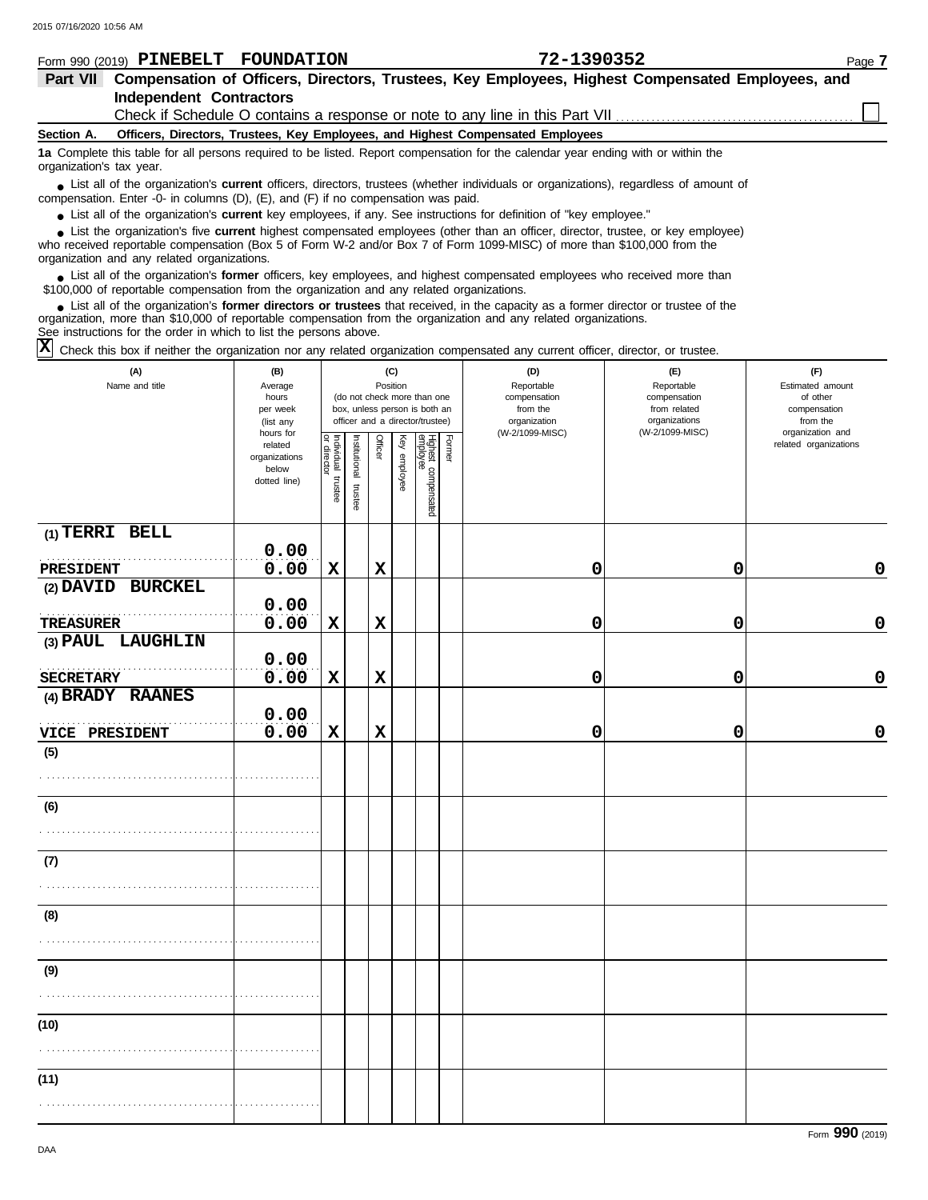Form 990 (2019) **PINEBELT FOUNDATION** **72-1390352**

## Part VII Compensation of Officers, Directors, Trustees, Key Employees, Highest Compensated Employees, and Independent Contractors

Check if Schedule O contains a response or note to any line in this Part VII ☐

### Section A. Officers, Directors, Trustees, Key Employees, and Highest Compensated Employees

**1a** Complete this table for all persons required to be listed. Report compensation for the calendar year ending with or within the organization's tax year.

- List all of the organization's **current** officers, directors, trustees (whether individuals or organizations), regardless of amount of compensation. Enter -0- in columns (D), (E), and (F) if no compensation was paid.
- List all of the organization's **current** key employees, if any. See instructions for definition of "key employee."
- List the organization's five **current** highest compensated employees (other than an officer, director, trustee, or key employee) who received reportable compensation (Box 5 of Form W-2 and/or Box 7 of Form 1099-MISC) of more than $100,000 from the organization and any related organizations.
- List all of the organization's **former** officers, key employees, and highest compensated employees who received more than $100,000 of reportable compensation from the organization and any related organizations.
- List all of the organization's **former directors or trustees** that received, in the capacity as a former director or trustee of the organization, more than $10,000 of reportable compensation from the organization and any related organizations.

See instructions for the order in which to list the persons above.

☒ Check this box if neither the organization nor any related organization compensated any current officer, director, or trustee.

| (A) Name and title | (B) Average hours per week (list any hours for related organizations below dotted line) | (C) Position: Individual trustee or director | Institutional trustee | Officer | Key employee | Highest compensated employee | Former | (D) Reportable compensation from the organization (W-2/1099-MISC) | (E) Reportable compensation from related organizations (W-2/1099-MISC) | (F) Estimated amount of other compensation from the organization and related organizations |
|---|---|---|---|---|---|---|---|---|---|---|
| (1) TERRI BELL<br>PRESIDENT | 0.00<br>0.00 | X | | X | | | | 0 | 0 | 0 |
| (2) DAVID BURCKEL<br>TREASURER | 0.00<br>0.00 | X | | X | | | | 0 | 0 | 0 |
| (3) PAUL LAUGHLIN<br>SECRETARY | 0.00<br>0.00 | X | | X | | | | 0 | 0 | 0 |
| (4) BRADY RAANES<br>VICE PRESIDENT | 0.00<br>0.00 | X | | X | | | | 0 | 0 | 0 |
| (5) | | | | | | | | | | |
| (6) | | | | | | | | | | |
| (7) | | | | | | | | | | |
| (8) | | | | | | | | | | |
| (9) | | | | | | | | | | |
| (10) | | | | | | | | | | |
| (11) | | | | | | | | | | |

Form **990** (2019)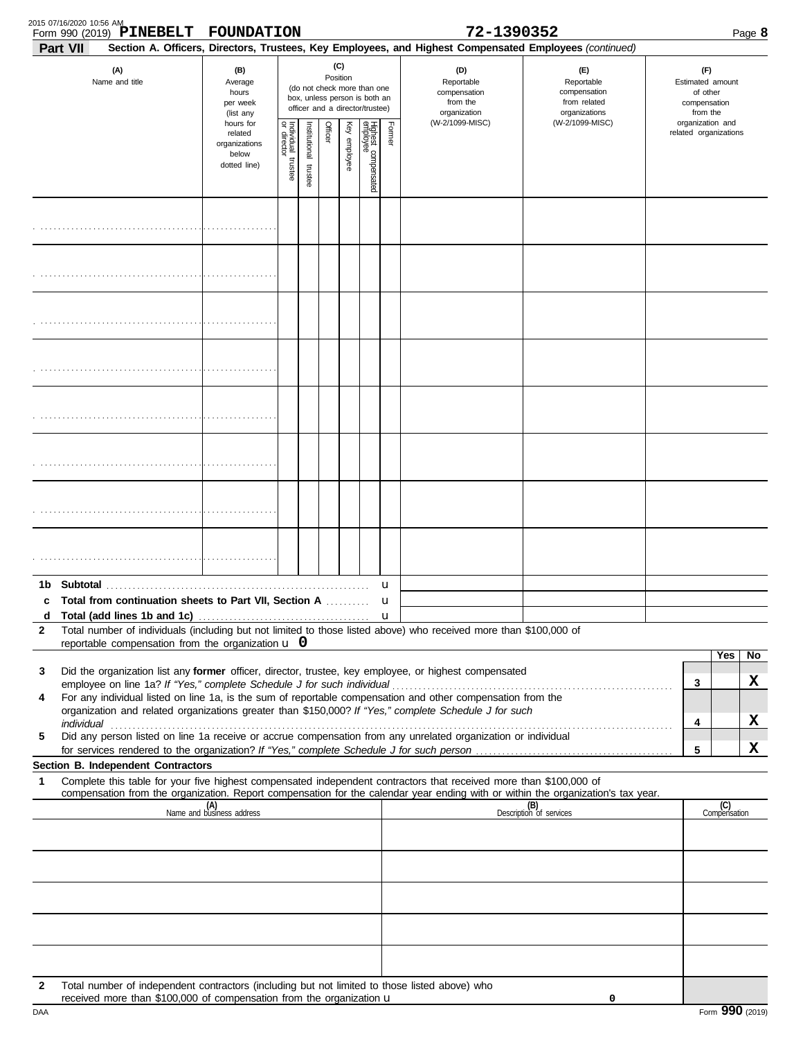Form 990 (2019) **PINEBELT FOUNDATION** **72-1390352** Page **8**

## Part VII Section A. Officers, Directors, Trustees, Key Employees, and Highest Compensated Employees *(continued)*

| (A) Name and title | (B) Average hours per week (list any hours for related organizations below dotted line) | (C) Position (do not check more than one box, unless person is both an officer and a director/trustee) | | | | | | (D) Reportable compensation from the organization (W-2/1099-MISC) | (E) Reportable compensation from related organizations (W-2/1099-MISC) | (F) Estimated amount of other compensation from the organization and related organizations |
|---|---|---|---|---|---|---|---|---|---|---|
| | | Individual trustee or director | Institutional trustee | Officer | Key employee | Highest compensated employee | Former | | | |
| | | | | | | | | | | |
| | | | | | | | | | | |
| | | | | | | | | | | |
| | | | | | | | | | | |
| | | | | | | | | | | |
| | | | | | | | | | | |
| | | | | | | | | | | |
| | | | | | | | | | | |

**1b Subtotal** u

**c Total from continuation sheets to Part VII, Section A** u

**d Total (add lines 1b and 1c)** u

**2** Total number of individuals (including but not limited to those listed above) who received more than $100,000 of reportable compensation from the organization u **0**

| | | | Yes | No |
|---|---|---|---|---|
| **3** | Did the organization list any **former** officer, director, trustee, key employee, or highest compensated employee on line 1a? *If "Yes," complete Schedule J for such individual* | 3 | | X |
| **4** | For any individual listed on line 1a, is the sum of reportable compensation and other compensation from the organization and related organizations greater than $150,000? *If "Yes," complete Schedule J for such individual* | 4 | | X |
| **5** | Did any person listed on line 1a receive or accrue compensation from any unrelated organization or individual for services rendered to the organization? *If "Yes," complete Schedule J for such person* | 5 | | X |

### Section B. Independent Contractors

**1** Complete this table for your five highest compensated independent contractors that received more than $100,000 of compensation from the organization. Report compensation for the calendar year ending with or within the organization's tax year.

| (A) Name and business address | (B) Description of services | (C) Compensation |
|---|---|---|
| | | |
| | | |
| | | |
| | | |
| | | |

**2** Total number of independent contractors (including but not limited to those listed above) who received more than $100,000 of compensation from the organization u **0**

DAA Form **990** (2019)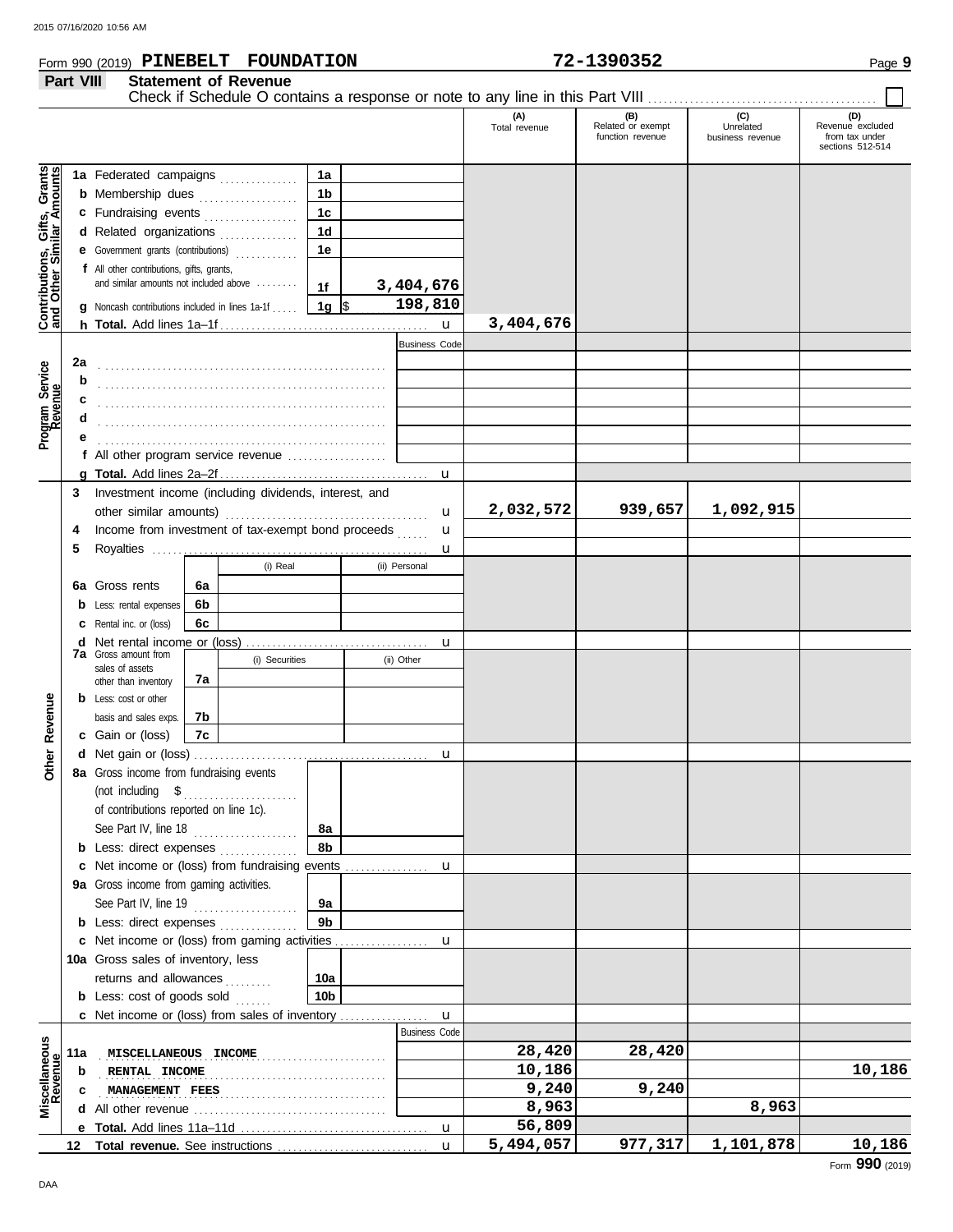Form 990 (2019) **PINEBELT FOUNDATION** **72-1390352** Page **9**

**Part VIII** **Statement of Revenue**

Check if Schedule O contains a response or note to any line in this Part VIII . . . . . . . . . . . . . . . . . . . . ☐

| | | | | (A) Total revenue | (B) Related or exempt function revenue | (C) Unrelated business revenue | (D) Revenue excluded from tax under sections 512-514 |
|---|---|---|---|---|---|---|---|
| **Contributions, Gifts, Grants and Other Similar Amounts** | **1a** Federated campaigns | 1a | | | | | |
| | **b** Membership dues | 1b | | | | | |
| | **c** Fundraising events | 1c | | | | | |
| | **d** Related organizations | 1d | | | | | |
| | **e** Government grants (contributions) | 1e | | | | | |
| | **f** All other contributions, gifts, grants, and similar amounts not included above | 1f | 3,404,676 | | | | |
| | **g** Noncash contributions included in lines 1a-1f | 1g | $ 198,810 | | | | |
| | **h Total.** Add lines 1a–1f | | u | 3,404,676 | | | |
| **Program Service Revenue** | | | Business Code | | | | |
| | **2a** | | | | | | |
| | **b** | | | | | | |
| | **c** | | | | | | |
| | **d** | | | | | | |
| | **e** | | | | | | |
| | **f** All other program service revenue | | | | | | |
| | **g Total.** Add lines 2a–2f | | u | | | | |
| **Other Revenue** | **3** Investment income (including dividends, interest, and other similar amounts) | | u | 2,032,572 | 939,657 | 1,092,915 | |
| | **4** Income from investment of tax-exempt bond proceeds | | u | | | | |
| | **5** Royalties | | u | | | | |
| | | (i) Real | (ii) Personal | | | | |
| | **6a** Gross rents — 6a | | | | | | |
| | **b** Less: rental expenses — 6b | | | | | | |
| | **c** Rental inc. or (loss) — 6c | | | | | | |
| | **d** Net rental income or (loss) | | u | | | | |
| | | (i) Securities | (ii) Other | | | | |
| | **7a** Gross amount from sales of assets other than inventory — 7a | | | | | | |
| | **b** Less: cost or other basis and sales exps. — 7b | | | | | | |
| | **c** Gain or (loss) — 7c | | | | | | |
| | **d** Net gain or (loss) | | u | | | | |
| | **8a** Gross income from fundraising events (not including $ ............ of contributions reported on line 1c). See Part IV, line 18 | 8a | | | | | |
| | **b** Less: direct expenses | 8b | | | | | |
| | **c** Net income or (loss) from fundraising events | | u | | | | |
| | **9a** Gross income from gaming activities. See Part IV, line 19 | 9a | | | | | |
| | **b** Less: direct expenses | 9b | | | | | |
| | **c** Net income or (loss) from gaming activities | | u | | | | |
| | **10a** Gross sales of inventory, less returns and allowances | 10a | | | | | |
| | **b** Less: cost of goods sold | 10b | | | | | |
| | **c** Net income or (loss) from sales of inventory | | u | | | | |
| **Miscellaneous Revenue** | | | Business Code | | | | |
| | **11a** MISCELLANEOUS INCOME | | | 28,420 | 28,420 | | |
| | **b** RENTAL INCOME | | | 10,186 | | | 10,186 |
| | **c** MANAGEMENT FEES | | | 9,240 | 9,240 | | |
| | **d** All other revenue | | | 8,963 | | 8,963 | |
| | **e Total.** Add lines 11a–11d | | u | 56,809 | | | |
| | **12 Total revenue.** See instructions | | u | 5,494,057 | 977,317 | 1,101,878 | 10,186 |

Form **990** (2019)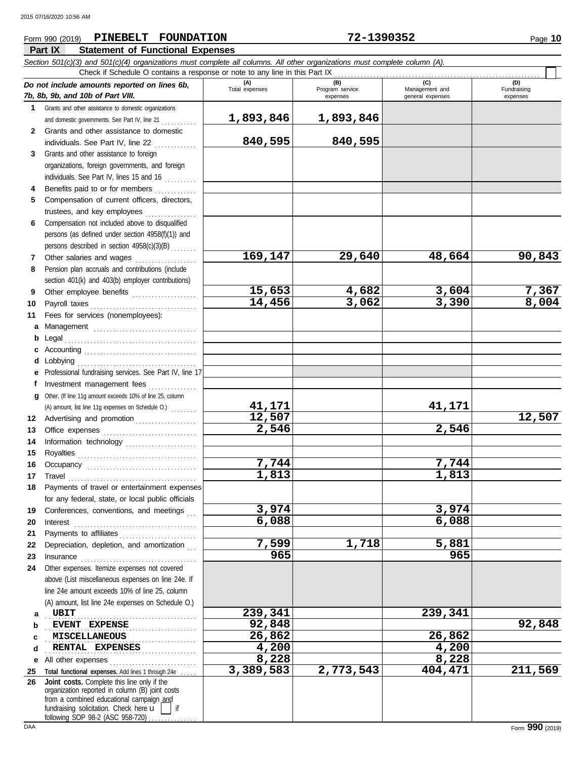Form 990 (2019) **PINEBELT FOUNDATION** **72-1390352**

## Part IX Statement of Functional Expenses

*Section 501(c)(3) and 501(c)(4) organizations must complete all columns. All other organizations must complete column (A).*

Check if Schedule O contains a response or note to any line in this Part IX

| *Do not include amounts reported on lines 6b, 7b, 8b, 9b, and 10b of Part VIII.* | (A) Total expenses | (B) Program service expenses | (C) Management and general expenses | (D) Fundraising expenses |
|---|---|---|---|---|
| **1** Grants and other assistance to domestic organizations and domestic governments. See Part IV, line 21 | 1,893,846 | 1,893,846 | | |
| **2** Grants and other assistance to domestic individuals. See Part IV, line 22 | 840,595 | 840,595 | | |
| **3** Grants and other assistance to foreign organizations, foreign governments, and foreign individuals. See Part IV, lines 15 and 16 | | | | |
| **4** Benefits paid to or for members | | | | |
| **5** Compensation of current officers, directors, trustees, and key employees | | | | |
| **6** Compensation not included above to disqualified persons (as defined under section 4958(f)(1)) and persons described in section 4958(c)(3)(B) | | | | |
| **7** Other salaries and wages | 169,147 | 29,640 | 48,664 | 90,843 |
| **8** Pension plan accruals and contributions (include section 401(k) and 403(b) employer contributions) | | | | |
| **9** Other employee benefits | 15,653 | 4,682 | 3,604 | 7,367 |
| **10** Payroll taxes | 14,456 | 3,062 | 3,390 | 8,004 |
| **11** Fees for services (nonemployees): | | | | |
| **a** Management | | | | |
| **b** Legal | | | | |
| **c** Accounting | | | | |
| **d** Lobbying | | | | |
| **e** Professional fundraising services. See Part IV, line 17 | | | | |
| **f** Investment management fees | | | | |
| **g** Other. (If line 11g amount exceeds 10% of line 25, column (A) amount, list line 11g expenses on Schedule O.) | 41,171 | | 41,171 | |
| **12** Advertising and promotion | 12,507 | | | 12,507 |
| **13** Office expenses | 2,546 | | 2,546 | |
| **14** Information technology | | | | |
| **15** Royalties | | | | |
| **16** Occupancy | 7,744 | | 7,744 | |
| **17** Travel | 1,813 | | 1,813 | |
| **18** Payments of travel or entertainment expenses for any federal, state, or local public officials | | | | |
| **19** Conferences, conventions, and meetings | 3,974 | | 3,974 | |
| **20** Interest | 6,088 | | 6,088 | |
| **21** Payments to affiliates | | | | |
| **22** Depreciation, depletion, and amortization | 7,599 | 1,718 | 5,881 | |
| **23** Insurance | 965 | | 965 | |
| **24** Other expenses. Itemize expenses not covered above (List miscellaneous expenses on line 24e. If line 24e amount exceeds 10% of line 25, column (A) amount, list line 24e expenses on Schedule O.) | | | | |
| **a** UBIT | 239,341 | | 239,341 | |
| **b** EVENT EXPENSE | 92,848 | | | 92,848 |
| **c** MISCELLANEOUS | 26,862 | | 26,862 | |
| **d** RENTAL EXPENSES | 4,200 | | 4,200 | |
| **e** All other expenses | 8,228 | | 8,228 | |
| **25 Total functional expenses.** Add lines 1 through 24e | 3,389,583 | 2,773,543 | 404,471 | 211,569 |
| **26 Joint costs.** Complete this line only if the organization reported in column (B) joint costs from a combined educational campaign and fundraising solicitation. Check here ☐ if following SOP 98-2 (ASC 958-720) | | | | |

Form **990** (2019)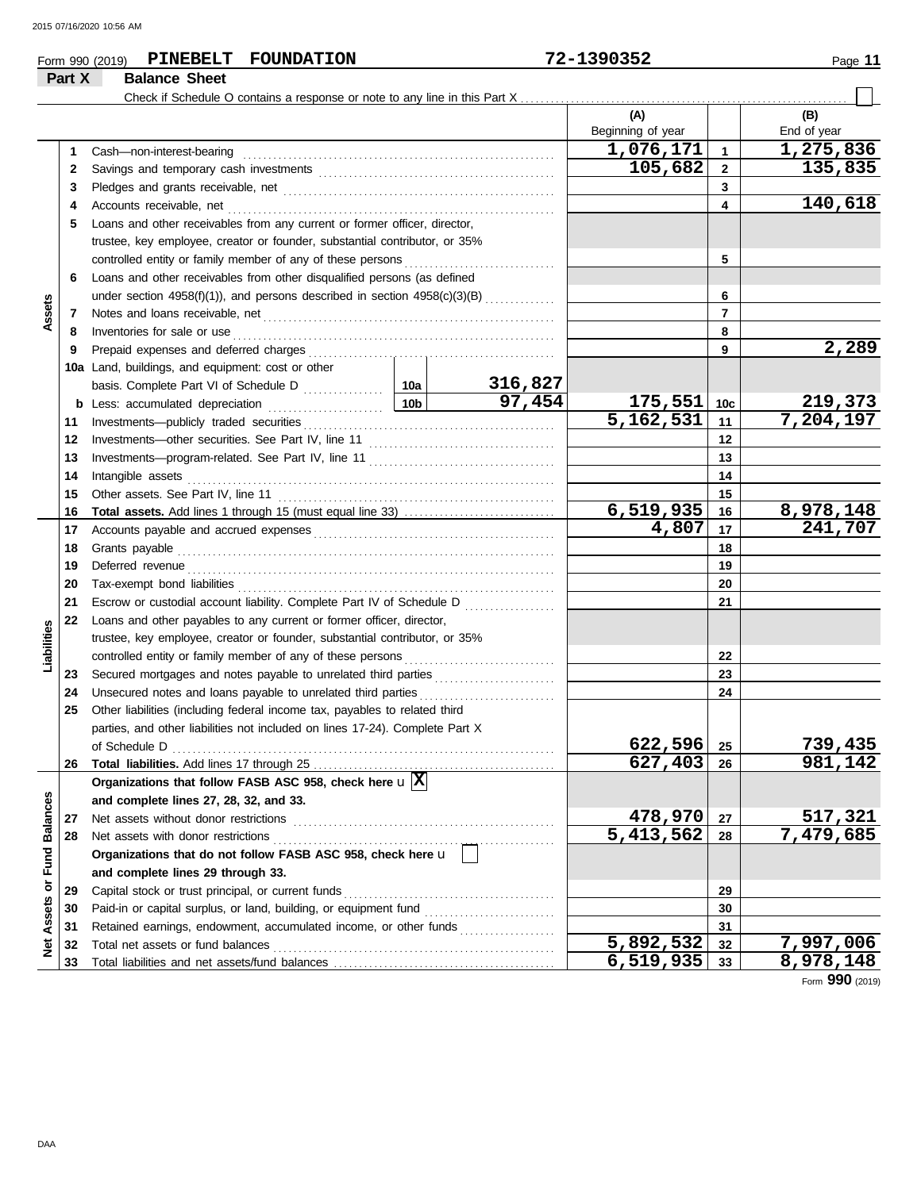Form 990 (2019) **PINEBELT FOUNDATION** 72-1390352 Page **11**

## Part X Balance Sheet

Check if Schedule O contains a response or note to any line in this Part X ☐

| | | | | | (A) Beginning of year | | (B) End of year |
|---|---|---|---|---|---|---|---|
| **Assets** | 1 | Cash—non-interest-bearing | | | 1,076,171 | 1 | 1,275,836 |
| | 2 | Savings and temporary cash investments | | | 105,682 | 2 | 135,835 |
| | 3 | Pledges and grants receivable, net | | | | 3 | |
| | 4 | Accounts receivable, net | | | | 4 | 140,618 |
| | 5 | Loans and other receivables from any current or former officer, director, trustee, key employee, creator or founder, substantial contributor, or 35% controlled entity or family member of any of these persons | | | | 5 | |
| | 6 | Loans and other receivables from other disqualified persons (as defined under section 4958(f)(1)), and persons described in section 4958(c)(3)(B) | | | | 6 | |
| | 7 | Notes and loans receivable, net | | | | 7 | |
| | 8 | Inventories for sale or use | | | | 8 | |
| | 9 | Prepaid expenses and deferred charges | | | | 9 | 2,289 |
| | 10a | Land, buildings, and equipment: cost or other basis. Complete Part VI of Schedule D | 10a | 316,827 | | | |
| | b | Less: accumulated depreciation | 10b | 97,454 | 175,551 | 10c | 219,373 |
| | 11 | Investments—publicly traded securities | | | 5,162,531 | 11 | 7,204,197 |
| | 12 | Investments—other securities. See Part IV, line 11 | | | | 12 | |
| | 13 | Investments—program-related. See Part IV, line 11 | | | | 13 | |
| | 14 | Intangible assets | | | | 14 | |
| | 15 | Other assets. See Part IV, line 11 | | | | 15 | |
| | 16 | **Total assets.** Add lines 1 through 15 (must equal line 33) | | | 6,519,935 | 16 | 8,978,148 |
| **Liabilities** | 17 | Accounts payable and accrued expenses | | | 4,807 | 17 | 241,707 |
| | 18 | Grants payable | | | | 18 | |
| | 19 | Deferred revenue | | | | 19 | |
| | 20 | Tax-exempt bond liabilities | | | | 20 | |
| | 21 | Escrow or custodial account liability. Complete Part IV of Schedule D | | | | 21 | |
| | 22 | Loans and other payables to any current or former officer, director, trustee, key employee, creator or founder, substantial contributor, or 35% controlled entity or family member of any of these persons | | | | 22 | |
| | 23 | Secured mortgages and notes payable to unrelated third parties | | | | 23 | |
| | 24 | Unsecured notes and loans payable to unrelated third parties | | | | 24 | |
| | 25 | Other liabilities (including federal income tax, payables to related third parties, and other liabilities not included on lines 17-24). Complete Part X of Schedule D | | | 622,596 | 25 | 739,435 |
| | 26 | **Total liabilities.** Add lines 17 through 25 | | | 627,403 | 26 | 981,142 |
| **Net Assets or Fund Balances** | | **Organizations that follow FASB ASC 958, check here** ☒ **and complete lines 27, 28, 32, and 33.** | | | | | |
| | 27 | Net assets without donor restrictions | | | 478,970 | 27 | 517,321 |
| | 28 | Net assets with donor restrictions | | | 5,413,562 | 28 | 7,479,685 |
| | | **Organizations that do not follow FASB ASC 958, check here** ☐ **and complete lines 29 through 33.** | | | | | |
| | 29 | Capital stock or trust principal, or current funds | | | | 29 | |
| | 30 | Paid-in or capital surplus, or land, building, or equipment fund | | | | 30 | |
| | 31 | Retained earnings, endowment, accumulated income, or other funds | | | | 31 | |
| | 32 | Total net assets or fund balances | | | 5,892,532 | 32 | 7,997,006 |
| | 33 | Total liabilities and net assets/fund balances | | | 6,519,935 | 33 | 8,978,148 |

Form **990** (2019)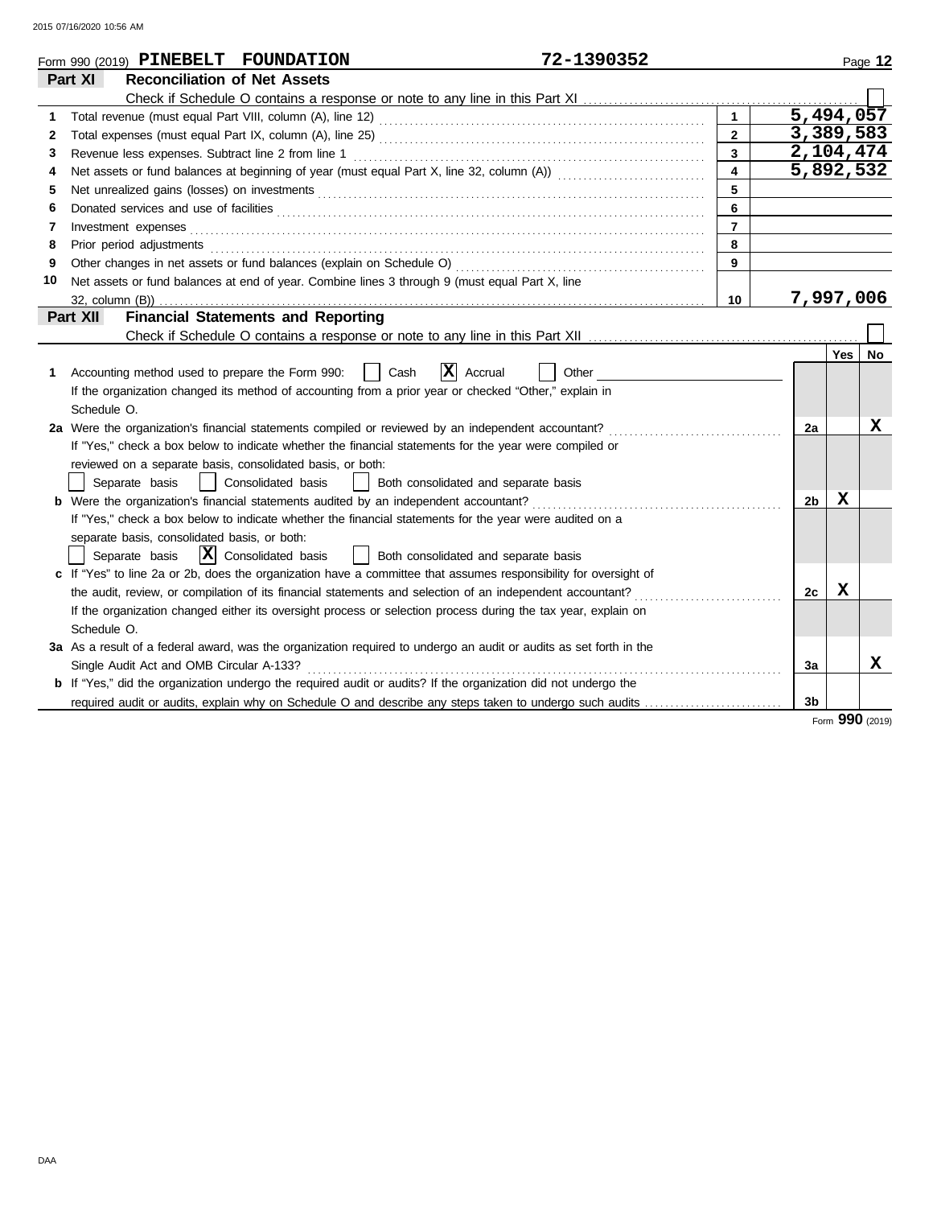Form 990 (2019) **PINEBELT FOUNDATION** 72-1390352

## Part XI — Reconciliation of Net Assets

Check if Schedule O contains a response or note to any line in this Part XI ☐

| | | | |
|---|---|---|---|
| 1 | Total revenue (must equal Part VIII, column (A), line 12) | 1 | 5,494,057 |
| 2 | Total expenses (must equal Part IX, column (A), line 25) | 2 | 3,389,583 |
| 3 | Revenue less expenses. Subtract line 2 from line 1 | 3 | 2,104,474 |
| 4 | Net assets or fund balances at beginning of year (must equal Part X, line 32, column (A)) | 4 | 5,892,532 |
| 5 | Net unrealized gains (losses) on investments | 5 | |
| 6 | Donated services and use of facilities | 6 | |
| 7 | Investment expenses | 7 | |
| 8 | Prior period adjustments | 8 | |
| 9 | Other changes in net assets or fund balances (explain on Schedule O) | 9 | |
| 10 | Net assets or fund balances at end of year. Combine lines 3 through 9 (must equal Part X, line 32, column (B)) | 10 | 7,997,006 |

## Part XII — Financial Statements and Reporting

Check if Schedule O contains a response or note to any line in this Part XII ☐

| | | | Yes | No |
|---|---|---|---|---|
| 1 | Accounting method used to prepare the Form 990: ☐ Cash ☒ Accrual ☐ Other<br>If the organization changed its method of accounting from a prior year or checked "Other," explain in Schedule O. | | | |
| 2a | Were the organization's financial statements compiled or reviewed by an independent accountant?<br>If "Yes," check a box below to indicate whether the financial statements for the year were compiled or reviewed on a separate basis, consolidated basis, or both:<br>☐ Separate basis ☐ Consolidated basis ☐ Both consolidated and separate basis | 2a | | X |
| b | Were the organization's financial statements audited by an independent accountant?<br>If "Yes," check a box below to indicate whether the financial statements for the year were audited on a separate basis, consolidated basis, or both:<br>☐ Separate basis ☒ Consolidated basis ☐ Both consolidated and separate basis | 2b | X | |
| c | If "Yes" to line 2a or 2b, does the organization have a committee that assumes responsibility for oversight of the audit, review, or compilation of its financial statements and selection of an independent accountant?<br>If the organization changed either its oversight process or selection process during the tax year, explain on Schedule O. | 2c | X | |
| 3a | As a result of a federal award, was the organization required to undergo an audit or audits as set forth in the Single Audit Act and OMB Circular A-133? | 3a | | X |
| b | If "Yes," did the organization undergo the required audit or audits? If the organization did not undergo the required audit or audits, explain why on Schedule O and describe any steps taken to undergo such audits | 3b | | |

Form **990** (2019)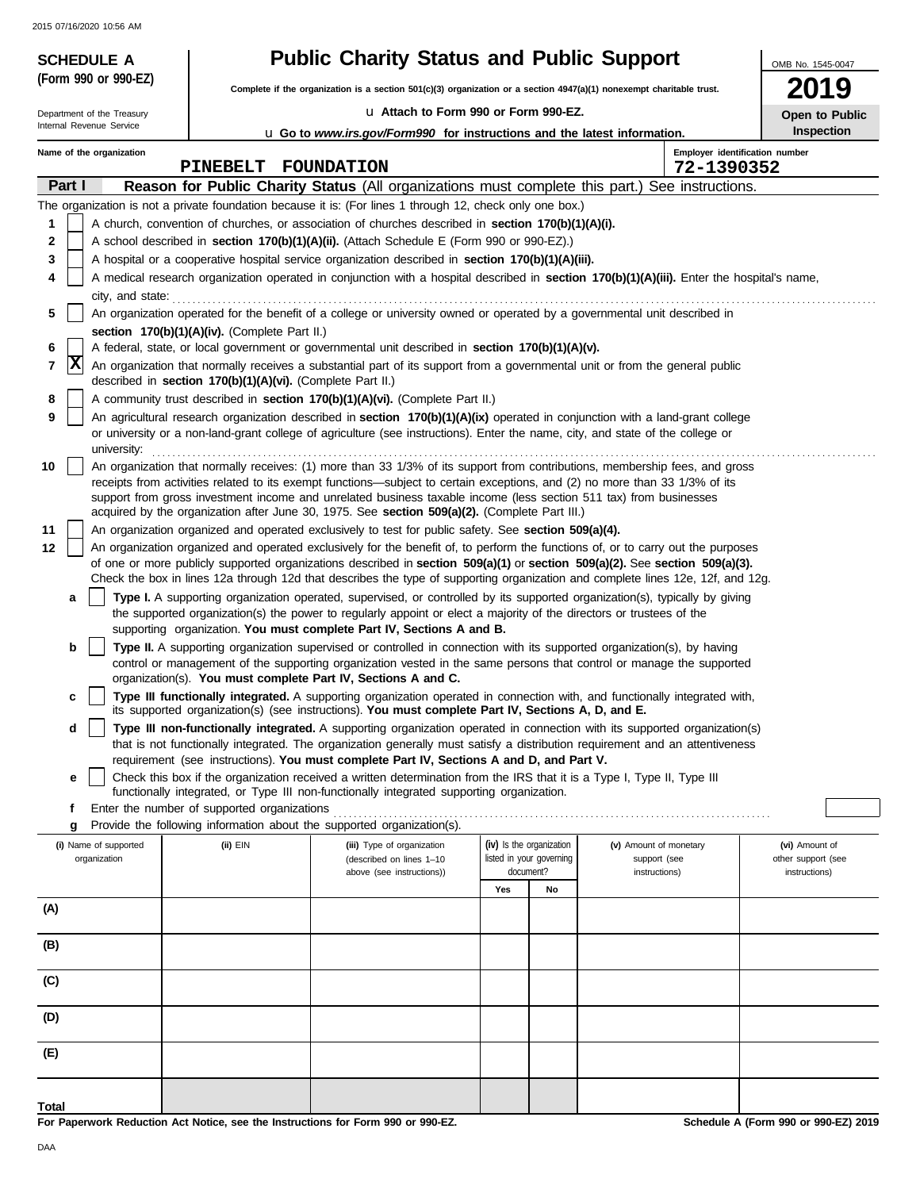**SCHEDULE A (Form 990 or 990-EZ)**

Department of the Treasury
Internal Revenue Service

# Public Charity Status and Public Support

**Complete if the organization is a section 501(c)(3) organization or a section 4947(a)(1) nonexempt charitable trust.**

u Attach to Form 990 or Form 990-EZ.

u Go to *www.irs.gov/Form990* for instructions and the latest information.

OMB No. 1545-0047

**2019**

**Open to Public Inspection**

**Name of the organization:** PINEBELT FOUNDATION

**Employer identification number:** 72-1390352

## Part I — Reason for Public Charity Status (All organizations must complete this part.) See instructions.

The organization is not a private foundation because it is: (For lines 1 through 12, check only one box.)

1. [ ] A church, convention of churches, or association of churches described in **section 170(b)(1)(A)(i).**
2. [ ] A school described in **section 170(b)(1)(A)(ii).** (Attach Schedule E (Form 990 or 990-EZ).)
3. [ ] A hospital or a cooperative hospital service organization described in **section 170(b)(1)(A)(iii).**
4. [ ] A medical research organization operated in conjunction with a hospital described in **section 170(b)(1)(A)(iii).** Enter the hospital's name, city, and state:
5. [ ] An organization operated for the benefit of a college or university owned or operated by a governmental unit described in **section 170(b)(1)(A)(iv).** (Complete Part II.)
6. [ ] A federal, state, or local government or governmental unit described in **section 170(b)(1)(A)(v).**
7. [X] An organization that normally receives a substantial part of its support from a governmental unit or from the general public described in **section 170(b)(1)(A)(vi).** (Complete Part II.)
8. [ ] A community trust described in **section 170(b)(1)(A)(vi).** (Complete Part II.)
9. [ ] An agricultural research organization described in **section 170(b)(1)(A)(ix)** operated in conjunction with a land-grant college or university or a non-land-grant college of agriculture (see instructions). Enter the name, city, and state of the college or university:
10. [ ] An organization that normally receives: (1) more than 33 1/3% of its support from contributions, membership fees, and gross receipts from activities related to its exempt functions—subject to certain exceptions, and (2) no more than 33 1/3% of its support from gross investment income and unrelated business taxable income (less section 511 tax) from businesses acquired by the organization after June 30, 1975. See **section 509(a)(2).** (Complete Part III.)
11. [ ] An organization organized and operated exclusively to test for public safety. See **section 509(a)(4).**
12. [ ] An organization organized and operated exclusively for the benefit of, to perform the functions of, or to carry out the purposes of one or more publicly supported organizations described in **section 509(a)(1)** or **section 509(a)(2).** See **section 509(a)(3).** Check the box in lines 12a through 12d that describes the type of supporting organization and complete lines 12e, 12f, and 12g.
   - **a** [ ] **Type I.** A supporting organization operated, supervised, or controlled by its supported organization(s), typically by giving the supported organization(s) the power to regularly appoint or elect a majority of the directors or trustees of the supporting organization. **You must complete Part IV, Sections A and B.**
   - **b** [ ] **Type II.** A supporting organization supervised or controlled in connection with its supported organization(s), by having control or management of the supporting organization vested in the same persons that control or manage the supported organization(s). **You must complete Part IV, Sections A and C.**
   - **c** [ ] **Type III functionally integrated.** A supporting organization operated in connection with, and functionally integrated with, its supported organization(s) (see instructions). **You must complete Part IV, Sections A, D, and E.**
   - **d** [ ] **Type III non-functionally integrated.** A supporting organization operated in connection with its supported organization(s) that is not functionally integrated. The organization generally must satisfy a distribution requirement and an attentiveness requirement (see instructions). **You must complete Part IV, Sections A and D, and Part V.**
   - **e** [ ] Check this box if the organization received a written determination from the IRS that it is a Type I, Type II, Type III functionally integrated, or Type III non-functionally integrated supporting organization.
   - **f** Enter the number of supported organizations
   - **g** Provide the following information about the supported organization(s).

| (i) Name of supported organization | (ii) EIN | (iii) Type of organization (described on lines 1–10 above (see instructions)) | (iv) Is the organization listed in your governing document? Yes | No | (v) Amount of monetary support (see instructions) | (vi) Amount of other support (see instructions) |
|---|---|---|---|---|---|---|
| (A) | | | | | | |
| (B) | | | | | | |
| (C) | | | | | | |
| (D) | | | | | | |
| (E) | | | | | | |
| **Total** | | | | | | |

**For Paperwork Reduction Act Notice, see the Instructions for Form 990 or 990-EZ.**

**Schedule A (Form 990 or 990-EZ) 2019**

DAA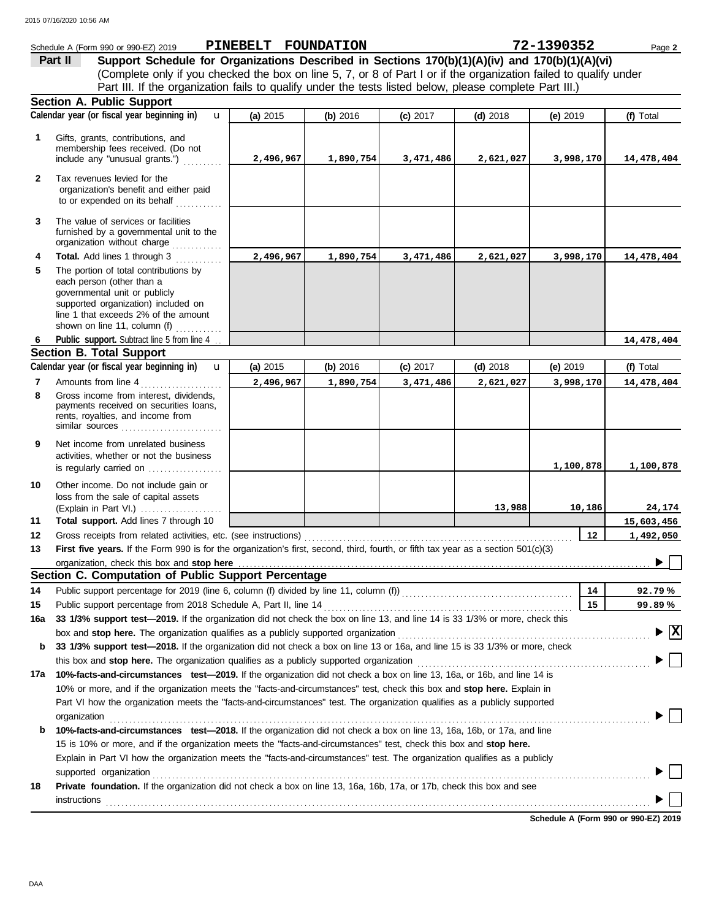Schedule A (Form 990 or 990-EZ) 2019 **PINEBELT FOUNDATION** **72-1390352** Page **2**

## Part II Support Schedule for Organizations Described in Sections 170(b)(1)(A)(iv) and 170(b)(1)(A)(vi)

(Complete only if you checked the box on line 5, 7, or 8 of Part I or if the organization failed to qualify under Part III. If the organization fails to qualify under the tests listed below, please complete Part III.)

### Section A. Public Support

| Calendar year (or fiscal year beginning in) | (a) 2015 | (b) 2016 | (c) 2017 | (d) 2018 | (e) 2019 | (f) Total |
|---|---|---|---|---|---|---|
| **1** Gifts, grants, contributions, and membership fees received. (Do not include any "unusual grants.") | 2,496,967 | 1,890,754 | 3,471,486 | 2,621,027 | 3,998,170 | 14,478,404 |
| **2** Tax revenues levied for the organization's benefit and either paid to or expended on its behalf | | | | | | |
| **3** The value of services or facilities furnished by a governmental unit to the organization without charge | | | | | | |
| **4** **Total.** Add lines 1 through 3 | 2,496,967 | 1,890,754 | 3,471,486 | 2,621,027 | 3,998,170 | 14,478,404 |
| **5** The portion of total contributions by each person (other than a governmental unit or publicly supported organization) included on line 1 that exceeds 2% of the amount shown on line 11, column (f) | | | | | | |
| **6** **Public support.** Subtract line 5 from line 4 | | | | | | 14,478,404 |

### Section B. Total Support

| Calendar year (or fiscal year beginning in) | (a) 2015 | (b) 2016 | (c) 2017 | (d) 2018 | (e) 2019 | (f) Total |
|---|---|---|---|---|---|---|
| **7** Amounts from line 4 | 2,496,967 | 1,890,754 | 3,471,486 | 2,621,027 | 3,998,170 | 14,478,404 |
| **8** Gross income from interest, dividends, payments received on securities loans, rents, royalties, and income from similar sources | | | | | | |
| **9** Net income from unrelated business activities, whether or not the business is regularly carried on | | | | | 1,100,878 | 1,100,878 |
| **10** Other income. Do not include gain or loss from the sale of capital assets (Explain in Part VI.) | | | | 13,988 | 10,186 | 24,174 |
| **11** **Total support.** Add lines 7 through 10 | | | | | | 15,603,456 |

**12** Gross receipts from related activities, etc. (see instructions) **12** 1,492,050

**13** **First five years.** If the Form 990 is for the organization's first, second, third, fourth, or fifth tax year as a section 501(c)(3) organization, check this box and **stop here** ☐

### Section C. Computation of Public Support Percentage

**14** Public support percentage for 2019 (line 6, column (f) divided by line 11, column (f)) **14** 92.79 %

**15** Public support percentage from 2018 Schedule A, Part II, line 14 **15** 99.89 %

**16a** **33 1/3% support test—2019.** If the organization did not check the box on line 13, and line 14 is 33 1/3% or more, check this box and **stop here.** The organization qualifies as a publicly supported organization ☒

**b** **33 1/3% support test—2018.** If the organization did not check a box on line 13 or 16a, and line 15 is 33 1/3% or more, check this box and **stop here.** The organization qualifies as a publicly supported organization ☐

**17a** **10%-facts-and-circumstances test—2019.** If the organization did not check a box on line 13, 16a, or 16b, and line 14 is 10% or more, and if the organization meets the "facts-and-circumstances" test, check this box and **stop here.** Explain in Part VI how the organization meets the "facts-and-circumstances" test. The organization qualifies as a publicly supported organization ☐

**b** **10%-facts-and-circumstances test—2018.** If the organization did not check a box on line 13, 16a, 16b, or 17a, and line 15 is 10% or more, and if the organization meets the "facts-and-circumstances" test, check this box and **stop here.** Explain in Part VI how the organization meets the "facts-and-circumstances" test. The organization qualifies as a publicly supported organization ☐

**18** **Private foundation.** If the organization did not check a box on line 13, 16a, 16b, 17a, or 17b, check this box and see instructions ☐

**Schedule A (Form 990 or 990-EZ) 2019**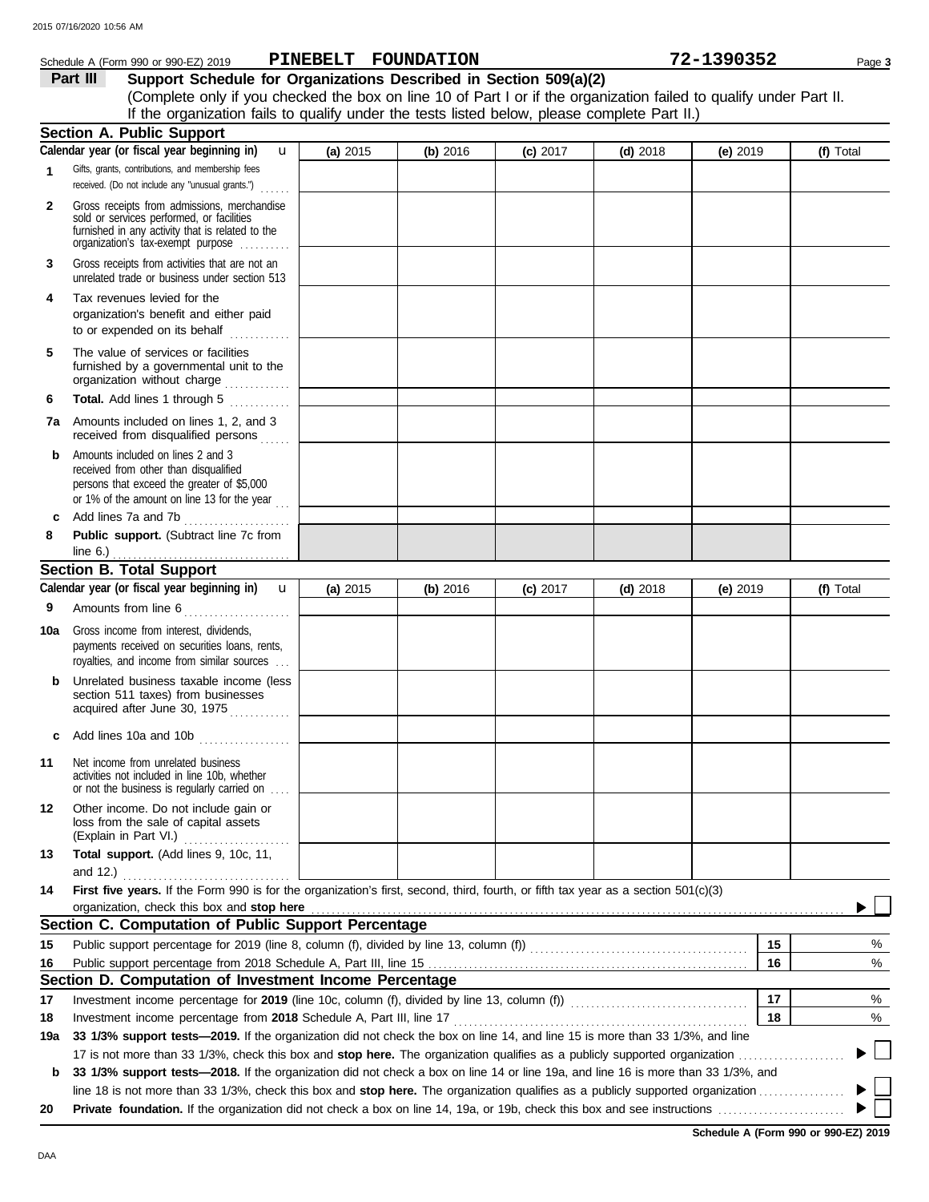Schedule A (Form 990 or 990-EZ) 2019 **PINEBELT FOUNDATION** **72-1390352**

**Part III** **Support Schedule for Organizations Described in Section 509(a)(2)**

(Complete only if you checked the box on line 10 of Part I or if the organization failed to qualify under Part II. If the organization fails to qualify under the tests listed below, please complete Part II.)

## Section A. Public Support

| Calendar year (or fiscal year beginning in) | (a) 2015 | (b) 2016 | (c) 2017 | (d) 2018 | (e) 2019 | (f) Total |
|---|---|---|---|---|---|---|
| **1** Gifts, grants, contributions, and membership fees received. (Do not include any "unusual grants.") | | | | | | |
| **2** Gross receipts from admissions, merchandise sold or services performed, or facilities furnished in any activity that is related to the organization's tax-exempt purpose | | | | | | |
| **3** Gross receipts from activities that are not an unrelated trade or business under section 513 | | | | | | |
| **4** Tax revenues levied for the organization's benefit and either paid to or expended on its behalf | | | | | | |
| **5** The value of services or facilities furnished by a governmental unit to the organization without charge | | | | | | |
| **6** **Total.** Add lines 1 through 5 | | | | | | |
| **7a** Amounts included on lines 1, 2, and 3 received from disqualified persons | | | | | | |
| **b** Amounts included on lines 2 and 3 received from other than disqualified persons that exceed the greater of $5,000 or 1% of the amount on line 13 for the year | | | | | | |
| **c** Add lines 7a and 7b | | | | | | |
| **8** **Public support.** (Subtract line 7c from line 6.) | | | | | | |

## Section B. Total Support

| Calendar year (or fiscal year beginning in) | (a) 2015 | (b) 2016 | (c) 2017 | (d) 2018 | (e) 2019 | (f) Total |
|---|---|---|---|---|---|---|
| **9** Amounts from line 6 | | | | | | |
| **10a** Gross income from interest, dividends, payments received on securities loans, rents, royalties, and income from similar sources | | | | | | |
| **b** Unrelated business taxable income (less section 511 taxes) from businesses acquired after June 30, 1975 | | | | | | |
| **c** Add lines 10a and 10b | | | | | | |
| **11** Net income from unrelated business activities not included in line 10b, whether or not the business is regularly carried on | | | | | | |
| **12** Other income. Do not include gain or loss from the sale of capital assets (Explain in Part VI.) | | | | | | |
| **13** **Total support.** (Add lines 9, 10c, 11, and 12.) | | | | | | |

**14** **First five years.** If the Form 990 is for the organization's first, second, third, fourth, or fifth tax year as a section 501(c)(3) organization, check this box and **stop here** ☐

## Section C. Computation of Public Support Percentage

| | | | |
|---|---|---|---|
| **15** | Public support percentage for 2019 (line 8, column (f), divided by line 13, column (f)) | **15** | % |
| **16** | Public support percentage from 2018 Schedule A, Part III, line 15 | **16** | % |

## Section D. Computation of Investment Income Percentage

| | | | |
|---|---|---|---|
| **17** | Investment income percentage for **2019** (line 10c, column (f), divided by line 13, column (f)) | **17** | % |
| **18** | Investment income percentage from **2018** Schedule A, Part III, line 17 | **18** | % |

**19a** **33 1/3% support tests—2019.** If the organization did not check the box on line 14, and line 15 is more than 33 1/3%, and line 17 is not more than 33 1/3%, check this box and **stop here.** The organization qualifies as a publicly supported organization ☐

**b** **33 1/3% support tests—2018.** If the organization did not check a box on line 14 or line 19a, and line 16 is more than 33 1/3%, and line 18 is not more than 33 1/3%, check this box and **stop here.** The organization qualifies as a publicly supported organization ☐

**20** **Private foundation.** If the organization did not check a box on line 14, 19a, or 19b, check this box and see instructions ☐

**Schedule A (Form 990 or 990-EZ) 2019**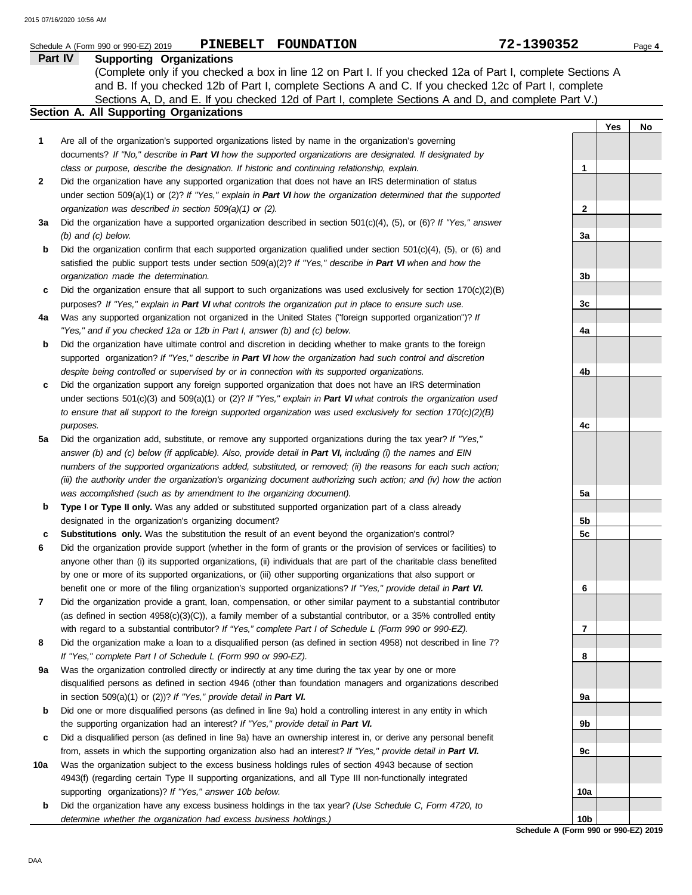Schedule A (Form 990 or 990-EZ) 2019 **PINEBELT FOUNDATION** **72-1390352**

## Part IV Supporting Organizations

(Complete only if you checked a box in line 12 on Part I. If you checked 12a of Part I, complete Sections A and B. If you checked 12b of Part I, complete Sections A and C. If you checked 12c of Part I, complete Sections A, D, and E. If you checked 12d of Part I, complete Sections A and D, and complete Part V.)

### Section A. All Supporting Organizations

| | | | Yes | No |
|---|---|---|---|---|
| **1** | Are all of the organization's supported organizations listed by name in the organization's governing documents? *If "No," describe in **Part VI** how the supported organizations are designated. If designated by class or purpose, describe the designation. If historic and continuing relationship, explain.* | **1** | | |
| **2** | Did the organization have any supported organization that does not have an IRS determination of status under section 509(a)(1) or (2)? *If "Yes," explain in **Part VI** how the organization determined that the supported organization was described in section 509(a)(1) or (2).* | **2** | | |
| **3a** | Did the organization have a supported organization described in section 501(c)(4), (5), or (6)? *If "Yes," answer (b) and (c) below.* | **3a** | | |
| **b** | Did the organization confirm that each supported organization qualified under section 501(c)(4), (5), or (6) and satisfied the public support tests under section 509(a)(2)? *If "Yes," describe in **Part VI** when and how the organization made the determination.* | **3b** | | |
| **c** | Did the organization ensure that all support to such organizations was used exclusively for section 170(c)(2)(B) purposes? *If "Yes," explain in **Part VI** what controls the organization put in place to ensure such use.* | **3c** | | |
| **4a** | Was any supported organization not organized in the United States ("foreign supported organization")? *If "Yes," and if you checked 12a or 12b in Part I, answer (b) and (c) below.* | **4a** | | |
| **b** | Did the organization have ultimate control and discretion in deciding whether to make grants to the foreign supported organization? *If "Yes," describe in **Part VI** how the organization had such control and discretion despite being controlled or supervised by or in connection with its supported organizations.* | **4b** | | |
| **c** | Did the organization support any foreign supported organization that does not have an IRS determination under sections 501(c)(3) and 509(a)(1) or (2)? *If "Yes," explain in **Part VI** what controls the organization used to ensure that all support to the foreign supported organization was used exclusively for section 170(c)(2)(B) purposes.* | **4c** | | |
| **5a** | Did the organization add, substitute, or remove any supported organizations during the tax year? *If "Yes," answer (b) and (c) below (if applicable). Also, provide detail in **Part VI,** including (i) the names and EIN numbers of the supported organizations added, substituted, or removed; (ii) the reasons for each such action; (iii) the authority under the organization's organizing document authorizing such action; and (iv) how the action was accomplished (such as by amendment to the organizing document).* | **5a** | | |
| **b** | **Type I or Type II only.** Was any added or substituted supported organization part of a class already designated in the organization's organizing document? | **5b** | | |
| **c** | **Substitutions only.** Was the substitution the result of an event beyond the organization's control? | **5c** | | |
| **6** | Did the organization provide support (whether in the form of grants or the provision of services or facilities) to anyone other than (i) its supported organizations, (ii) individuals that are part of the charitable class benefited by one or more of its supported organizations, or (iii) other supporting organizations that also support or benefit one or more of the filing organization's supported organizations? *If "Yes," provide detail in **Part VI.*** | **6** | | |
| **7** | Did the organization provide a grant, loan, compensation, or other similar payment to a substantial contributor (as defined in section 4958(c)(3)(C)), a family member of a substantial contributor, or a 35% controlled entity with regard to a substantial contributor? *If "Yes," complete Part I of Schedule L (Form 990 or 990-EZ).* | **7** | | |
| **8** | Did the organization make a loan to a disqualified person (as defined in section 4958) not described in line 7? *If "Yes," complete Part I of Schedule L (Form 990 or 990-EZ).* | **8** | | |
| **9a** | Was the organization controlled directly or indirectly at any time during the tax year by one or more disqualified persons as defined in section 4946 (other than foundation managers and organizations described in section 509(a)(1) or (2))? *If "Yes," provide detail in **Part VI.*** | **9a** | | |
| **b** | Did one or more disqualified persons (as defined in line 9a) hold a controlling interest in any entity in which the supporting organization had an interest? *If "Yes," provide detail in **Part VI.*** | **9b** | | |
| **c** | Did a disqualified person (as defined in line 9a) have an ownership interest in, or derive any personal benefit from, assets in which the supporting organization also had an interest? *If "Yes," provide detail in **Part VI.*** | **9c** | | |
| **10a** | Was the organization subject to the excess business holdings rules of section 4943 because of section 4943(f) (regarding certain Type II supporting organizations, and all Type III non-functionally integrated supporting organizations)? *If "Yes," answer 10b below.* | **10a** | | |
| **b** | Did the organization have any excess business holdings in the tax year? *(Use Schedule C, Form 4720, to determine whether the organization had excess business holdings.)* | **10b** | | |

**Schedule A (Form 990 or 990-EZ) 2019**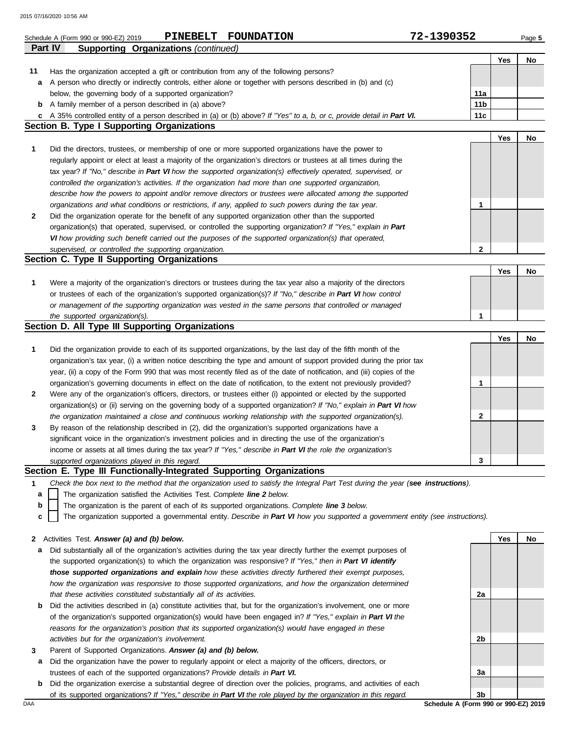Schedule A (Form 990 or 990-EZ) 2019 **PINEBELT FOUNDATION** **72-1390352**

## Part IV Supporting Organizations *(continued)*

| | | | Yes | No |
|---|---|---|---|---|
| **11** | Has the organization accepted a gift or contribution from any of the following persons? | | | |
| **a** | A person who directly or indirectly controls, either alone or together with persons described in (b) and (c) below, the governing body of a supported organization? | **11a** | | |
| **b** | A family member of a person described in (a) above? | **11b** | | |
| **c** | A 35% controlled entity of a person described in (a) or (b) above? *If "Yes" to a, b, or c, provide detail in **Part VI.*** | **11c** | | |

### Section B. Type I Supporting Organizations

| | | | Yes | No |
|---|---|---|---|---|
| **1** | Did the directors, trustees, or membership of one or more supported organizations have the power to regularly appoint or elect at least a majority of the organization's directors or trustees at all times during the tax year? *If "No," describe in **Part VI** how the supported organization(s) effectively operated, supervised, or controlled the organization's activities. If the organization had more than one supported organization, describe how the powers to appoint and/or remove directors or trustees were allocated among the supported organizations and what conditions or restrictions, if any, applied to such powers during the tax year.* | **1** | | |
| **2** | Did the organization operate for the benefit of any supported organization other than the supported organization(s) that operated, supervised, or controlled the supporting organization? *If "Yes," explain in **Part VI** how providing such benefit carried out the purposes of the supported organization(s) that operated, supervised, or controlled the supporting organization.* | **2** | | |

### Section C. Type II Supporting Organizations

| | | | Yes | No |
|---|---|---|---|---|
| **1** | Were a majority of the organization's directors or trustees during the tax year also a majority of the directors or trustees of each of the organization's supported organization(s)? *If "No," describe in **Part VI** how control or management of the supporting organization was vested in the same persons that controlled or managed the supported organization(s).* | **1** | | |

### Section D. All Type III Supporting Organizations

| | | | Yes | No |
|---|---|---|---|---|
| **1** | Did the organization provide to each of its supported organizations, by the last day of the fifth month of the organization's tax year, (i) a written notice describing the type and amount of support provided during the prior tax year, (ii) a copy of the Form 990 that was most recently filed as of the date of notification, and (iii) copies of the organization's governing documents in effect on the date of notification, to the extent not previously provided? | **1** | | |
| **2** | Were any of the organization's officers, directors, or trustees either (i) appointed or elected by the supported organization(s) or (ii) serving on the governing body of a supported organization? *If "No," explain in **Part VI** how the organization maintained a close and continuous working relationship with the supported organization(s).* | **2** | | |
| **3** | By reason of the relationship described in (2), did the organization's supported organizations have a significant voice in the organization's investment policies and in directing the use of the organization's income or assets at all times during the tax year? *If "Yes," describe in **Part VI** the role the organization's supported organizations played in this regard.* | **3** | | |

### Section E. Type III Functionally-Integrated Supporting Organizations

**1** *Check the box next to the method that the organization used to satisfy the Integral Part Test during the year (**see instructions**).*

- **a** ☐ The organization satisfied the Activities Test. *Complete **line 2** below.*
- **b** ☐ The organization is the parent of each of its supported organizations. *Complete **line 3** below.*
- **c** ☐ The organization supported a governmental entity. *Describe in **Part VI** how you supported a government entity (see instructions).*

| | | | Yes | No |
|---|---|---|---|---|
| **2** | Activities Test. ***Answer (a) and (b) below.*** | | | |
| **a** | Did substantially all of the organization's activities during the tax year directly further the exempt purposes of the supported organization(s) to which the organization was responsive? *If "Yes," then in **Part VI identify those supported organizations and explain** how these activities directly furthered their exempt purposes, how the organization was responsive to those supported organizations, and how the organization determined that these activities constituted substantially all of its activities.* | **2a** | | |
| **b** | Did the activities described in (a) constitute activities that, but for the organization's involvement, one or more of the organization's supported organization(s) would have been engaged in? *If "Yes," explain in **Part VI** the reasons for the organization's position that its supported organization(s) would have engaged in these activities but for the organization's involvement.* | **2b** | | |
| **3** | Parent of Supported Organizations. ***Answer (a) and (b) below.*** | | | |
| **a** | Did the organization have the power to regularly appoint or elect a majority of the officers, directors, or trustees of each of the supported organizations? *Provide details in **Part VI.*** | **3a** | | |
| **b** | Did the organization exercise a substantial degree of direction over the policies, programs, and activities of each of its supported organizations? *If "Yes," describe in **Part VI** the role played by the organization in this regard.* | **3b** | | |

**Schedule A (Form 990 or 990-EZ) 2019**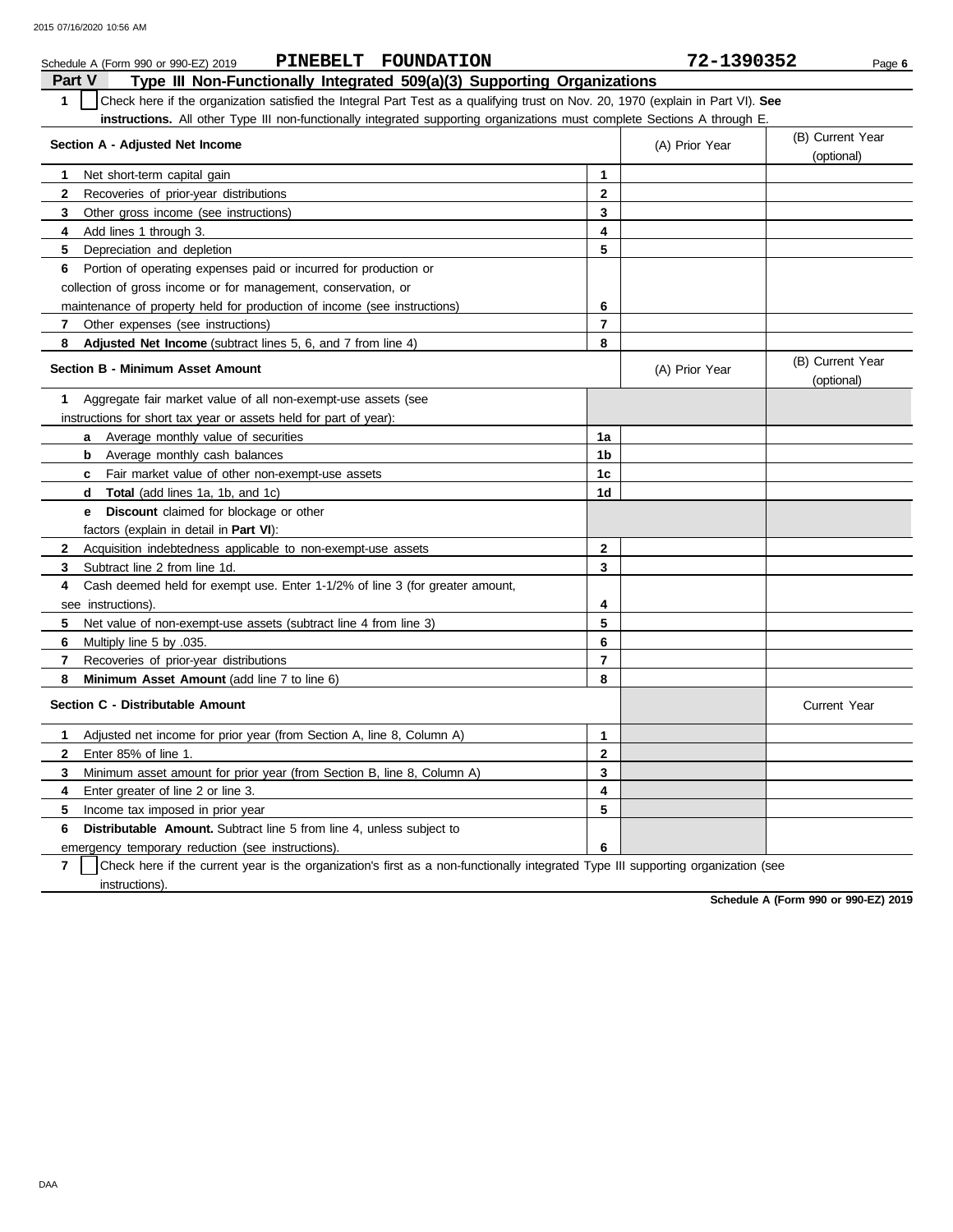Schedule A (Form 990 or 990-EZ) 2019 **PINEBELT FOUNDATION** **72-1390352**

## Part V Type III Non-Functionally Integrated 509(a)(3) Supporting Organizations

**1** ☐ Check here if the organization satisfied the Integral Part Test as a qualifying trust on Nov. 20, 1970 (explain in Part VI). **See instructions.** All other Type III non-functionally integrated supporting organizations must complete Sections A through E.

| **Section A - Adjusted Net Income** | | (A) Prior Year | (B) Current Year (optional) |
|---|---|---|---|
| **1** Net short-term capital gain | **1** | | |
| **2** Recoveries of prior-year distributions | **2** | | |
| **3** Other gross income (see instructions) | **3** | | |
| **4** Add lines 1 through 3. | **4** | | |
| **5** Depreciation and depletion | **5** | | |
| **6** Portion of operating expenses paid or incurred for production or collection of gross income or for management, conservation, or maintenance of property held for production of income (see instructions) | **6** | | |
| **7** Other expenses (see instructions) | **7** | | |
| **8** **Adjusted Net Income** (subtract lines 5, 6, and 7 from line 4) | **8** | | |

| **Section B - Minimum Asset Amount** | | (A) Prior Year | (B) Current Year (optional) |
|---|---|---|---|
| **1** Aggregate fair market value of all non-exempt-use assets (see instructions for short tax year or assets held for part of year): | | | |
| **a** Average monthly value of securities | **1a** | | |
| **b** Average monthly cash balances | **1b** | | |
| **c** Fair market value of other non-exempt-use assets | **1c** | | |
| **d** **Total** (add lines 1a, 1b, and 1c) | **1d** | | |
| **e** **Discount** claimed for blockage or other factors (explain in detail in **Part VI**): | | | |
| **2** Acquisition indebtedness applicable to non-exempt-use assets | **2** | | |
| **3** Subtract line 2 from line 1d. | **3** | | |
| **4** Cash deemed held for exempt use. Enter 1-1/2% of line 3 (for greater amount, see instructions). | **4** | | |
| **5** Net value of non-exempt-use assets (subtract line 4 from line 3) | **5** | | |
| **6** Multiply line 5 by .035. | **6** | | |
| **7** Recoveries of prior-year distributions | **7** | | |
| **8** **Minimum Asset Amount** (add line 7 to line 6) | **8** | | |

| **Section C - Distributable Amount** | | | Current Year |
|---|---|---|---|
| **1** Adjusted net income for prior year (from Section A, line 8, Column A) | **1** | | |
| **2** Enter 85% of line 1. | **2** | | |
| **3** Minimum asset amount for prior year (from Section B, line 8, Column A) | **3** | | |
| **4** Enter greater of line 2 or line 3. | **4** | | |
| **5** Income tax imposed in prior year | **5** | | |
| **6** **Distributable Amount.** Subtract line 5 from line 4, unless subject to emergency temporary reduction (see instructions). | **6** | | |

**7** ☐ Check here if the current year is the organization's first as a non-functionally integrated Type III supporting organization (see instructions).

**Schedule A (Form 990 or 990-EZ) 2019**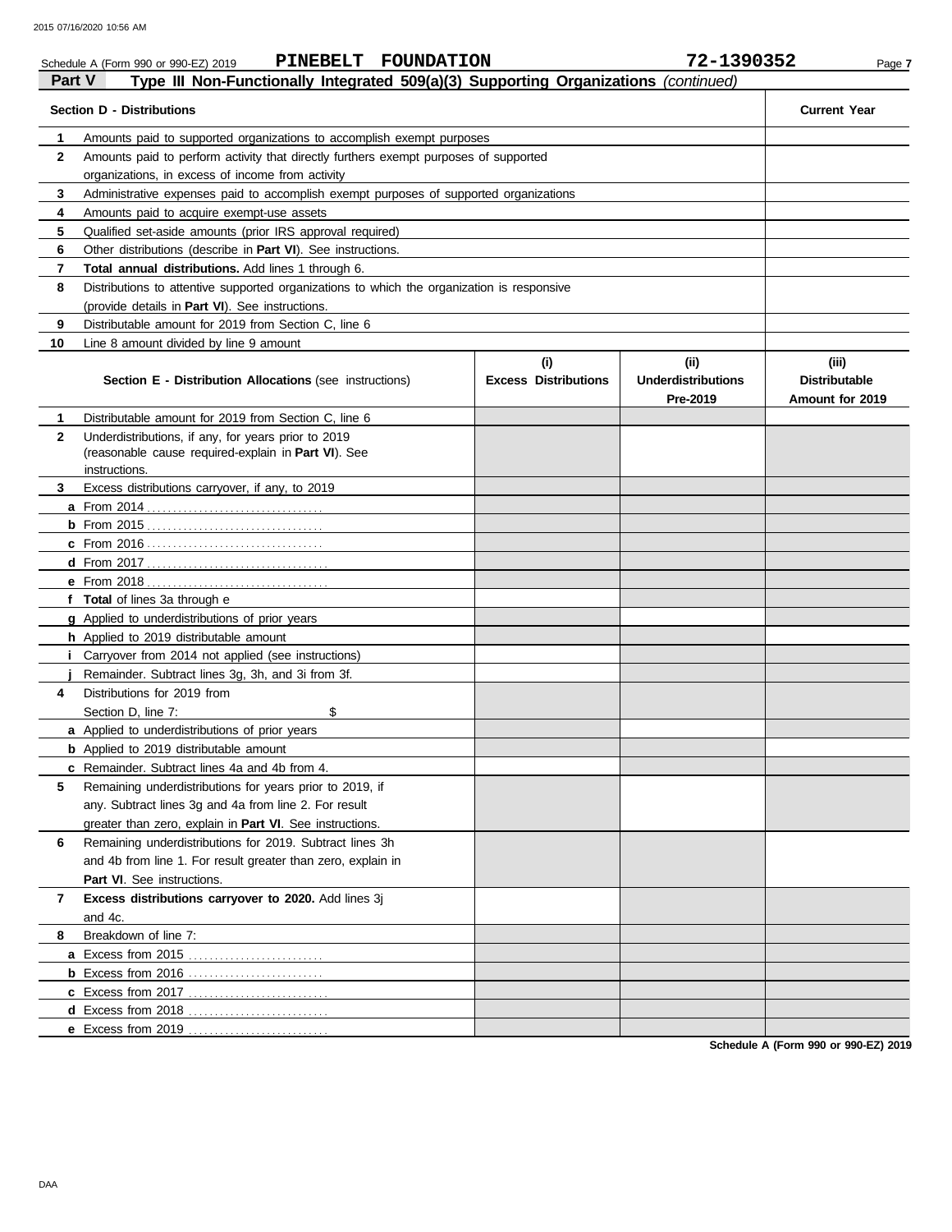Schedule A (Form 990 or 990-EZ) 2019 **PINEBELT FOUNDATION** **72-1390352**

## Part V Type III Non-Functionally Integrated 509(a)(3) Supporting Organizations *(continued)*

| | Section D - Distributions | Current Year |
|---|---|---|
| 1 | Amounts paid to supported organizations to accomplish exempt purposes | |
| 2 | Amounts paid to perform activity that directly furthers exempt purposes of supported organizations, in excess of income from activity | |
| 3 | Administrative expenses paid to accomplish exempt purposes of supported organizations | |
| 4 | Amounts paid to acquire exempt-use assets | |
| 5 | Qualified set-aside amounts (prior IRS approval required) | |
| 6 | Other distributions (describe in **Part VI**). See instructions. | |
| 7 | **Total annual distributions.** Add lines 1 through 6. | |
| 8 | Distributions to attentive supported organizations to which the organization is responsive (provide details in **Part VI**). See instructions. | |
| 9 | Distributable amount for 2019 from Section C, line 6 | |
| 10 | Line 8 amount divided by line 9 amount | |

| | Section E - Distribution Allocations (see instructions) | (i) Excess Distributions | (ii) Underdistributions Pre-2019 | (iii) Distributable Amount for 2019 |
|---|---|---|---|---|
| 1 | Distributable amount for 2019 from Section C, line 6 | | | |
| 2 | Underdistributions, if any, for years prior to 2019 (reasonable cause required-explain in **Part VI**). See instructions. | | | |
| 3 | Excess distributions carryover, if any, to 2019 | | | |
| a | From 2014 | | | |
| b | From 2015 | | | |
| c | From 2016 | | | |
| d | From 2017 | | | |
| e | From 2018 | | | |
| f | **Total** of lines 3a through e | | | |
| g | Applied to underdistributions of prior years | | | |
| h | Applied to 2019 distributable amount | | | |
| i | Carryover from 2014 not applied (see instructions) | | | |
| j | Remainder. Subtract lines 3g, 3h, and 3i from 3f. | | | |
| 4 | Distributions for 2019 from Section D, line 7: $ | | | |
| a | Applied to underdistributions of prior years | | | |
| b | Applied to 2019 distributable amount | | | |
| c | Remainder. Subtract lines 4a and 4b from 4. | | | |
| 5 | Remaining underdistributions for years prior to 2019, if any. Subtract lines 3g and 4a from line 2. For result greater than zero, explain in **Part VI**. See instructions. | | | |
| 6 | Remaining underdistributions for 2019. Subtract lines 3h and 4b from line 1. For result greater than zero, explain in **Part VI**. See instructions. | | | |
| 7 | **Excess distributions carryover to 2020.** Add lines 3j and 4c. | | | |
| 8 | Breakdown of line 7: | | | |
| a | Excess from 2015 | | | |
| b | Excess from 2016 | | | |
| c | Excess from 2017 | | | |
| d | Excess from 2018 | | | |
| e | Excess from 2019 | | | |

**Schedule A (Form 990 or 990-EZ) 2019**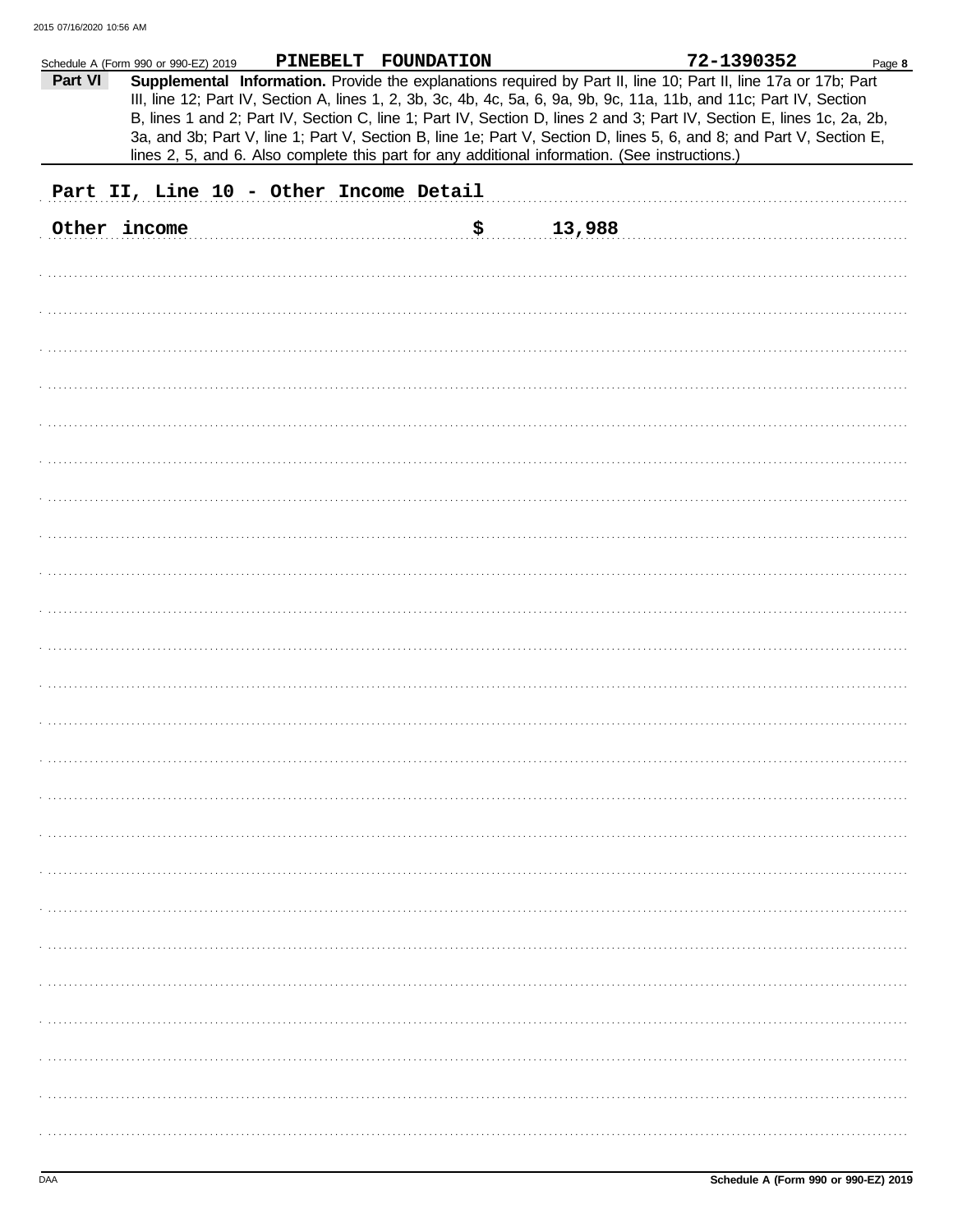Schedule A (Form 990 or 990-EZ) 2019 **PINEBELT FOUNDATION** **72-1390352** Page **8**

**Part VI** **Supplemental Information.** Provide the explanations required by Part II, line 10; Part II, line 17a or 17b; Part III, line 12; Part IV, Section A, lines 1, 2, 3b, 3c, 4b, 4c, 5a, 6, 9a, 9b, 9c, 11a, 11b, and 11c; Part IV, Section B, lines 1 and 2; Part IV, Section C, line 1; Part IV, Section D, lines 2 and 3; Part IV, Section E, lines 1c, 2a, 2b, 3a, and 3b; Part V, line 1; Part V, Section B, line 1e; Part V, Section D, lines 5, 6, and 8; and Part V, Section E, lines 2, 5, and 6. Also complete this part for any additional information. (See instructions.)

Part II, Line 10 - Other Income Detail

Other income $ 13,988

DAA **Schedule A (Form 990 or 990-EZ) 2019**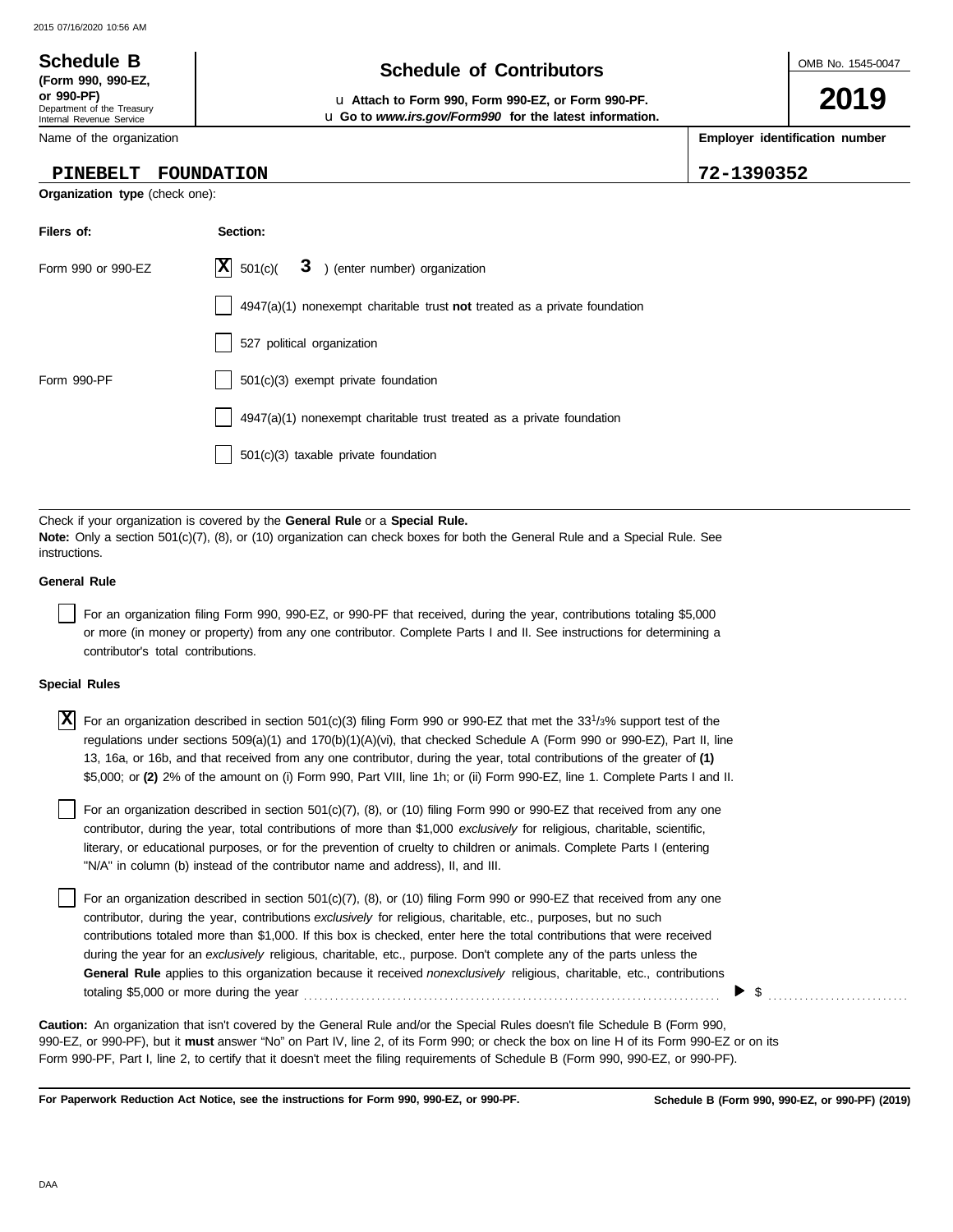**Schedule B**
**(Form 990, 990-EZ, or 990-PF)**
Department of the Treasury
Internal Revenue Service

# Schedule of Contributors

u **Attach to Form 990, Form 990-EZ, or Form 990-PF.**
u **Go to *www.irs.gov/Form990* for the latest information.**

OMB No. 1545-0047

**2019**

| Name of the organization | Employer identification number |
|---|---|
| PINEBELT FOUNDATION | 72-1390352 |

**Organization type** (check one):

| Filers of: | Section: |
|---|---|
| Form 990 or 990-EZ | [X] 501(c)( 3 ) (enter number) organization |
| | [ ] 4947(a)(1) nonexempt charitable trust **not** treated as a private foundation |
| | [ ] 527 political organization |
| Form 990-PF | [ ] 501(c)(3) exempt private foundation |
| | [ ] 4947(a)(1) nonexempt charitable trust treated as a private foundation |
| | [ ] 501(c)(3) taxable private foundation |

Check if your organization is covered by the **General Rule** or a **Special Rule.**
**Note:** Only a section 501(c)(7), (8), or (10) organization can check boxes for both the General Rule and a Special Rule. See instructions.

**General Rule**

[ ] For an organization filing Form 990, 990-EZ, or 990-PF that received, during the year, contributions totaling $5,000 or more (in money or property) from any one contributor. Complete Parts I and II. See instructions for determining a contributor's total contributions.

**Special Rules**

[X] For an organization described in section 501(c)(3) filing Form 990 or 990-EZ that met the 33 1/3% support test of the regulations under sections 509(a)(1) and 170(b)(1)(A)(vi), that checked Schedule A (Form 990 or 990-EZ), Part II, line 13, 16a, or 16b, and that received from any one contributor, during the year, total contributions of the greater of **(1)** $5,000; or **(2)** 2% of the amount on (i) Form 990, Part VIII, line 1h; or (ii) Form 990-EZ, line 1. Complete Parts I and II.

[ ] For an organization described in section 501(c)(7), (8), or (10) filing Form 990 or 990-EZ that received from any one contributor, during the year, total contributions of more than $1,000 *exclusively* for religious, charitable, scientific, literary, or educational purposes, or for the prevention of cruelty to children or animals. Complete Parts I (entering "N/A" in column (b) instead of the contributor name and address), II, and III.

[ ] For an organization described in section 501(c)(7), (8), or (10) filing Form 990 or 990-EZ that received from any one contributor, during the year, contributions *exclusively* for religious, charitable, etc., purposes, but no such contributions totaled more than $1,000. If this box is checked, enter here the total contributions that were received during the year for an *exclusively* religious, charitable, etc., purpose. Don't complete any of the parts unless the **General Rule** applies to this organization because it received *nonexclusively* religious, charitable, etc., contributions totaling $5,000 or more during the year . . . . . . . . . . . . . . . . . . . . . . . . . . . . . . . . . . . . . . . . ▶ $ . . . . . . . . . . . . . . . .

**Caution:** An organization that isn't covered by the General Rule and/or the Special Rules doesn't file Schedule B (Form 990, 990-EZ, or 990-PF), but it **must** answer "No" on Part IV, line 2, of its Form 990; or check the box on line H of its Form 990-EZ or on its Form 990-PF, Part I, line 2, to certify that it doesn't meet the filing requirements of Schedule B (Form 990, 990-EZ, or 990-PF).

**For Paperwork Reduction Act Notice, see the instructions for Form 990, 990-EZ, or 990-PF.** **Schedule B (Form 990, 990-EZ, or 990-PF) (2019)**

DAA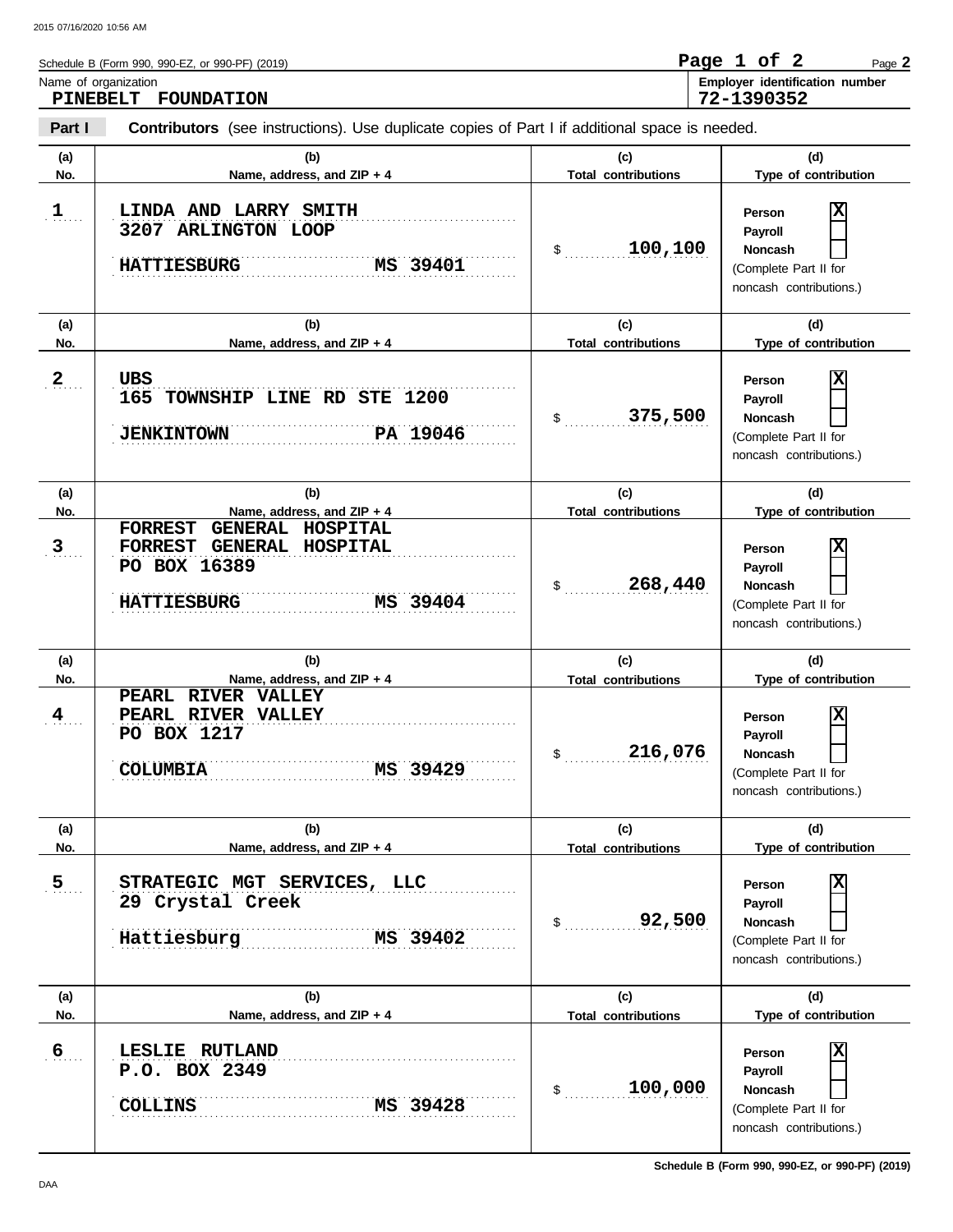Schedule B (Form 990, 990-EZ, or 990-PF) (2019)

Name of organization
**PINEBELT FOUNDATION**

Employer identification number
**72-1390352**

**Part I** **Contributors** (see instructions). Use duplicate copies of Part I if additional space is needed.

| (a) No. | (b) Name, address, and ZIP + 4 | (c) Total contributions | (d) Type of contribution |
|---|---|---|---|
| 1 | LINDA AND LARRY SMITH<br>3207 ARLINGTON LOOP<br>HATTIESBURG MS 39401 | $ 100,100 | Person [X]<br>Payroll [ ]<br>Noncash [ ]<br>(Complete Part II for noncash contributions.) |
| 2 | UBS<br>165 TOWNSHIP LINE RD STE 1200<br>JENKINTOWN PA 19046 | $ 375,500 | Person [X]<br>Payroll [ ]<br>Noncash [ ]<br>(Complete Part II for noncash contributions.) |
| 3 | FORREST GENERAL HOSPITAL<br>FORREST GENERAL HOSPITAL<br>PO BOX 16389<br>HATTIESBURG MS 39404 | $ 268,440 | Person [X]<br>Payroll [ ]<br>Noncash [ ]<br>(Complete Part II for noncash contributions.) |
| 4 | PEARL RIVER VALLEY<br>PEARL RIVER VALLEY<br>PO BOX 1217<br>COLUMBIA MS 39429 | $ 216,076 | Person [X]<br>Payroll [ ]<br>Noncash [ ]<br>(Complete Part II for noncash contributions.) |
| 5 | STRATEGIC MGT SERVICES, LLC<br>29 Crystal Creek<br>Hattiesburg MS 39402 | $ 92,500 | Person [X]<br>Payroll [ ]<br>Noncash [ ]<br>(Complete Part II for noncash contributions.) |
| 6 | LESLIE RUTLAND<br>P.O. BOX 2349<br>COLLINS MS 39428 | $ 100,000 | Person [X]<br>Payroll [ ]<br>Noncash [ ]<br>(Complete Part II for noncash contributions.) |

Schedule B (Form 990, 990-EZ, or 990-PF) (2019)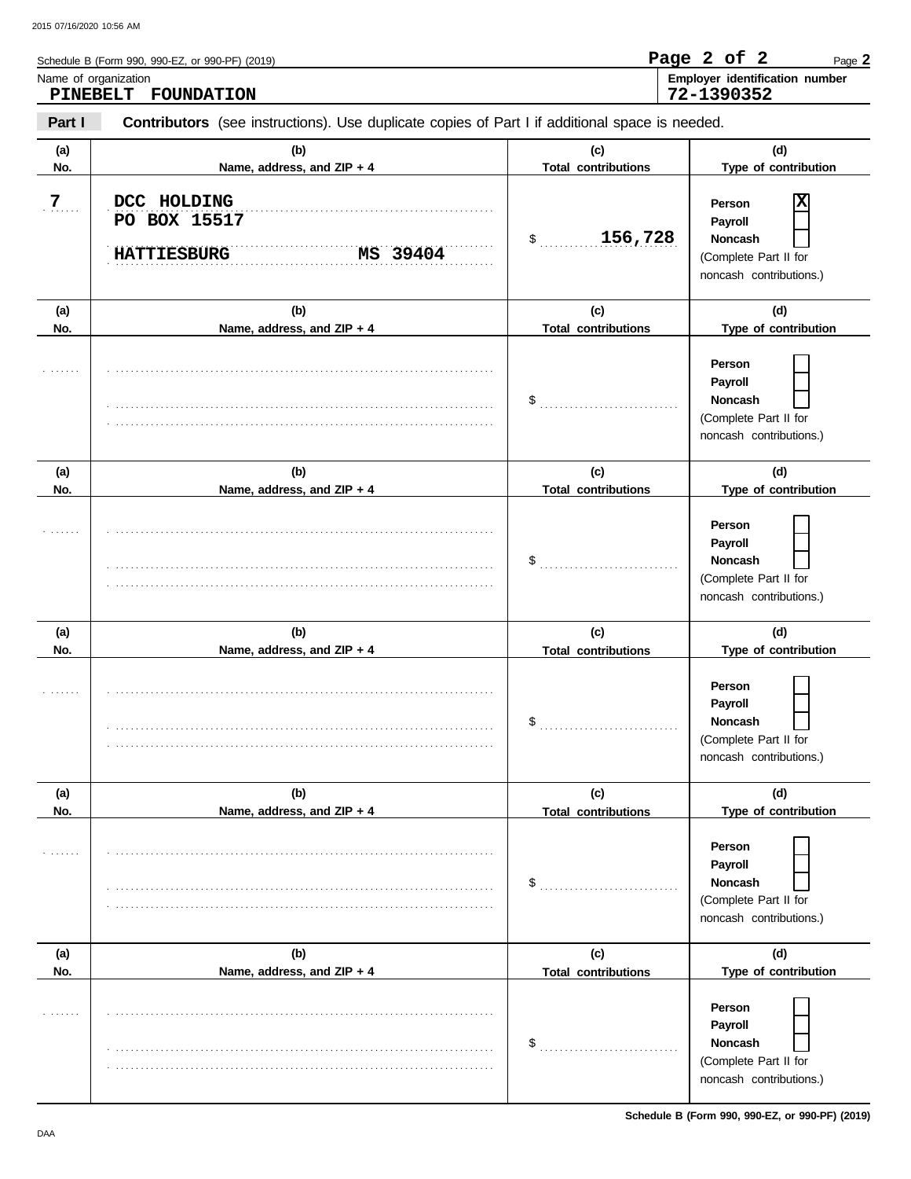Schedule B (Form 990, 990-EZ, or 990-PF) (2019)

Name of organization: **PINEBELT FOUNDATION**

Employer identification number: **72-1390352**

**Part I** **Contributors** (see instructions). Use duplicate copies of Part I if additional space is needed.

| (a) No. | (b) Name, address, and ZIP + 4 | (c) Total contributions | (d) Type of contribution |
|---|---|---|---|
| 7 | DCC HOLDING<br>PO BOX 15517<br>HATTIESBURG MS 39404 | $ 156,728 | Person [X]<br>Payroll [ ]<br>Noncash [ ]<br>(Complete Part II for noncash contributions.) |
| | | $ | Person [ ]<br>Payroll [ ]<br>Noncash [ ]<br>(Complete Part II for noncash contributions.) |
| | | $ | Person [ ]<br>Payroll [ ]<br>Noncash [ ]<br>(Complete Part II for noncash contributions.) |
| | | $ | Person [ ]<br>Payroll [ ]<br>Noncash [ ]<br>(Complete Part II for noncash contributions.) |
| | | $ | Person [ ]<br>Payroll [ ]<br>Noncash [ ]<br>(Complete Part II for noncash contributions.) |
| | | $ | Person [ ]<br>Payroll [ ]<br>Noncash [ ]<br>(Complete Part II for noncash contributions.) |

Schedule B (Form 990, 990-EZ, or 990-PF) (2019)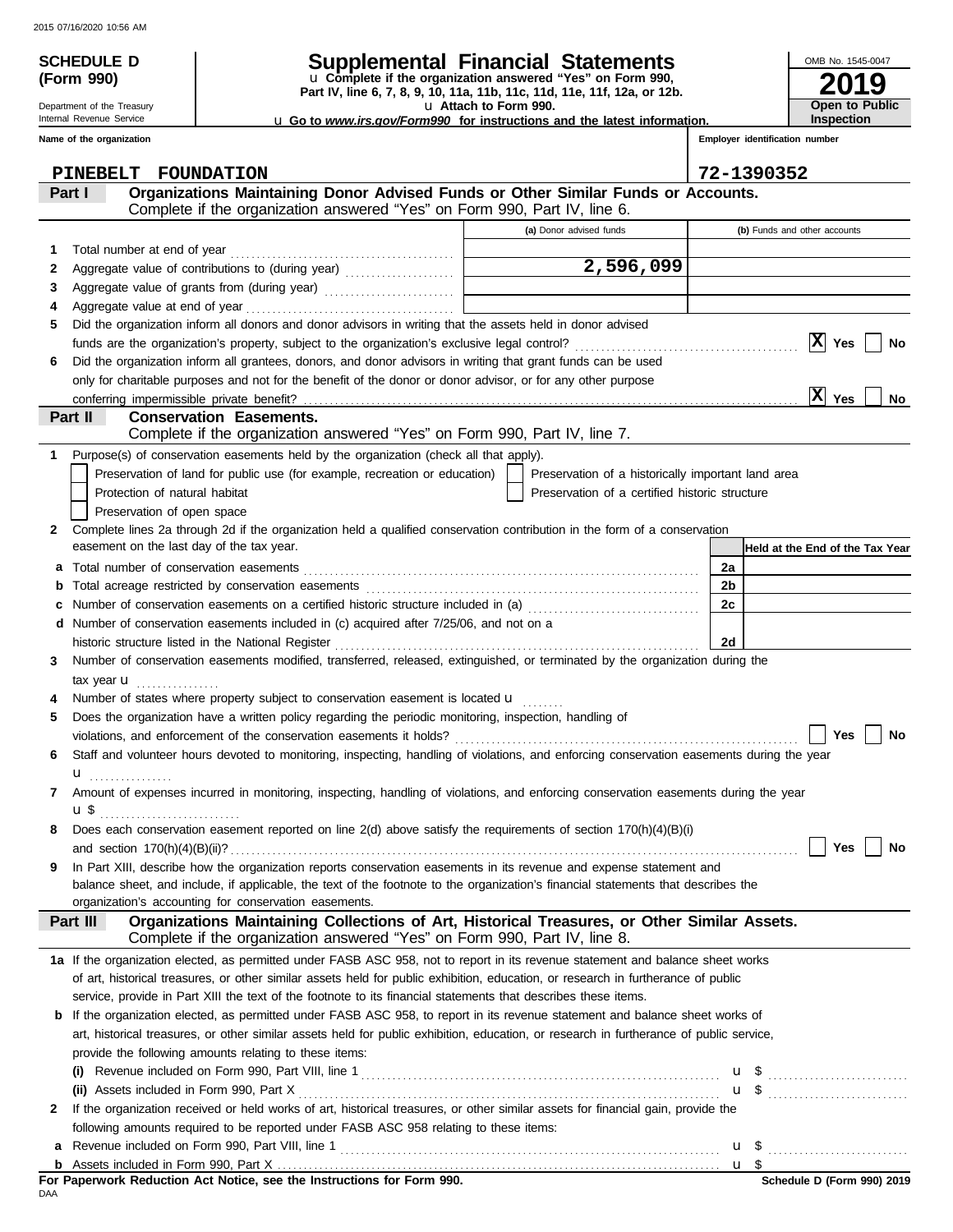**SCHEDULE D (Form 990)**

Department of the Treasury
Internal Revenue Service

# Supplemental Financial Statements

u Complete if the organization answered "Yes" on Form 990, Part IV, line 6, 7, 8, 9, 10, 11a, 11b, 11c, 11d, 11e, 11f, 12a, or 12b.
u Attach to Form 990.
u Go to *www.irs.gov/Form990* for instructions and the latest information.

OMB No. 1545-0047
**2019**
**Open to Public Inspection**

Name of the organization: **PINEBELT FOUNDATION**
Employer identification number: **72-1390352**

## Part I — Organizations Maintaining Donor Advised Funds or Other Similar Funds or Accounts.
Complete if the organization answered "Yes" on Form 990, Part IV, line 6.

| | | (a) Donor advised funds | (b) Funds and other accounts |
|---|---|---|---|
| 1 | Total number at end of year | | |
| 2 | Aggregate value of contributions to (during year) | 2,596,099 | |
| 3 | Aggregate value of grants from (during year) | | |
| 4 | Aggregate value at end of year | | |

5 Did the organization inform all donors and donor advisors in writing that the assets held in donor advised funds are the organization's property, subject to the organization's exclusive legal control? [X] Yes [ ] No

6 Did the organization inform all grantees, donors, and donor advisors in writing that grant funds can be used only for charitable purposes and not for the benefit of the donor or donor advisor, or for any other purpose conferring impermissible private benefit? [X] Yes [ ] No

## Part II — Conservation Easements.
Complete if the organization answered "Yes" on Form 990, Part IV, line 7.

1 Purpose(s) of conservation easements held by the organization (check all that apply).
- [ ] Preservation of land for public use (for example, recreation or education)
- [ ] Protection of natural habitat
- [ ] Preservation of open space
- [ ] Preservation of a historically important land area
- [ ] Preservation of a certified historic structure

2 Complete lines 2a through 2d if the organization held a qualified conservation contribution in the form of a conservation easement on the last day of the tax year.

| | | | Held at the End of the Tax Year |
|---|---|---|---|
| a | Total number of conservation easements | 2a | |
| b | Total acreage restricted by conservation easements | 2b | |
| c | Number of conservation easements on a certified historic structure included in (a) | 2c | |
| d | Number of conservation easements included in (c) acquired after 7/25/06, and not on a historic structure listed in the National Register | 2d | |

3 Number of conservation easements modified, transferred, released, extinguished, or terminated by the organization during the tax year u

4 Number of states where property subject to conservation easement is located u

5 Does the organization have a written policy regarding the periodic monitoring, inspection, handling of violations, and enforcement of the conservation easements it holds? [ ] Yes [ ] No

6 Staff and volunteer hours devoted to monitoring, inspecting, handling of violations, and enforcing conservation easements during the year u

7 Amount of expenses incurred in monitoring, inspecting, handling of violations, and enforcing conservation easements during the year u $

8 Does each conservation easement reported on line 2(d) above satisfy the requirements of section 170(h)(4)(B)(i) and section 170(h)(4)(B)(ii)? [ ] Yes [ ] No

9 In Part XIII, describe how the organization reports conservation easements in its revenue and expense statement and balance sheet, and include, if applicable, the text of the footnote to the organization's financial statements that describes the organization's accounting for conservation easements.

## Part III — Organizations Maintaining Collections of Art, Historical Treasures, or Other Similar Assets.
Complete if the organization answered "Yes" on Form 990, Part IV, line 8.

1a If the organization elected, as permitted under FASB ASC 958, not to report in its revenue statement and balance sheet works of art, historical treasures, or other similar assets held for public exhibition, education, or research in furtherance of public service, provide in Part XIII the text of the footnote to its financial statements that describes these items.

b If the organization elected, as permitted under FASB ASC 958, to report in its revenue statement and balance sheet works of art, historical treasures, or other similar assets held for public exhibition, education, or research in furtherance of public service, provide the following amounts relating to these items:

(i) Revenue included on Form 990, Part VIII, line 1 u $

(ii) Assets included in Form 990, Part X u $

2 If the organization received or held works of art, historical treasures, or other similar assets for financial gain, provide the following amounts required to be reported under FASB ASC 958 relating to these items:

a Revenue included on Form 990, Part VIII, line 1 u $

b Assets included in Form 990, Part X u $

**For Paperwork Reduction Act Notice, see the Instructions for Form 990.**
**Schedule D (Form 990) 2019**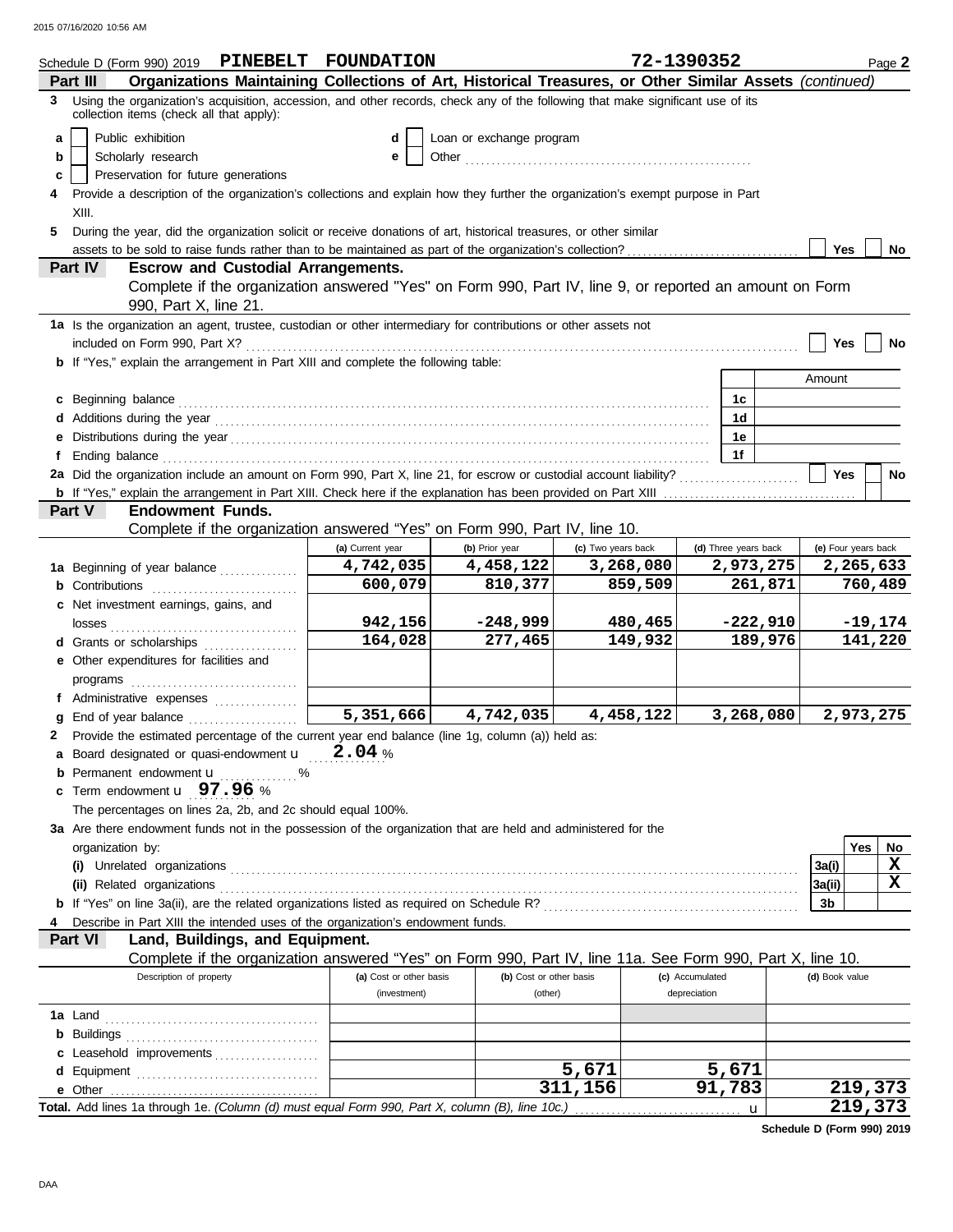Schedule D (Form 990) 2019 **PINEBELT FOUNDATION** **72-1390352** Page **2**

## Part III Organizations Maintaining Collections of Art, Historical Treasures, or Other Similar Assets *(continued)*

**3** Using the organization's acquisition, accession, and other records, check any of the following that make significant use of its collection items (check all that apply):

- **a** ☐ Public exhibition
- **b** ☐ Scholarly research
- **c** ☐ Preservation for future generations
- **d** ☐ Loan or exchange program
- **e** ☐ Other ..........

**4** Provide a description of the organization's collections and explain how they further the organization's exempt purpose in Part XIII.

**5** During the year, did the organization solicit or receive donations of art, historical treasures, or other similar assets to be sold to raise funds rather than to be maintained as part of the organization's collection? ☐ Yes ☐ No

## Part IV Escrow and Custodial Arrangements.

Complete if the organization answered "Yes" on Form 990, Part IV, line 9, or reported an amount on Form 990, Part X, line 21.

**1a** Is the organization an agent, trustee, custodian or other intermediary for contributions or other assets not included on Form 990, Part X? ☐ Yes ☐ No

**b** If "Yes," explain the arrangement in Part XIII and complete the following table:

| | | Amount |
|---|---|---|
| **c** Beginning balance | 1c | |
| **d** Additions during the year | 1d | |
| **e** Distributions during the year | 1e | |
| **f** Ending balance | 1f | |

**2a** Did the organization include an amount on Form 990, Part X, line 21, for escrow or custodial account liability? ☐ Yes ☐ No

**b** If "Yes," explain the arrangement in Part XIII. Check here if the explanation has been provided on Part XIII ☐

## Part V Endowment Funds.

Complete if the organization answered "Yes" on Form 990, Part IV, line 10.

| | (a) Current year | (b) Prior year | (c) Two years back | (d) Three years back | (e) Four years back |
|---|---|---|---|---|---|
| **1a** Beginning of year balance | 4,742,035 | 4,458,122 | 3,268,080 | 2,973,275 | 2,265,633 |
| **b** Contributions | 600,079 | 810,377 | 859,509 | 261,871 | 760,489 |
| **c** Net investment earnings, gains, and losses | 942,156 | -248,999 | 480,465 | -222,910 | -19,174 |
| **d** Grants or scholarships | 164,028 | 277,465 | 149,932 | 189,976 | 141,220 |
| **e** Other expenditures for facilities and programs | | | | | |
| **f** Administrative expenses | | | | | |
| **g** End of year balance | 5,351,666 | 4,742,035 | 4,458,122 | 3,268,080 | 2,973,275 |

**2** Provide the estimated percentage of the current year end balance (line 1g, column (a)) held as:

- **a** Board designated or quasi-endowment u **2.04** %
- **b** Permanent endowment u ........ %
- **c** Term endowment u **97.96** %

The percentages on lines 2a, 2b, and 2c should equal 100%.

**3a** Are there endowment funds not in the possession of the organization that are held and administered for the organization by:

| | | Yes | No |
|---|---|---|---|
| **(i)** Unrelated organizations | 3a(i) | | X |
| **(ii)** Related organizations | 3a(ii) | | X |
| **b** If "Yes" on line 3a(ii), are the related organizations listed as required on Schedule R? | 3b | | |

**4** Describe in Part XIII the intended uses of the organization's endowment funds.

## Part VI Land, Buildings, and Equipment.

Complete if the organization answered "Yes" on Form 990, Part IV, line 11a. See Form 990, Part X, line 10.

| Description of property | (a) Cost or other basis (investment) | (b) Cost or other basis (other) | (c) Accumulated depreciation | (d) Book value |
|---|---|---|---|---|
| **1a** Land | | | | |
| **b** Buildings | | | | |
| **c** Leasehold improvements | | | | |
| **d** Equipment | | 5,671 | 5,671 | |
| **e** Other | | 311,156 | 91,783 | 219,373 |
| **Total.** Add lines 1a through 1e. *(Column (d) must equal Form 990, Part X, column (B), line 10c.)* u | | | | 219,373 |

**Schedule D (Form 990) 2019**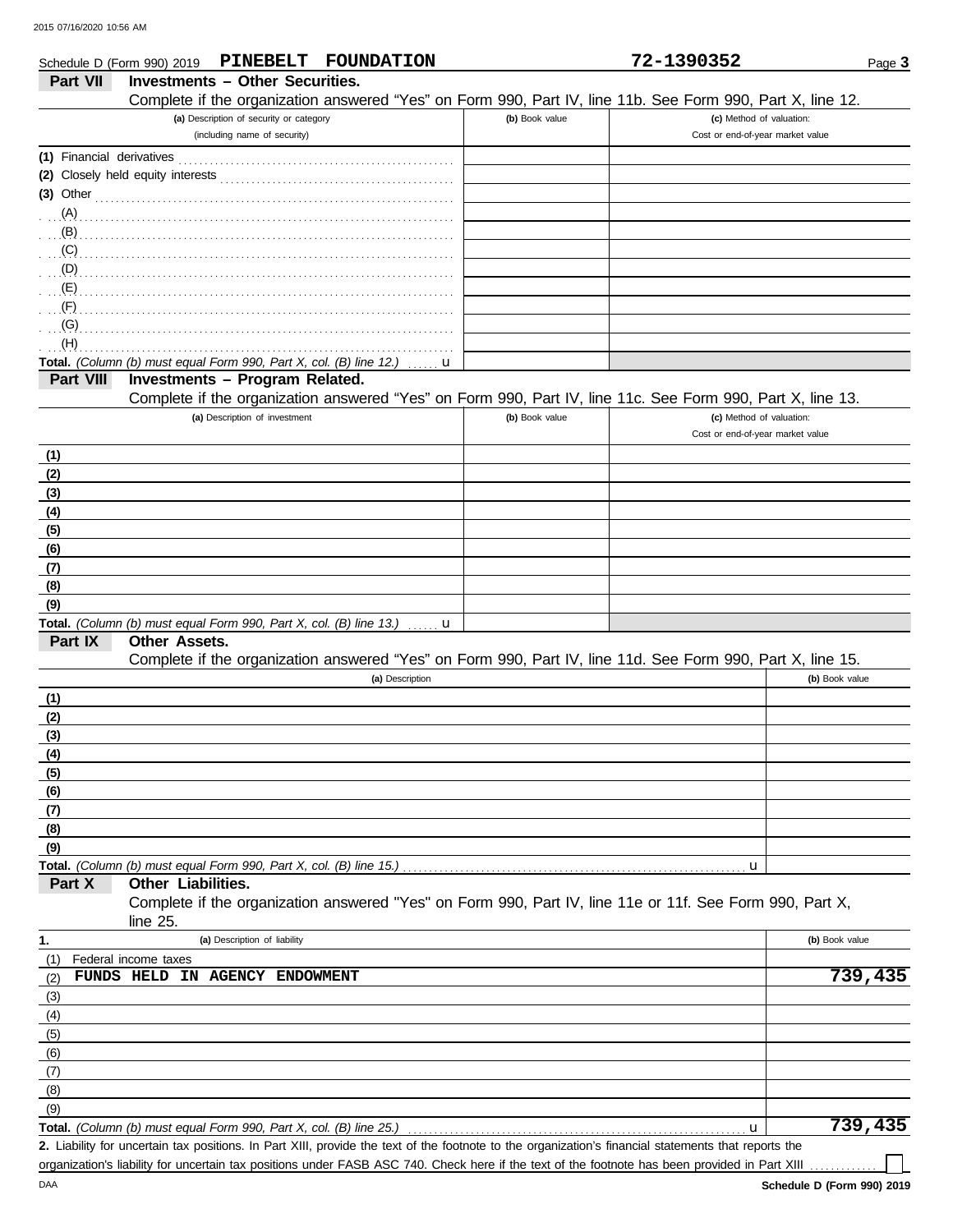Schedule D (Form 990) 2019 **PINEBELT FOUNDATION** **72-1390352** Page **3**

## Part VII Investments – Other Securities.

Complete if the organization answered "Yes" on Form 990, Part IV, line 11b. See Form 990, Part X, line 12.

| (a) Description of security or category (including name of security) | (b) Book value | (c) Method of valuation: Cost or end-of-year market value |
|---|---|---|
| (1) Financial derivatives | | |
| (2) Closely held equity interests | | |
| (3) Other | | |
| (A) | | |
| (B) | | |
| (C) | | |
| (D) | | |
| (E) | | |
| (F) | | |
| (G) | | |
| (H) | | |
| **Total.** *(Column (b) must equal Form 990, Part X, col. (B) line 12.)* u | | |

## Part VIII Investments – Program Related.

Complete if the organization answered "Yes" on Form 990, Part IV, line 11c. See Form 990, Part X, line 13.

| (a) Description of investment | (b) Book value | (c) Method of valuation: Cost or end-of-year market value |
|---|---|---|
| (1) | | |
| (2) | | |
| (3) | | |
| (4) | | |
| (5) | | |
| (6) | | |
| (7) | | |
| (8) | | |
| (9) | | |
| **Total.** *(Column (b) must equal Form 990, Part X, col. (B) line 13.)* u | | |

## Part IX Other Assets.

Complete if the organization answered "Yes" on Form 990, Part IV, line 11d. See Form 990, Part X, line 15.

| (a) Description | (b) Book value |
|---|---|
| (1) | |
| (2) | |
| (3) | |
| (4) | |
| (5) | |
| (6) | |
| (7) | |
| (8) | |
| (9) | |
| **Total.** *(Column (b) must equal Form 990, Part X, col. (B) line 15.)* u | |

## Part X Other Liabilities.

Complete if the organization answered "Yes" on Form 990, Part IV, line 11e or 11f. See Form 990, Part X, line 25.

| 1. (a) Description of liability | (b) Book value |
|---|---|
| (1) Federal income taxes | |
| (2) FUNDS HELD IN AGENCY ENDOWMENT | 739,435 |
| (3) | |
| (4) | |
| (5) | |
| (6) | |
| (7) | |
| (8) | |
| (9) | |
| **Total.** *(Column (b) must equal Form 990, Part X, col. (B) line 25.)* u | 739,435 |

**2.** Liability for uncertain tax positions. In Part XIII, provide the text of the footnote to the organization's financial statements that reports the organization's liability for uncertain tax positions under FASB ASC 740. Check here if the text of the footnote has been provided in Part XIII ☐

**Schedule D (Form 990) 2019**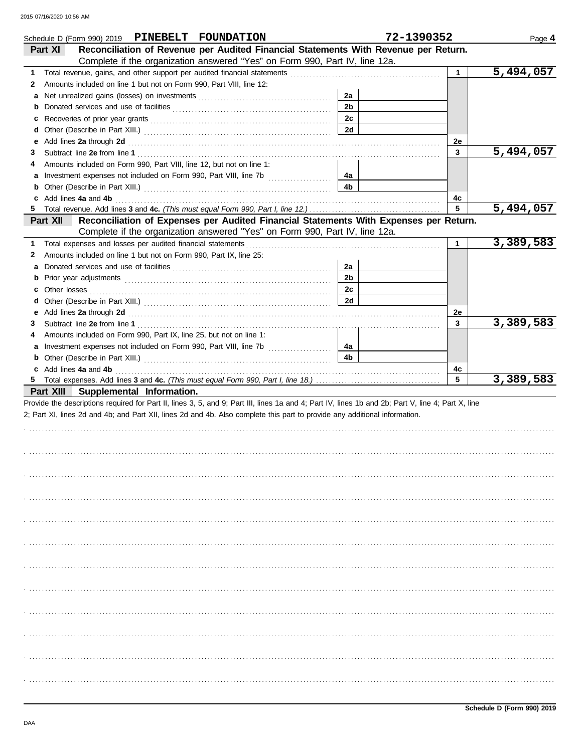Schedule D (Form 990) 2019 **PINEBELT FOUNDATION** **72-1390352**

## Part XI Reconciliation of Revenue per Audited Financial Statements With Revenue per Return.

Complete if the organization answered "Yes" on Form 990, Part IV, line 12a.

| | | | | | |
|---|---|---|---|---|---|
| **1** | Total revenue, gains, and other support per audited financial statements | | | 1 | 5,494,057 |
| **2** | Amounts included on line 1 but not on Form 990, Part VIII, line 12: | | | | |
| **a** | Net unrealized gains (losses) on investments | 2a | | | |
| **b** | Donated services and use of facilities | 2b | | | |
| **c** | Recoveries of prior year grants | 2c | | | |
| **d** | Other (Describe in Part XIII.) | 2d | | | |
| **e** | Add lines **2a** through **2d** | | | 2e | |
| **3** | Subtract line **2e** from line **1** | | | 3 | 5,494,057 |
| **4** | Amounts included on Form 990, Part VIII, line 12, but not on line 1: | | | | |
| **a** | Investment expenses not included on Form 990, Part VIII, line 7b | 4a | | | |
| **b** | Other (Describe in Part XIII.) | 4b | | | |
| **c** | Add lines **4a** and **4b** | | | 4c | |
| **5** | Total revenue. Add lines **3** and **4c.** *(This must equal Form 990, Part I, line 12.)* | | | 5 | 5,494,057 |

## Part XII Reconciliation of Expenses per Audited Financial Statements With Expenses per Return.

Complete if the organization answered "Yes" on Form 990, Part IV, line 12a.

| | | | | | |
|---|---|---|---|---|---|
| **1** | Total expenses and losses per audited financial statements | | | 1 | 3,389,583 |
| **2** | Amounts included on line 1 but not on Form 990, Part IX, line 25: | | | | |
| **a** | Donated services and use of facilities | 2a | | | |
| **b** | Prior year adjustments | 2b | | | |
| **c** | Other losses | 2c | | | |
| **d** | Other (Describe in Part XIII.) | 2d | | | |
| **e** | Add lines **2a** through **2d** | | | 2e | |
| **3** | Subtract line **2e** from line **1** | | | 3 | 3,389,583 |
| **4** | Amounts included on Form 990, Part IX, line 25, but not on line 1: | | | | |
| **a** | Investment expenses not included on Form 990, Part VIII, line 7b | 4a | | | |
| **b** | Other (Describe in Part XIII.) | 4b | | | |
| **c** | Add lines **4a** and **4b** | | | 4c | |
| **5** | Total expenses. Add lines **3** and **4c.** *(This must equal Form 990, Part I, line 18.)* | | | 5 | 3,389,583 |

## Part XIII Supplemental Information.

Provide the descriptions required for Part II, lines 3, 5, and 9; Part III, lines 1a and 4; Part IV, lines 1b and 2b; Part V, line 4; Part X, line 2; Part XI, lines 2d and 4b; and Part XII, lines 2d and 4b. Also complete this part to provide any additional information.

Schedule D (Form 990) 2019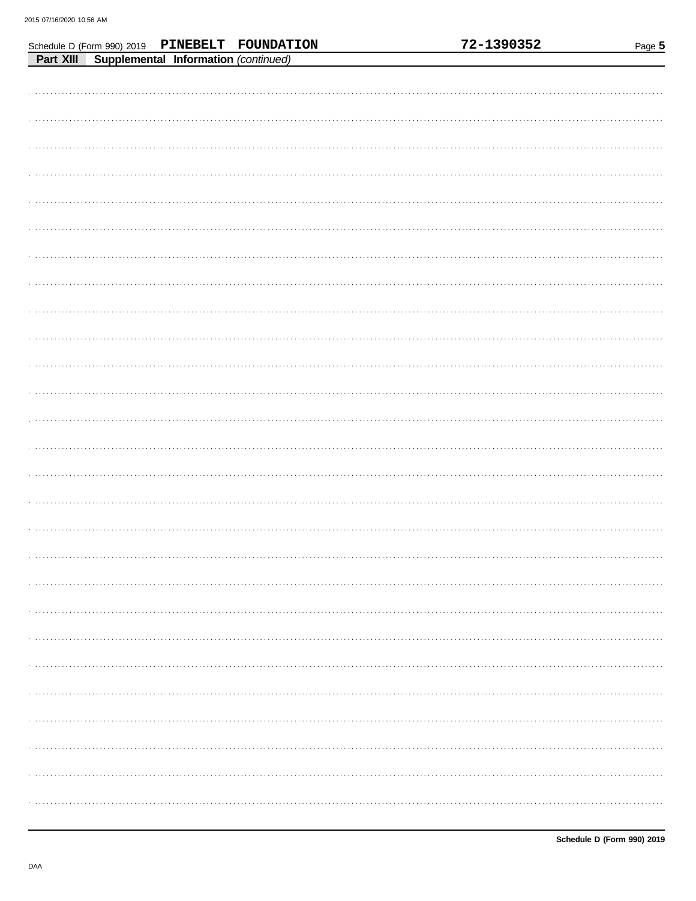Schedule D (Form 990) 2019 PINEBELT FOUNDATION 72-1390352

**Part XIII** **Supplemental Information** *(continued)*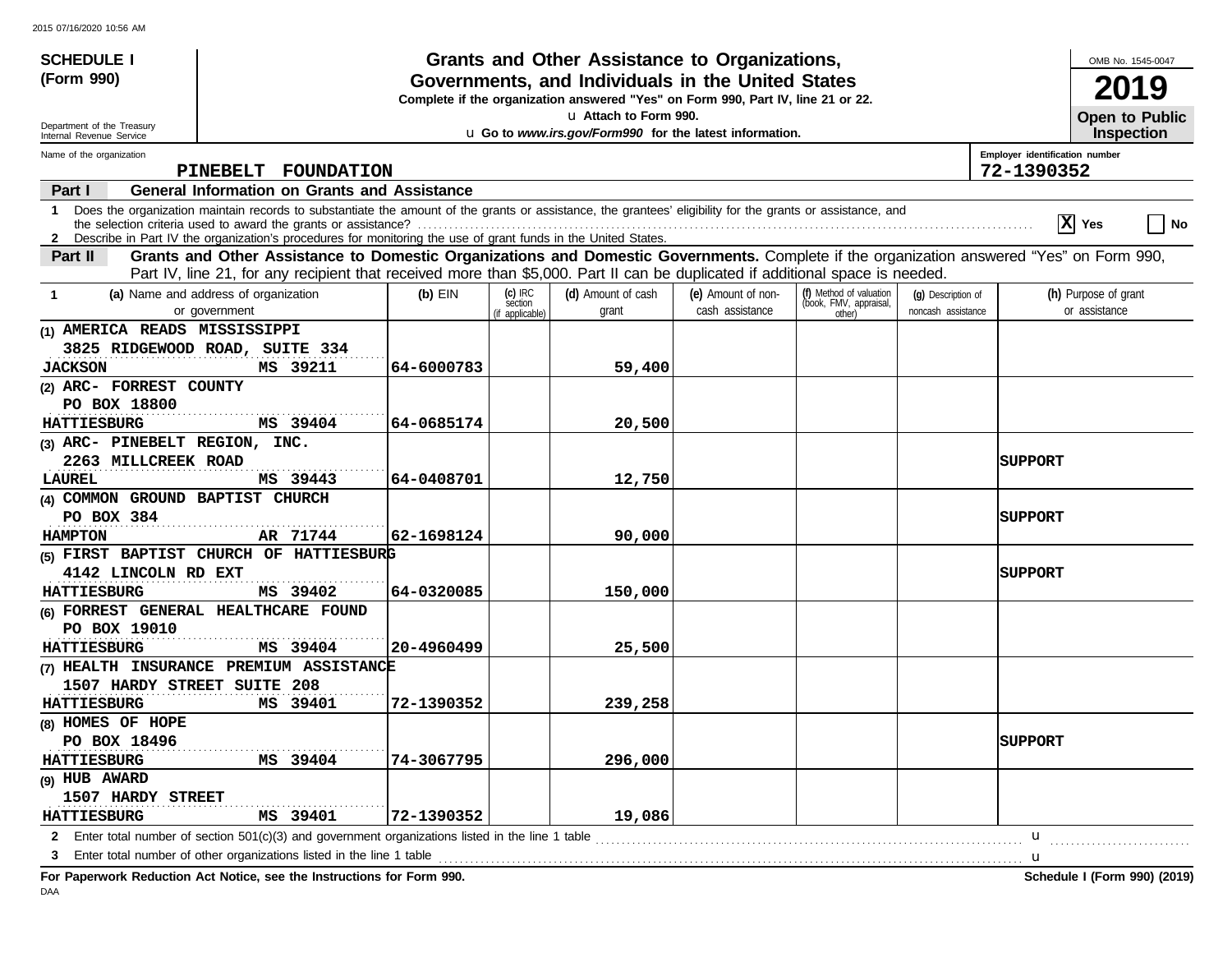**SCHEDULE I**
**(Form 990)**

Department of the Treasury
Internal Revenue Service

# Grants and Other Assistance to Organizations, Governments, and Individuals in the United States

**Complete if the organization answered "Yes" on Form 990, Part IV, line 21 or 22.**
u **Attach to Form 990.**
u **Go to *www.irs.gov/Form990* for the latest information.**

OMB No. 1545-0047

**2019**

**Open to Public Inspection**

Name of the organization: **PINEBELT FOUNDATION**

Employer identification number: **72-1390352**

## Part I General Information on Grants and Assistance

1 Does the organization maintain records to substantiate the amount of the grants or assistance, the grantees' eligibility for the grants or assistance, and the selection criteria used to award the grants or assistance? ..... [X] Yes [ ] No

2 Describe in Part IV the organization's procedures for monitoring the use of grant funds in the United States.

## Part II Grants and Other Assistance to Domestic Organizations and Domestic Governments.

Complete if the organization answered "Yes" on Form 990, Part IV, line 21, for any recipient that received more than $5,000. Part II can be duplicated if additional space is needed.

| 1 (a) Name and address of organization or government | (b) EIN | (c) IRC section (if applicable) | (d) Amount of cash grant | (e) Amount of non-cash assistance | (f) Method of valuation (book, FMV, appraisal, other) | (g) Description of noncash assistance | (h) Purpose of grant or assistance |
|---|---|---|---|---|---|---|---|
| (1) AMERICA READS MISSISSIPPI<br>3825 RIDGEWOOD ROAD, SUITE 334<br>JACKSON MS 39211 | 64-6000783 | | 59,400 | | | | |
| (2) ARC- FORREST COUNTY<br>PO BOX 18800<br>HATTIESBURG MS 39404 | 64-0685174 | | 20,500 | | | | |
| (3) ARC- PINEBELT REGION, INC.<br>2263 MILLCREEK ROAD<br>LAUREL MS 39443 | 64-0408701 | | 12,750 | | | | SUPPORT |
| (4) COMMON GROUND BAPTIST CHURCH<br>PO BOX 384<br>HAMPTON AR 71744 | 62-1698124 | | 90,000 | | | | SUPPORT |
| (5) FIRST BAPTIST CHURCH OF HATTIESBURG<br>4142 LINCOLN RD EXT<br>HATTIESBURG MS 39402 | 64-0320085 | | 150,000 | | | | SUPPORT |
| (6) FORREST GENERAL HEALTHCARE FOUND<br>PO BOX 19010<br>HATTIESBURG MS 39404 | 20-4960499 | | 25,500 | | | | |
| (7) HEALTH INSURANCE PREMIUM ASSISTANCE<br>1507 HARDY STREET SUITE 208<br>HATTIESBURG MS 39401 | 72-1390352 | | 239,258 | | | | |
| (8) HOMES OF HOPE<br>PO BOX 18496<br>HATTIESBURG MS 39404 | 74-3067795 | | 296,000 | | | | SUPPORT |
| (9) HUB AWARD<br>1507 HARDY STREET<br>HATTIESBURG MS 39401 | 72-1390352 | | 19,086 | | | | |

2 Enter total number of section 501(c)(3) and government organizations listed in the line 1 table ..... u

3 Enter total number of other organizations listed in the line 1 table ..... u

**For Paperwork Reduction Act Notice, see the Instructions for Form 990.** **Schedule I (Form 990) (2019)**

DAA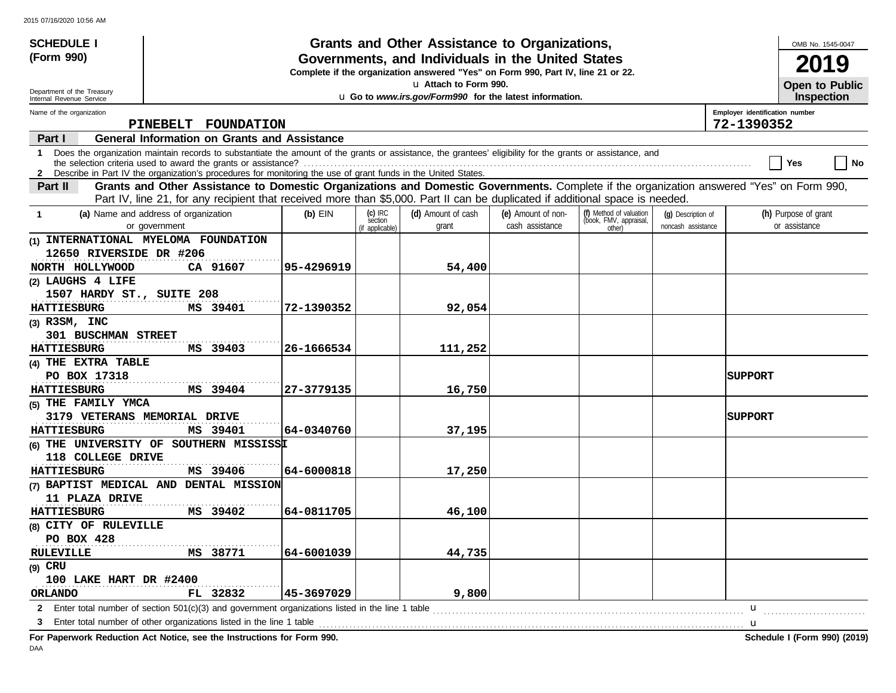**SCHEDULE I (Form 990)**

Department of the Treasury
Internal Revenue Service

# Grants and Other Assistance to Organizations, Governments, and Individuals in the United States

**Complete if the organization answered "Yes" on Form 990, Part IV, line 21 or 22.**

u **Attach to Form 990.**

u **Go to *www.irs.gov/Form990* for the latest information.**

OMB No. 1545-0047

**2019**

**Open to Public Inspection**

Name of the organization: **PINEBELT FOUNDATION**

Employer identification number: **72-1390352**

## Part I — General Information on Grants and Assistance

1 Does the organization maintain records to substantiate the amount of the grants or assistance, the grantees' eligibility for the grants or assistance, and the selection criteria used to award the grants or assistance? ☐ Yes ☐ No

2 Describe in Part IV the organization's procedures for monitoring the use of grant funds in the United States.

## Part II — Grants and Other Assistance to Domestic Organizations and Domestic Governments.

Complete if the organization answered "Yes" on Form 990, Part IV, line 21, for any recipient that received more than $5,000. Part II can be duplicated if additional space is needed.

| 1 (a) Name and address of organization or government | (b) EIN | (c) IRC section (if applicable) | (d) Amount of cash grant | (e) Amount of non-cash assistance | (f) Method of valuation (book, FMV, appraisal, other) | (g) Description of noncash assistance | (h) Purpose of grant or assistance |
|---|---|---|---|---|---|---|---|
| (1) INTERNATIONAL MYELOMA FOUNDATION<br>12650 RIVERSIDE DR #206<br>NORTH HOLLYWOOD CA 91607 | 95-4296919 | | 54,400 | | | | |
| (2) LAUGHS 4 LIFE<br>1507 HARDY ST., SUITE 208<br>HATTIESBURG MS 39401 | 72-1390352 | | 92,054 | | | | |
| (3) R3SM, INC<br>301 BUSCHMAN STREET<br>HATTIESBURG MS 39403 | 26-1666534 | | 111,252 | | | | |
| (4) THE EXTRA TABLE<br>PO BOX 17318<br>HATTIESBURG MS 39404 | 27-3779135 | | 16,750 | | | | SUPPORT |
| (5) THE FAMILY YMCA<br>3179 VETERANS MEMORIAL DRIVE<br>HATTIESBURG MS 39401 | 64-0340760 | | 37,195 | | | | SUPPORT |
| (6) THE UNIVERSITY OF SOUTHERN MISSISSI<br>118 COLLEGE DRIVE<br>HATTIESBURG MS 39406 | 64-6000818 | | 17,250 | | | | |
| (7) BAPTIST MEDICAL AND DENTAL MISSION<br>11 PLAZA DRIVE<br>HATTIESBURG MS 39402 | 64-0811705 | | 46,100 | | | | |
| (8) CITY OF RULEVILLE<br>PO BOX 428<br>RULEVILLE MS 38771 | 64-6001039 | | 44,735 | | | | |
| (9) CRU<br>100 LAKE HART DR #2400<br>ORLANDO FL 32832 | 45-3697029 | | 9,800 | | | | |

2 Enter total number of section 501(c)(3) and government organizations listed in the line 1 table u

3 Enter total number of other organizations listed in the line 1 table u

**For Paperwork Reduction Act Notice, see the Instructions for Form 990.**

**Schedule I (Form 990) (2019)**

DAA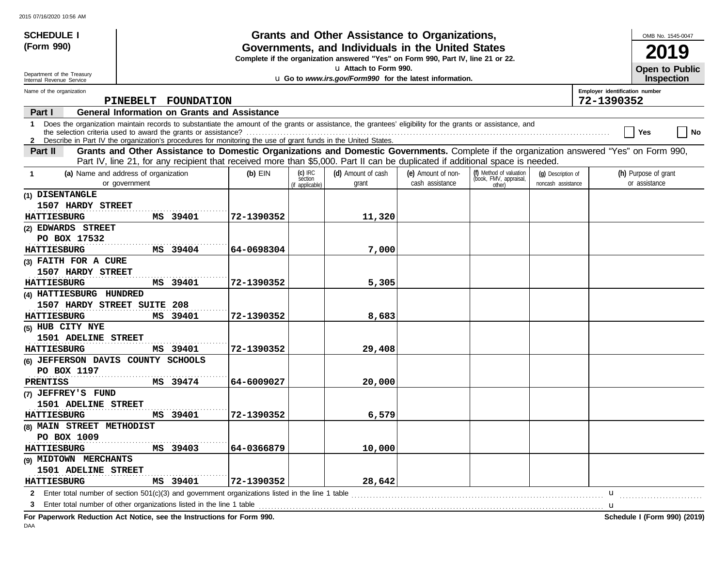**SCHEDULE I (Form 990)**

Department of the Treasury
Internal Revenue Service

# Grants and Other Assistance to Organizations, Governments, and Individuals in the United States

**Complete if the organization answered "Yes" on Form 990, Part IV, line 21 or 22.**

u **Attach to Form 990.**

u **Go to *www.irs.gov/Form990* for the latest information.**

OMB No. 1545-0047

**2019**

**Open to Public Inspection**

Name of the organization: **PINEBELT FOUNDATION**

Employer identification number: **72-1390352**

**Part I — General Information on Grants and Assistance**

1 Does the organization maintain records to substantiate the amount of the grants or assistance, the grantees' eligibility for the grants or assistance, and the selection criteria used to award the grants or assistance? ☐ Yes ☐ No

2 Describe in Part IV the organization's procedures for monitoring the use of grant funds in the United States.

**Part II — Grants and Other Assistance to Domestic Organizations and Domestic Governments.** Complete if the organization answered "Yes" on Form 990, Part IV, line 21, for any recipient that received more than $5,000. Part II can be duplicated if additional space is needed.

| 1 (a) Name and address of organization or government | (b) EIN | (c) IRC section (if applicable) | (d) Amount of cash grant | (e) Amount of non-cash assistance | (f) Method of valuation (book, FMV, appraisal, other) | (g) Description of noncash assistance | (h) Purpose of grant or assistance |
|---|---|---|---|---|---|---|---|
| (1) DISENTANGLE<br>1507 HARDY STREET<br>HATTIESBURG MS 39401 | 72-1390352 | | 11,320 | | | | |
| (2) EDWARDS STREET<br>PO BOX 17532<br>HATTIESBURG MS 39404 | 64-0698304 | | 7,000 | | | | |
| (3) FAITH FOR A CURE<br>1507 HARDY STREET<br>HATTIESBURG MS 39401 | 72-1390352 | | 5,305 | | | | |
| (4) HATTIESBURG HUNDRED<br>1507 HARDY STREET SUITE 208<br>HATTIESBURG MS 39401 | 72-1390352 | | 8,683 | | | | |
| (5) HUB CITY NYE<br>1501 ADELINE STREET<br>HATTIESBURG MS 39401 | 72-1390352 | | 29,408 | | | | |
| (6) JEFFERSON DAVIS COUNTY SCHOOLS<br>PO BOX 1197<br>PRENTISS MS 39474 | 64-6009027 | | 20,000 | | | | |
| (7) JEFFREY'S FUND<br>1501 ADELINE STREET<br>HATTIESBURG MS 39401 | 72-1390352 | | 6,579 | | | | |
| (8) MAIN STREET METHODIST<br>PO BOX 1009<br>HATTIESBURG MS 39403 | 64-0366879 | | 10,000 | | | | |
| (9) MIDTOWN MERCHANTS<br>1501 ADELINE STREET<br>HATTIESBURG MS 39401 | 72-1390352 | | 28,642 | | | | |

2 Enter total number of section 501(c)(3) and government organizations listed in the line 1 table u

3 Enter total number of other organizations listed in the line 1 table u

**For Paperwork Reduction Act Notice, see the Instructions for Form 990.**

**Schedule I (Form 990) (2019)**

DAA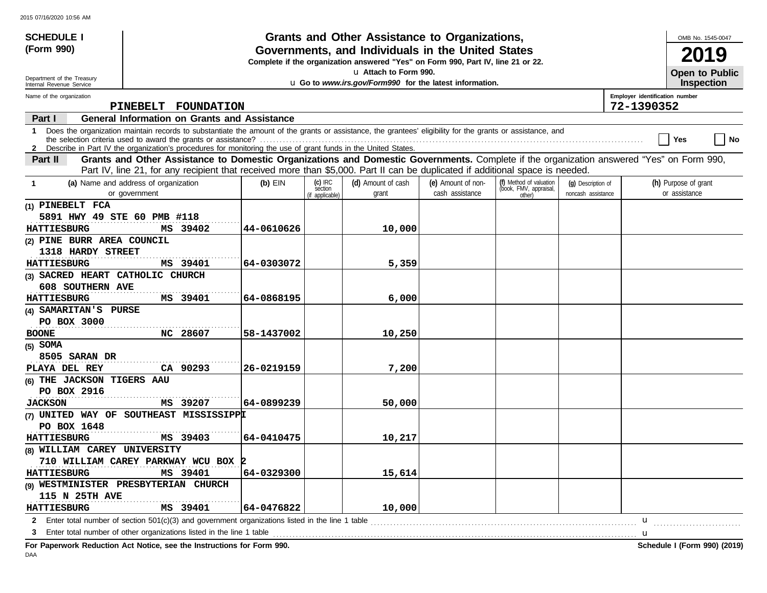**SCHEDULE I (Form 990)**

Department of the Treasury
Internal Revenue Service

# Grants and Other Assistance to Organizations, Governments, and Individuals in the United States

**Complete if the organization answered "Yes" on Form 990, Part IV, line 21 or 22.**

**u Attach to Form 990.**

**u Go to *www.irs.gov/Form990* for the latest information.**

OMB No. 1545-0047

**2019**

**Open to Public Inspection**

Name of the organization: **PINEBELT FOUNDATION**

Employer identification number: **72-1390352**

## Part I — General Information on Grants and Assistance

1 Does the organization maintain records to substantiate the amount of the grants or assistance, the grantees' eligibility for the grants or assistance, and the selection criteria used to award the grants or assistance? ☐ Yes ☐ No

2 Describe in Part IV the organization's procedures for monitoring the use of grant funds in the United States.

## Part II — Grants and Other Assistance to Domestic Organizations and Domestic Governments.

Complete if the organization answered "Yes" on Form 990, Part IV, line 21, for any recipient that received more than $5,000. Part II can be duplicated if additional space is needed.

| 1 (a) Name and address of organization or government | (b) EIN | (c) IRC section (if applicable) | (d) Amount of cash grant | (e) Amount of non-cash assistance | (f) Method of valuation (book, FMV, appraisal, other) | (g) Description of noncash assistance | (h) Purpose of grant or assistance |
|---|---|---|---|---|---|---|---|
| (1) PINEBELT FCA<br>5891 HWY 49 STE 60 PMB #118<br>HATTIESBURG MS 39402 | 44-0610626 | | 10,000 | | | | |
| (2) PINE BURR AREA COUNCIL<br>1318 HARDY STREET<br>HATTIESBURG MS 39401 | 64-0303072 | | 5,359 | | | | |
| (3) SACRED HEART CATHOLIC CHURCH<br>608 SOUTHERN AVE<br>HATTIESBURG MS 39401 | 64-0868195 | | 6,000 | | | | |
| (4) SAMARITAN'S PURSE<br>PO BOX 3000<br>BOONE NC 28607 | 58-1437002 | | 10,250 | | | | |
| (5) SOMA<br>8505 SARAN DR<br>PLAYA DEL REY CA 90293 | 26-0219159 | | 7,200 | | | | |
| (6) THE JACKSON TIGERS AAU<br>PO BOX 2916<br>JACKSON MS 39207 | 64-0899239 | | 50,000 | | | | |
| (7) UNITED WAY OF SOUTHEAST MISSISSIPPI<br>PO BOX 1648<br>HATTIESBURG MS 39403 | 64-0410475 | | 10,217 | | | | |
| (8) WILLIAM CAREY UNIVERSITY<br>710 WILLIAM CAREY PARKWAY WCU BOX 2<br>HATTIESBURG MS 39401 | 64-0329300 | | 15,614 | | | | |
| (9) WESTMINISTER PRESBYTERIAN CHURCH<br>115 N 25TH AVE<br>HATTIESBURG MS 39401 | 64-0476822 | | 10,000 | | | | |

2 Enter total number of section 501(c)(3) and government organizations listed in the line 1 table u

3 Enter total number of other organizations listed in the line 1 table u

**For Paperwork Reduction Act Notice, see the Instructions for Form 990.** **Schedule I (Form 990) (2019)**

DAA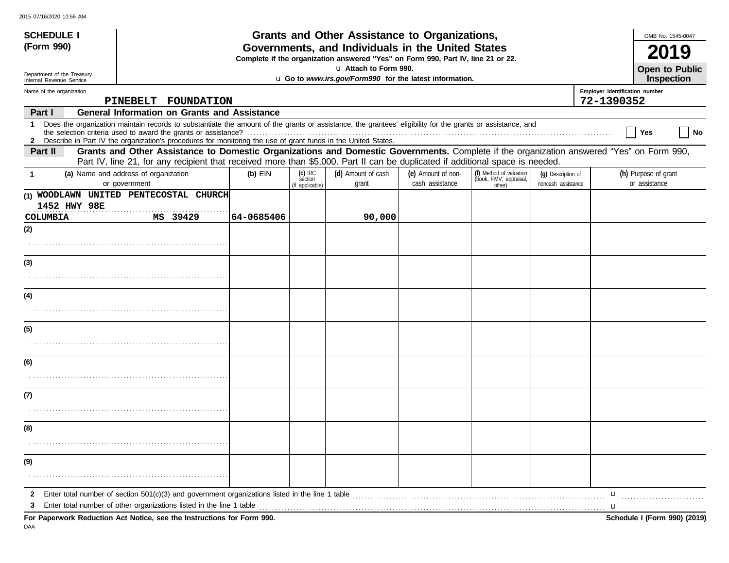**SCHEDULE I**
**(Form 990)**

Department of the Treasury
Internal Revenue Service

# Grants and Other Assistance to Organizations, Governments, and Individuals in the United States

**Complete if the organization answered "Yes" on Form 990, Part IV, line 21 or 22.**
u **Attach to Form 990.**
u **Go to *www.irs.gov/Form990* for the latest information.**

OMB No. 1545-0047
**2019**
**Open to Public Inspection**

Name of the organization: PINEBELT FOUNDATION
Employer identification number: 72-1390352

**Part I — General Information on Grants and Assistance**

1 Does the organization maintain records to substantiate the amount of the grants or assistance, the grantees' eligibility for the grants or assistance, and the selection criteria used to award the grants or assistance? .......... Yes [ ] No [ ]

2 Describe in Part IV the organization's procedures for monitoring the use of grant funds in the United States.

**Part II — Grants and Other Assistance to Domestic Organizations and Domestic Governments.** Complete if the organization answered "Yes" on Form 990, Part IV, line 21, for any recipient that received more than $5,000. Part II can be duplicated if additional space is needed.

| 1 (a) Name and address of organization or government | (b) EIN | (c) IRC section (if applicable) | (d) Amount of cash grant | (e) Amount of non-cash assistance | (f) Method of valuation (book, FMV, appraisal, other) | (g) Description of noncash assistance | (h) Purpose of grant or assistance |
|---|---|---|---|---|---|---|---|
| (1) WOODLAWN UNITED PENTECOSTAL CHURCH 1452 HWY 98E COLUMBIA MS 39429 | 64-0685406 | | 90,000 | | | | |
| (2) | | | | | | | |
| (3) | | | | | | | |
| (4) | | | | | | | |
| (5) | | | | | | | |
| (6) | | | | | | | |
| (7) | | | | | | | |
| (8) | | | | | | | |
| (9) | | | | | | | |

2 Enter total number of section 501(c)(3) and government organizations listed in the line 1 table .......... u

3 Enter total number of other organizations listed in the line 1 table .......... u

**For Paperwork Reduction Act Notice, see the Instructions for Form 990.**
**Schedule I (Form 990) (2019)**

DAA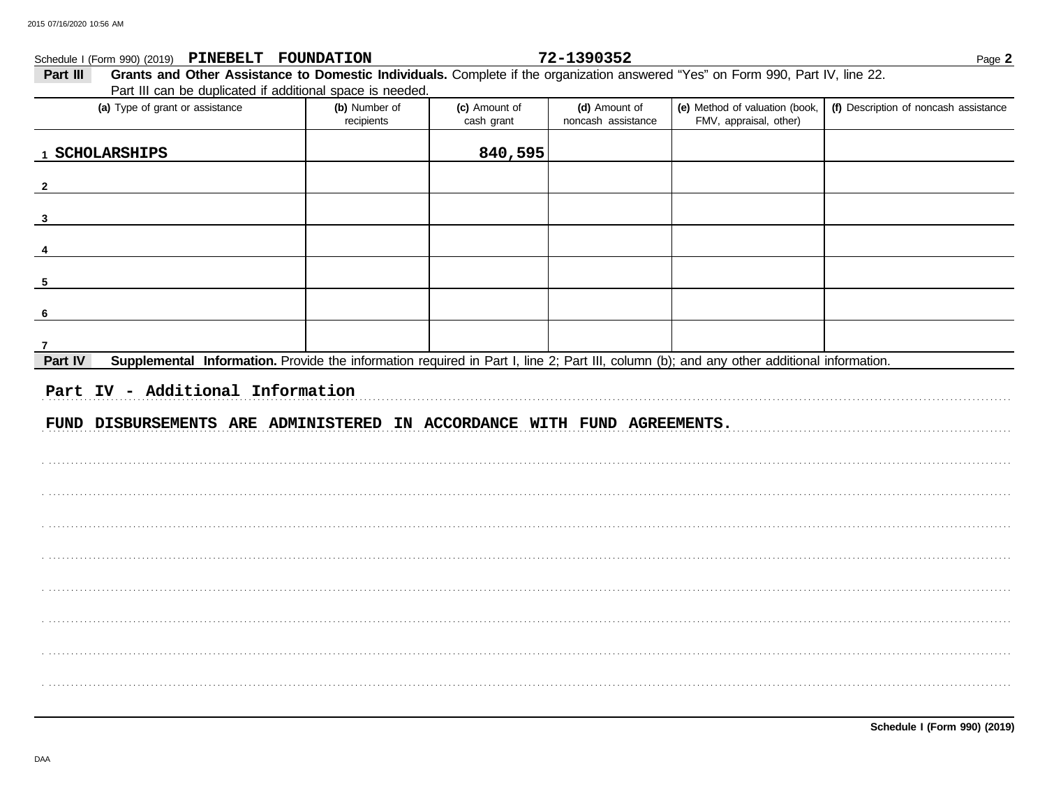Schedule I (Form 990) (2019) **PINEBELT FOUNDATION** **72-1390352**

**Part III** **Grants and Other Assistance to Domestic Individuals.** Complete if the organization answered "Yes" on Form 990, Part IV, line 22. Part III can be duplicated if additional space is needed.

| (a) Type of grant or assistance | (b) Number of recipients | (c) Amount of cash grant | (d) Amount of noncash assistance | (e) Method of valuation (book, FMV, appraisal, other) | (f) Description of noncash assistance |
|---|---|---|---|---|---|
| 1 SCHOLARSHIPS | | 840,595 | | | |
| 2 | | | | | |
| 3 | | | | | |
| 4 | | | | | |
| 5 | | | | | |
| 6 | | | | | |
| 7 | | | | | |

**Part IV** **Supplemental Information.** Provide the information required in Part I, line 2; Part III, column (b); and any other additional information.

Part IV - Additional Information

FUND DISBURSEMENTS ARE ADMINISTERED IN ACCORDANCE WITH FUND AGREEMENTS.

**Schedule I (Form 990) (2019)**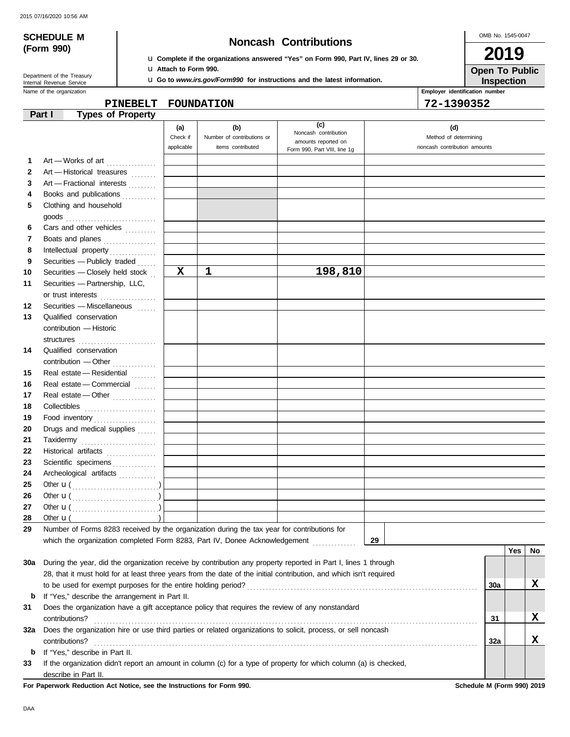**SCHEDULE M**
**(Form 990)**

Department of the Treasury
Internal Revenue Service

# Noncash Contributions

u **Complete if the organizations answered "Yes" on Form 990, Part IV, lines 29 or 30.**
u **Attach to Form 990.**
u **Go to *www.irs.gov/Form990* for instructions and the latest information.**

OMB No. 1545-0047

**2019**

**Open To Public Inspection**

Name of the organization: **PINEBELT FOUNDATION**

Employer identification number: **72-1390352**

## Part I Types of Property

| | | (a) Check if applicable | (b) Number of contributions or items contributed | (c) Noncash contribution amounts reported on Form 990, Part VIII, line 1g | (d) Method of determining noncash contribution amounts |
|---|---|---|---|---|---|
| 1 | Art — Works of art | | | | |
| 2 | Art — Historical treasures | | | | |
| 3 | Art — Fractional interests | | | | |
| 4 | Books and publications | | | | |
| 5 | Clothing and household goods | | | | |
| 6 | Cars and other vehicles | | | | |
| 7 | Boats and planes | | | | |
| 8 | Intellectual property | | | | |
| 9 | Securities — Publicly traded | | | | |
| 10 | Securities — Closely held stock | X | 1 | 198,810 | |
| 11 | Securities — Partnership, LLC, or trust interests | | | | |
| 12 | Securities — Miscellaneous | | | | |
| 13 | Qualified conservation contribution — Historic structures | | | | |
| 14 | Qualified conservation contribution — Other | | | | |
| 15 | Real estate — Residential | | | | |
| 16 | Real estate — Commercial | | | | |
| 17 | Real estate — Other | | | | |
| 18 | Collectibles | | | | |
| 19 | Food inventory | | | | |
| 20 | Drugs and medical supplies | | | | |
| 21 | Taxidermy | | | | |
| 22 | Historical artifacts | | | | |
| 23 | Scientific specimens | | | | |
| 24 | Archeological artifacts | | | | |
| 25 | Other u ( ) | | | | |
| 26 | Other u ( ) | | | | |
| 27 | Other u ( ) | | | | |
| 28 | Other u ( ) | | | | |

**29** Number of Forms 8283 received by the organization during the tax year for contributions for which the organization completed Form 8283, Part IV, Donee Acknowledgement . . . **29**

| | | | Yes | No |
|---|---|---|---|---|
| 30a | During the year, did the organization receive by contribution any property reported in Part I, lines 1 through 28, that it must hold for at least three years from the date of the initial contribution, and which isn't required to be used for exempt purposes for the entire holding period? | 30a | | X |
| b | If "Yes," describe the arrangement in Part II. | | | |
| 31 | Does the organization have a gift acceptance policy that requires the review of any nonstandard contributions? | 31 | | X |
| 32a | Does the organization hire or use third parties or related organizations to solicit, process, or sell noncash contributions? | 32a | | X |
| b | If "Yes," describe in Part II. | | | |
| 33 | If the organization didn't report an amount in column (c) for a type of property for which column (a) is checked, describe in Part II. | | | |

**For Paperwork Reduction Act Notice, see the Instructions for Form 990.** **Schedule M (Form 990) 2019**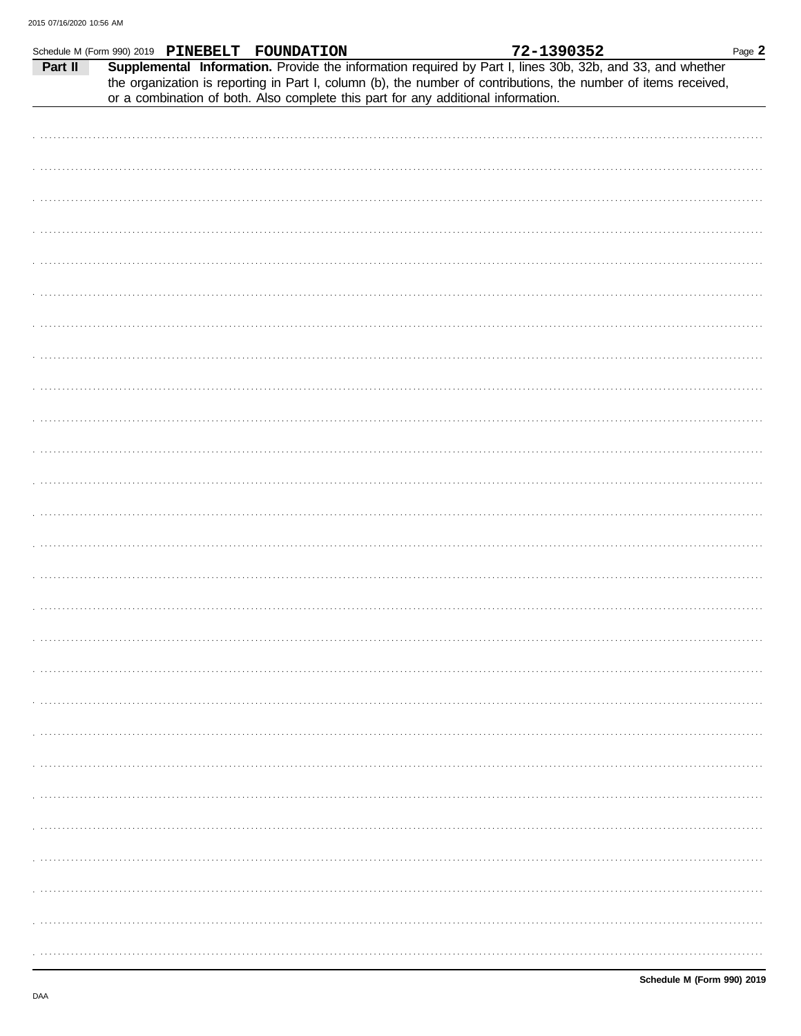Schedule M (Form 990) 2019 **PINEBELT FOUNDATION** **72-1390352**

**Part II** **Supplemental Information.** Provide the information required by Part I, lines 30b, 32b, and 33, and whether the organization is reporting in Part I, column (b), the number of contributions, the number of items received, or a combination of both. Also complete this part for any additional information.

**Schedule M (Form 990) 2019**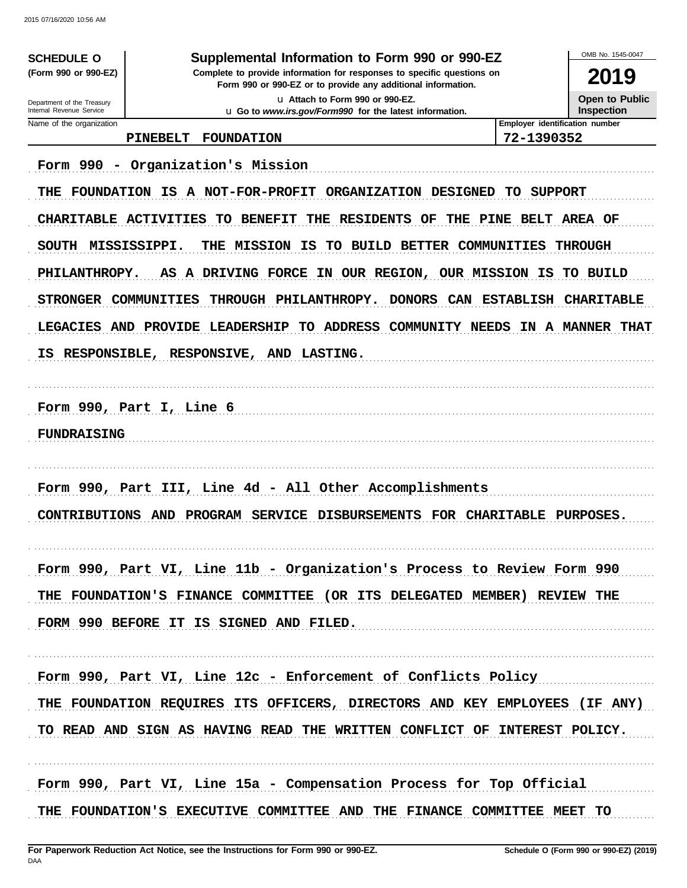**SCHEDULE O**
**(Form 990 or 990-EZ)**

Department of the Treasury
Internal Revenue Service

# Supplemental Information to Form 990 or 990-EZ

**Complete to provide information for responses to specific questions on Form 990 or 990-EZ or to provide any additional information.**

u Attach to Form 990 or 990-EZ.

u Go to *www.irs.gov/Form990* for the latest information.

OMB No. 1545-0047

**2019**

**Open to Public Inspection**

| Name of the organization | Employer identification number |
|---|---|
| PINEBELT FOUNDATION | 72-1390352 |

Form 990 - Organization's Mission

THE FOUNDATION IS A NOT-FOR-PROFIT ORGANIZATION DESIGNED TO SUPPORT CHARITABLE ACTIVITIES TO BENEFIT THE RESIDENTS OF THE PINE BELT AREA OF SOUTH MISSISSIPPI. THE MISSION IS TO BUILD BETTER COMMUNITIES THROUGH PHILANTHROPY. AS A DRIVING FORCE IN OUR REGION, OUR MISSION IS TO BUILD STRONGER COMMUNITIES THROUGH PHILANTHROPY. DONORS CAN ESTABLISH CHARITABLE LEGACIES AND PROVIDE LEADERSHIP TO ADDRESS COMMUNITY NEEDS IN A MANNER THAT IS RESPONSIBLE, RESPONSIVE, AND LASTING.

Form 990, Part I, Line 6

FUNDRAISING

Form 990, Part III, Line 4d - All Other Accomplishments

CONTRIBUTIONS AND PROGRAM SERVICE DISBURSEMENTS FOR CHARITABLE PURPOSES.

Form 990, Part VI, Line 11b - Organization's Process to Review Form 990

THE FOUNDATION'S FINANCE COMMITTEE (OR ITS DELEGATED MEMBER) REVIEW THE FORM 990 BEFORE IT IS SIGNED AND FILED.

Form 990, Part VI, Line 12c - Enforcement of Conflicts Policy

THE FOUNDATION REQUIRES ITS OFFICERS, DIRECTORS AND KEY EMPLOYEES (IF ANY) TO READ AND SIGN AS HAVING READ THE WRITTEN CONFLICT OF INTEREST POLICY.

Form 990, Part VI, Line 15a - Compensation Process for Top Official

THE FOUNDATION'S EXECUTIVE COMMITTEE AND THE FINANCE COMMITTEE MEET TO

**For Paperwork Reduction Act Notice, see the Instructions for Form 990 or 990-EZ.**
DAA

**Schedule O (Form 990 or 990-EZ) (2019)**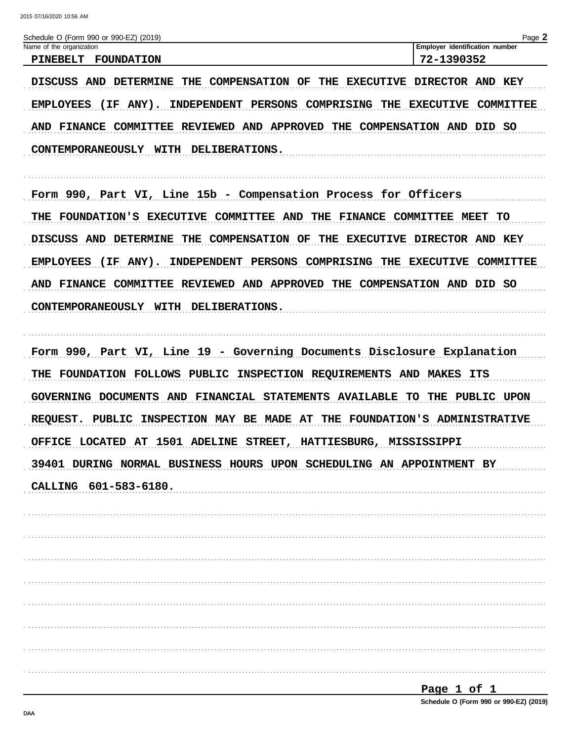Schedule O (Form 990 or 990-EZ) (2019)

| Name of the organization | Employer identification number |
| --- | --- |
| PINEBELT FOUNDATION | 72-1390352 |

DISCUSS AND DETERMINE THE COMPENSATION OF THE EXECUTIVE DIRECTOR AND KEY EMPLOYEES (IF ANY). INDEPENDENT PERSONS COMPRISING THE EXECUTIVE COMMITTEE AND FINANCE COMMITTEE REVIEWED AND APPROVED THE COMPENSATION AND DID SO CONTEMPORANEOUSLY WITH DELIBERATIONS.

Form 990, Part VI, Line 15b - Compensation Process for Officers

THE FOUNDATION'S EXECUTIVE COMMITTEE AND THE FINANCE COMMITTEE MEET TO DISCUSS AND DETERMINE THE COMPENSATION OF THE EXECUTIVE DIRECTOR AND KEY EMPLOYEES (IF ANY). INDEPENDENT PERSONS COMPRISING THE EXECUTIVE COMMITTEE AND FINANCE COMMITTEE REVIEWED AND APPROVED THE COMPENSATION AND DID SO CONTEMPORANEOUSLY WITH DELIBERATIONS.

Form 990, Part VI, Line 19 - Governing Documents Disclosure Explanation

THE FOUNDATION FOLLOWS PUBLIC INSPECTION REQUIREMENTS AND MAKES ITS GOVERNING DOCUMENTS AND FINANCIAL STATEMENTS AVAILABLE TO THE PUBLIC UPON REQUEST. PUBLIC INSPECTION MAY BE MADE AT THE FOUNDATION'S ADMINISTRATIVE OFFICE LOCATED AT 1501 ADELINE STREET, HATTIESBURG, MISSISSIPPI 39401 DURING NORMAL BUSINESS HOURS UPON SCHEDULING AN APPOINTMENT BY CALLING 601-583-6180.

Schedule O (Form 990 or 990-EZ) (2019)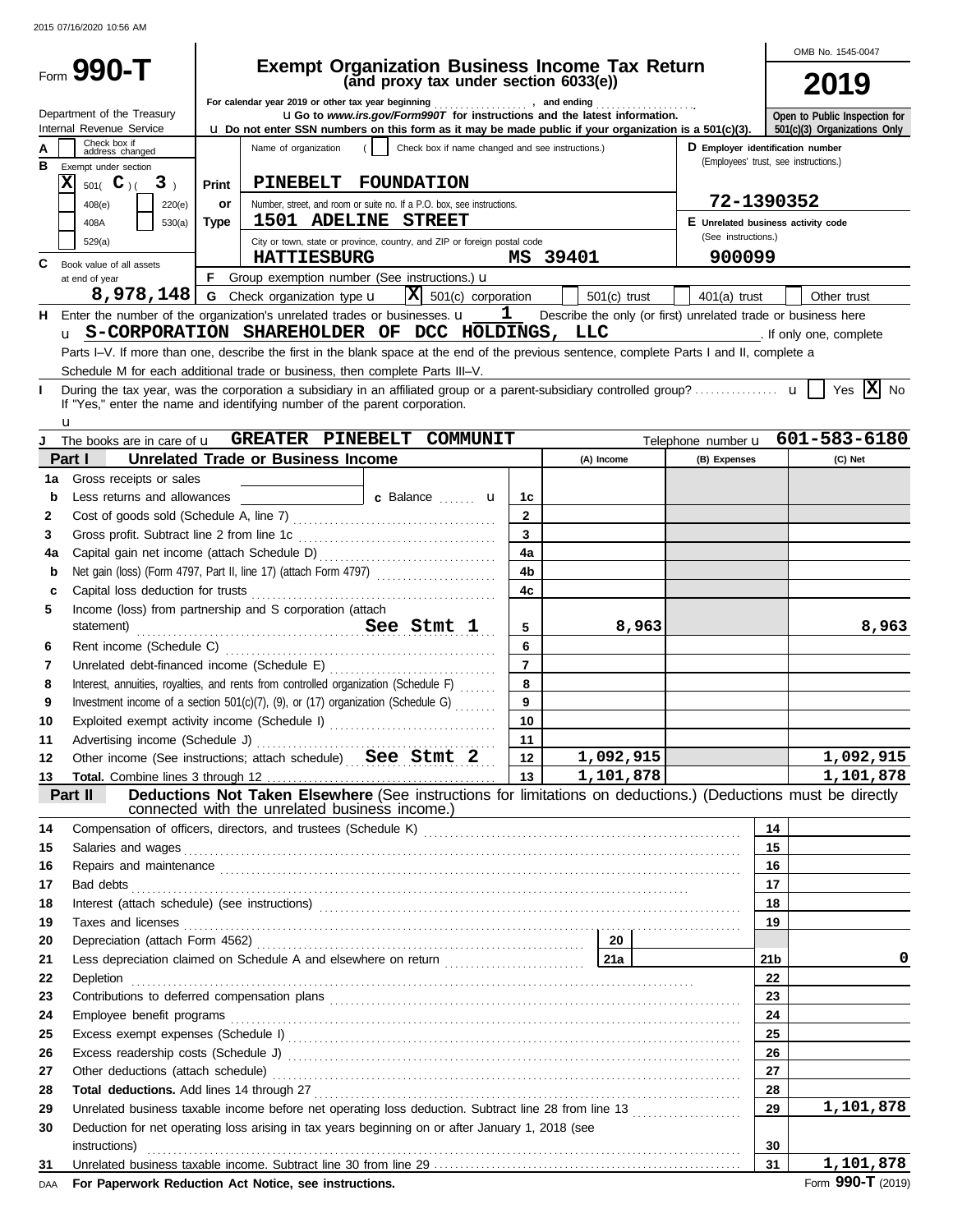2015 07/16/2020 10:56 AM

# Form 990-T

## Exempt Organization Business Income Tax Return (and proxy tax under section 6033(e))

OMB No. 1545-0047

**2019**

Department of the Treasury
Internal Revenue Service

For calendar year 2019 or other tax year beginning , and ending

u Go to *www.irs.gov/Form990T* for instructions and the latest information.

u Do not enter SSN numbers on this form as it may be made public if your organization is a 501(c)(3).

Open to Public Inspection for 501(c)(3) Organizations Only

**A** Check box if address changed

**B** Exempt under section
- [X] 501( C )( 3 )
- [ ] 408(e)
- [ ] 220(e)
- [ ] 408A
- [ ] 530(a)
- [ ] 529(a)

Print or Type

Name of organization ( [ ] Check box if name changed and see instructions.)

**PINEBELT FOUNDATION**

Number, street, and room or suite no. If a P.O. box, see instructions.

**1501 ADELINE STREET**

City or town, state or province, country, and ZIP or foreign postal code

**HATTIESBURG MS 39401**

**D** Employer identification number (Employees' trust, see instructions.)

**72-1390352**

**E** Unrelated business activity code (See instructions.)

**900099**

**C** Book value of all assets at end of year **8,978,148**

**F** Group exemption number (See instructions.) u

**G** Check organization type u [X] 501(c) corporation [ ] 501(c) trust [ ] 401(a) trust [ ] Other trust

**H** Enter the number of the organization's unrelated trades or businesses. u **1** Describe the only (or first) unrelated trade or business here u **S-CORPORATION SHAREHOLDER OF DCC HOLDINGS, LLC** . If only one, complete Parts I–V. If more than one, describe the first in the blank space at the end of the previous sentence, complete Parts I and II, complete a Schedule M for each additional trade or business, then complete Parts III–V.

**I** During the tax year, was the corporation a subsidiary in an affiliated group or a parent-subsidiary controlled group? u [ ] Yes [X] No
If "Yes," enter the name and identifying number of the parent corporation.
u

**J** The books are in care of u **GREATER PINEBELT COMMUNIT** Telephone number u **601-583-6180**

| Part I | Unrelated Trade or Business Income | | (A) Income | (B) Expenses | (C) Net |
|---|---|---|---|---|---|
| 1a | Gross receipts or sales | | | | |
| b | Less returns and allowances — c Balance u | 1c | | | |
| 2 | Cost of goods sold (Schedule A, line 7) | 2 | | | |
| 3 | Gross profit. Subtract line 2 from line 1c | 3 | | | |
| 4a | Capital gain net income (attach Schedule D) | 4a | | | |
| b | Net gain (loss) (Form 4797, Part II, line 17) (attach Form 4797) | 4b | | | |
| c | Capital loss deduction for trusts | 4c | | | |
| 5 | Income (loss) from partnership and S corporation (attach statement) **See Stmt 1** | 5 | 8,963 | | 8,963 |
| 6 | Rent income (Schedule C) | 6 | | | |
| 7 | Unrelated debt-financed income (Schedule E) | 7 | | | |
| 8 | Interest, annuities, royalties, and rents from controlled organization (Schedule F) | 8 | | | |
| 9 | Investment income of a section 501(c)(7), (9), or (17) organization (Schedule G) | 9 | | | |
| 10 | Exploited exempt activity income (Schedule I) | 10 | | | |
| 11 | Advertising income (Schedule J) | 11 | | | |
| 12 | Other income (See instructions; attach schedule) **See Stmt 2** | 12 | 1,092,915 | | 1,092,915 |
| 13 | **Total.** Combine lines 3 through 12 | 13 | 1,101,878 | | 1,101,878 |

**Part II — Deductions Not Taken Elsewhere** (See instructions for limitations on deductions.) (Deductions must be directly connected with the unrelated business income.)

| Line | Description | | |
|---|---|---|---|
| 14 | Compensation of officers, directors, and trustees (Schedule K) | 14 | |
| 15 | Salaries and wages | 15 | |
| 16 | Repairs and maintenance | 16 | |
| 17 | Bad debts | 17 | |
| 18 | Interest (attach schedule) (see instructions) | 18 | |
| 19 | Taxes and licenses | 19 | |
| 20 | Depreciation (attach Form 4562) — 20 | | |
| 21 | Less depreciation claimed on Schedule A and elsewhere on return — 21a | 21b | 0 |
| 22 | Depletion | 22 | |
| 23 | Contributions to deferred compensation plans | 23 | |
| 24 | Employee benefit programs | 24 | |
| 25 | Excess exempt expenses (Schedule I) | 25 | |
| 26 | Excess readership costs (Schedule J) | 26 | |
| 27 | Other deductions (attach schedule) | 27 | |
| 28 | **Total deductions.** Add lines 14 through 27 | 28 | |
| 29 | Unrelated business taxable income before net operating loss deduction. Subtract line 28 from line 13 | 29 | 1,101,878 |
| 30 | Deduction for net operating loss arising in tax years beginning on or after January 1, 2018 (see instructions) | 30 | |
| 31 | Unrelated business taxable income. Subtract line 30 from line 29 | 31 | 1,101,878 |

DAA **For Paperwork Reduction Act Notice, see instructions.** Form **990-T** (2019)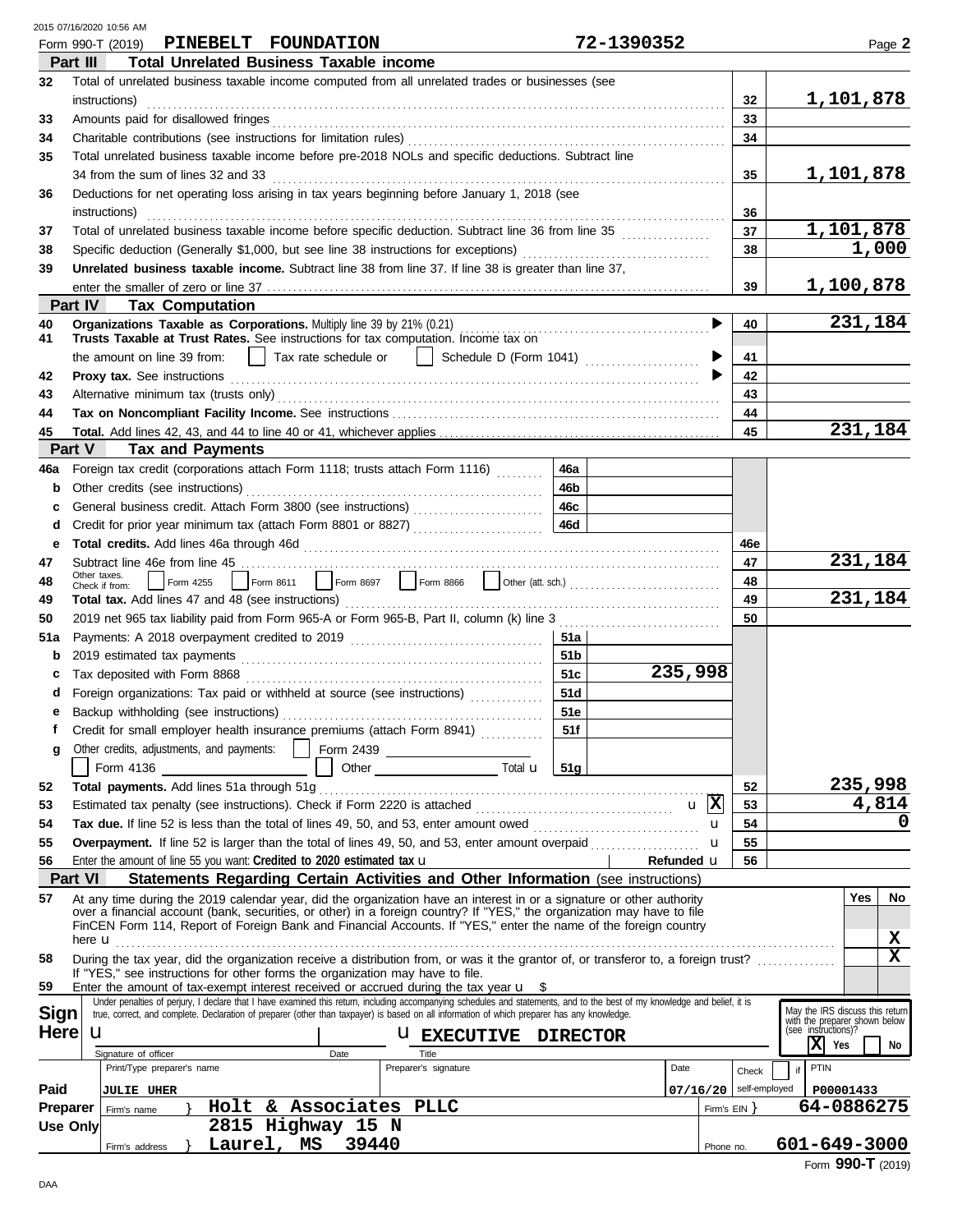2015 07/16/2020 10:56 AM

Form 990-T (2019) **PINEBELT FOUNDATION** **72-1390352** Page **2**

## Part III Total Unrelated Business Taxable income

| | | | |
|---|---|---|---|
| 32 | Total of unrelated business taxable income computed from all unrelated trades or businesses (see instructions) | 32 | 1,101,878 |
| 33 | Amounts paid for disallowed fringes | 33 | |
| 34 | Charitable contributions (see instructions for limitation rules) | 34 | |
| 35 | Total unrelated business taxable income before pre-2018 NOLs and specific deductions. Subtract line 34 from the sum of lines 32 and 33 | 35 | 1,101,878 |
| 36 | Deductions for net operating loss arising in tax years beginning before January 1, 2018 (see instructions) | 36 | |
| 37 | Total of unrelated business taxable income before specific deduction. Subtract line 36 from line 35 | 37 | 1,101,878 |
| 38 | Specific deduction (Generally $1,000, but see line 38 instructions for exceptions) | 38 | 1,000 |
| 39 | **Unrelated business taxable income.** Subtract line 38 from line 37. If line 38 is greater than line 37, enter the smaller of zero or line 37 | 39 | 1,100,878 |

## Part IV Tax Computation

| | | | |
|---|---|---|---|
| 40 | **Organizations Taxable as Corporations.** Multiply line 39 by 21% (0.21) | 40 | 231,184 |
| 41 | **Trusts Taxable at Trust Rates.** See instructions for tax computation. Income tax on the amount on line 39 from: ☐ Tax rate schedule or ☐ Schedule D (Form 1041) | 41 | |
| 42 | **Proxy tax.** See instructions | 42 | |
| 43 | Alternative minimum tax (trusts only) | 43 | |
| 44 | **Tax on Noncompliant Facility Income.** See instructions | 44 | |
| 45 | **Total.** Add lines 42, 43, and 44 to line 40 or 41, whichever applies | 45 | 231,184 |

## Part V Tax and Payments

| | | | | | |
|---|---|---|---|---|---|
| 46a | Foreign tax credit (corporations attach Form 1118; trusts attach Form 1116) | 46a | | | |
| b | Other credits (see instructions) | 46b | | | |
| c | General business credit. Attach Form 3800 (see instructions) | 46c | | | |
| d | Credit for prior year minimum tax (attach Form 8801 or 8827) | 46d | | | |
| e | **Total credits.** Add lines 46a through 46d | | | 46e | |
| 47 | Subtract line 46e from line 45 | | | 47 | 231,184 |
| 48 | Other taxes. Check if from: ☐ Form 4255 ☐ Form 8611 ☐ Form 8697 ☐ Form 8866 ☐ Other (att. sch.) | | | 48 | |
| 49 | **Total tax.** Add lines 47 and 48 (see instructions) | | | 49 | 231,184 |
| 50 | 2019 net 965 tax liability paid from Form 965-A or Form 965-B, Part II, column (k) line 3 | | | 50 | |
| 51a | Payments: A 2018 overpayment credited to 2019 | 51a | | | |
| b | 2019 estimated tax payments | 51b | | | |
| c | Tax deposited with Form 8868 | 51c | 235,998 | | |
| d | Foreign organizations: Tax paid or withheld at source (see instructions) | 51d | | | |
| e | Backup withholding (see instructions) | 51e | | | |
| f | Credit for small employer health insurance premiums (attach Form 8941) | 51f | | | |
| g | Other credits, adjustments, and payments: ☐ Form 2439 ☐ Form 4136 ☐ Other Total | 51g | | | |
| 52 | **Total payments.** Add lines 51a through 51g | | | 52 | 235,998 |
| 53 | Estimated tax penalty (see instructions). Check if Form 2220 is attached ☒ | | | 53 | 4,814 |
| 54 | **Tax due.** If line 52 is less than the total of lines 49, 50, and 53, enter amount owed | | | 54 | 0 |
| 55 | **Overpayment.** If line 52 is larger than the total of lines 49, 50, and 53, enter amount overpaid | | | 55 | |
| 56 | Enter the amount of line 55 you want: **Credited to 2020 estimated tax** | | Refunded | 56 | |

## Part VI Statements Regarding Certain Activities and Other Information (see instructions)

| | | Yes | No |
|---|---|---|---|
| 57 | At any time during the 2019 calendar year, did the organization have an interest in or a signature or other authority over a financial account (bank, securities, or other) in a foreign country? If "YES," the organization may have to file FinCEN Form 114, Report of Foreign Bank and Financial Accounts. If "YES," enter the name of the foreign country here | | X |
| 58 | During the tax year, did the organization receive a distribution from, or was it the grantor of, or transferor to, a foreign trust? If "YES," see instructions for other forms the organization may have to file. | | X |
| 59 | Enter the amount of tax-exempt interest received or accrued during the tax year $ | | |

**Sign Here**

Under penalties of perjury, I declare that I have examined this return, including accompanying schedules and statements, and to the best of my knowledge and belief, it is true, correct, and complete. Declaration of preparer (other than taxpayer) is based on all information of which preparer has any knowledge.

Signature of officer | Date | Title: **EXECUTIVE DIRECTOR**

May the IRS discuss this return with the preparer shown below (see instructions)? ☒ Yes ☐ No

**Paid Preparer Use Only**

| Print/Type preparer's name | Preparer's signature | Date | Check ☐ if self-employed | PTIN |
|---|---|---|---|---|
| JULIE UHER | | 07/16/20 | | P00001433 |

Firm's name: **Holt & Associates PLLC** — Firm's EIN: **64-0886275**

Firm's address: **2815 Highway 15 N, Laurel, MS 39440** — Phone no. **601-649-3000**

Form **990-T** (2019)

DAA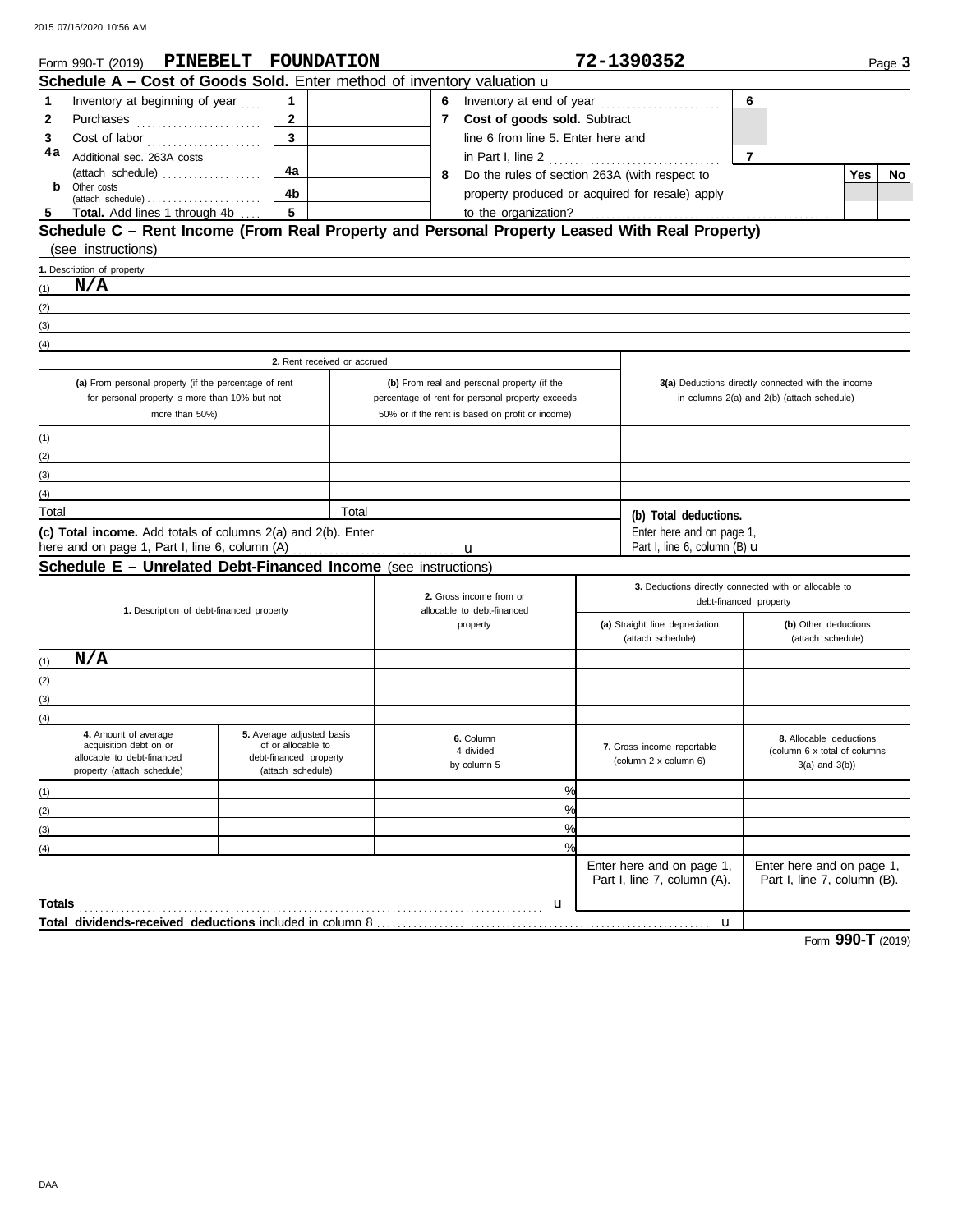Form 990-T (2019) **PINEBELT FOUNDATION** **72-1390352** Page **3**

## Schedule A – Cost of Goods Sold. Enter method of inventory valuation u

| | | | | | | | |
|---|---|---|---|---|---|---|---|
| 1 | Inventory at beginning of year | 1 | | 6 | Inventory at end of year | 6 | |
| 2 | Purchases | 2 | | 7 | **Cost of goods sold.** Subtract line 6 from line 5. Enter here and in Part I, line 2 | 7 | |
| 3 | Cost of labor | 3 | | | | | |
| 4a | Additional sec. 263A costs (attach schedule) | 4a | | 8 | Do the rules of section 263A (with respect to property produced or acquired for resale) apply to the organization? | Yes | No |
| b | Other costs (attach schedule) | 4b | | | | | |
| 5 | **Total.** Add lines 1 through 4b | 5 | | | | | |

## Schedule C – Rent Income (From Real Property and Personal Property Leased With Real Property)

(see instructions)

1. Description of property

(1) **N/A**

(2)

(3)

(4)

| 2. Rent received or accrued | | |
|---|---|---|
| (a) From personal property (if the percentage of rent for personal property is more than 10% but not more than 50%) | (b) From real and personal property (if the percentage of rent for personal property exceeds 50% or if the rent is based on profit or income) | 3(a) Deductions directly connected with the income in columns 2(a) and 2(b) (attach schedule) |
| (1) | | |
| (2) | | |
| (3) | | |
| (4) | | |
| Total | Total | **(b) Total deductions.** Enter here and on page 1, Part I, line 6, column (B) u |

**(c) Total income.** Add totals of columns 2(a) and 2(b). Enter here and on page 1, Part I, line 6, column (A) u

## Schedule E – Unrelated Debt-Financed Income (see instructions)

| 1. Description of debt-financed property | 2. Gross income from or allocable to debt-financed property | 3. Deductions directly connected with or allocable to debt-financed property: (a) Straight line depreciation (attach schedule) | (b) Other deductions (attach schedule) |
|---|---|---|---|
| (1) **N/A** | | | |
| (2) | | | |
| (3) | | | |
| (4) | | | |

| | 4. Amount of average acquisition debt on or allocable to debt-financed property (attach schedule) | 5. Average adjusted basis of or allocable to debt-financed property (attach schedule) | 6. Column 4 divided by column 5 | 7. Gross income reportable (column 2 x column 6) | 8. Allocable deductions (column 6 x total of columns 3(a) and 3(b)) |
|---|---|---|---|---|---|
| (1) | | | % | | |
| (2) | | | % | | |
| (3) | | | % | | |
| (4) | | | % | | |
| | | | | Enter here and on page 1, Part I, line 7, column (A). | Enter here and on page 1, Part I, line 7, column (B). |
| **Totals** | | | u | | |
| **Total dividends-received deductions** included in column 8 | | | | u | |

Form **990-T** (2019)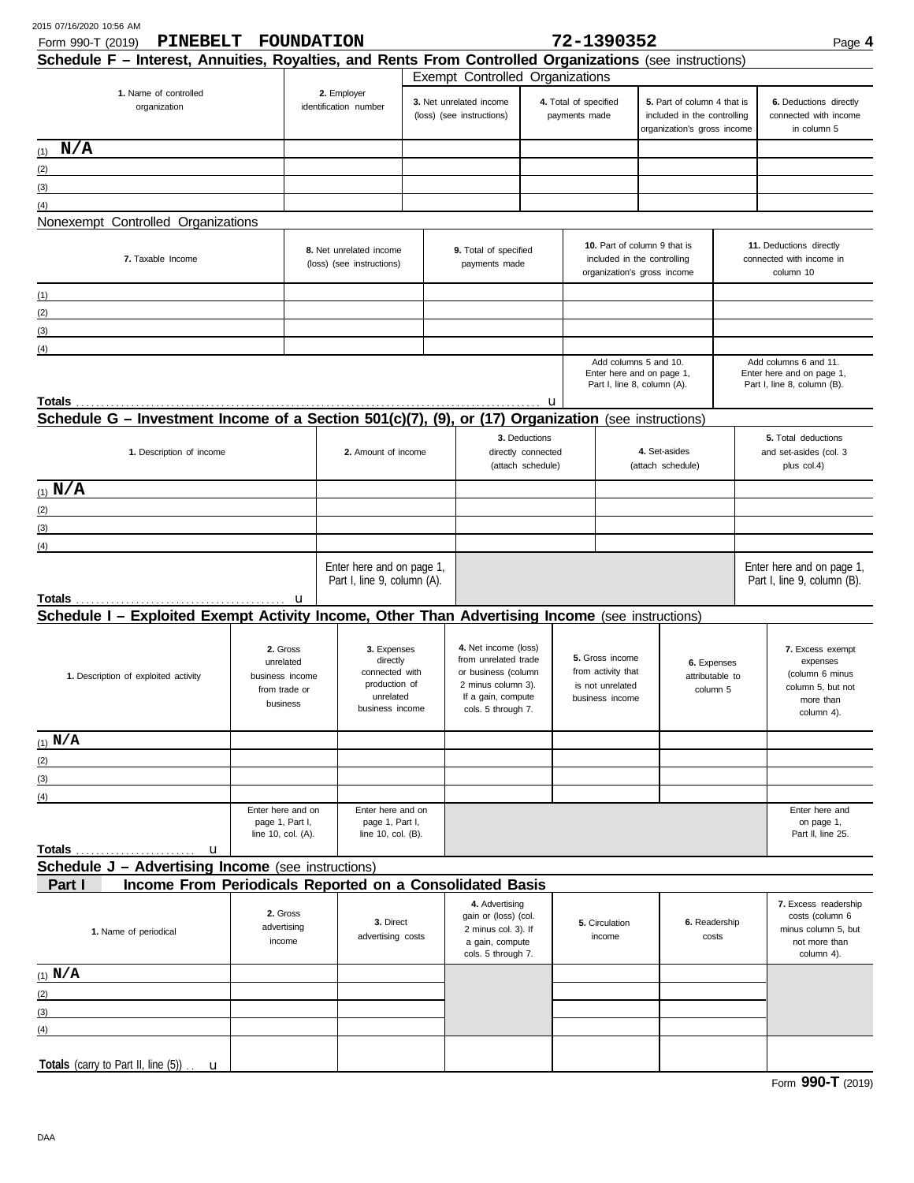Form 990-T (2019) **PINEBELT FOUNDATION** **72-1390352** Page **4**

## Schedule F – Interest, Annuities, Royalties, and Rents From Controlled Organizations (see instructions)

| | | Exempt Controlled Organizations | | | |
|---|---|---|---|---|---|
| **1.** Name of controlled organization | **2.** Employer identification number | **3.** Net unrelated income (loss) (see instructions) | **4.** Total of specified payments made | **5.** Part of column 4 that is included in the controlling organization's gross income | **6.** Deductions directly connected with income in column 5 |
| (1) **N/A** | | | | | |
| (2) | | | | | |
| (3) | | | | | |
| (4) | | | | | |

Nonexempt Controlled Organizations

| **7.** Taxable Income | **8.** Net unrelated income (loss) (see instructions) | **9.** Total of specified payments made | **10.** Part of column 9 that is included in the controlling organization's gross income | **11.** Deductions directly connected with income in column 10 |
|---|---|---|---|---|
| (1) | | | | |
| (2) | | | | |
| (3) | | | | |
| (4) | | | | |
| **Totals** . . . . . u | | | Add columns 5 and 10. Enter here and on page 1, Part I, line 8, column (A). | Add columns 6 and 11. Enter here and on page 1, Part I, line 8, column (B). |

## Schedule G – Investment Income of a Section 501(c)(7), (9), or (17) Organization (see instructions)

| **1.** Description of income | **2.** Amount of income | **3.** Deductions directly connected (attach schedule) | **4.** Set-asides (attach schedule) | **5.** Total deductions and set-asides (col. 3 plus col.4) |
|---|---|---|---|---|
| (1) **N/A** | | | | |
| (2) | | | | |
| (3) | | | | |
| (4) | | | | |
| **Totals** . . . . . u | Enter here and on page 1, Part I, line 9, column (A). | | | Enter here and on page 1, Part I, line 9, column (B). |

## Schedule I – Exploited Exempt Activity Income, Other Than Advertising Income (see instructions)

| **1.** Description of exploited activity | **2.** Gross unrelated business income from trade or business | **3.** Expenses directly connected with production of unrelated business income | **4.** Net income (loss) from unrelated trade or business (column 2 minus column 3). If a gain, compute cols. 5 through 7. | **5.** Gross income from activity that is not unrelated business income | **6.** Expenses attributable to column 5 | **7.** Excess exempt expenses (column 6 minus column 5, but not more than column 4). |
|---|---|---|---|---|---|---|
| (1) **N/A** | | | | | | |
| (2) | | | | | | |
| (3) | | | | | | |
| (4) | | | | | | |
| **Totals** . . . . . u | Enter here and on page 1, Part I, line 10, col. (A). | Enter here and on page 1, Part I, line 10, col. (B). | | | | Enter here and on page 1, Part II, line 25. |

## Schedule J – Advertising Income (see instructions)

### Part I Income From Periodicals Reported on a Consolidated Basis

| **1.** Name of periodical | **2.** Gross advertising income | **3.** Direct advertising costs | **4.** Advertising gain or (loss) (col. 2 minus col. 3). If a gain, compute cols. 5 through 7. | **5.** Circulation income | **6.** Readership costs | **7.** Excess readership costs (column 6 minus column 5, but not more than column 4). |
|---|---|---|---|---|---|---|
| (1) **N/A** | | | | | | |
| (2) | | | | | | |
| (3) | | | | | | |
| (4) | | | | | | |
| **Totals** (carry to Part II, line (5)) . . u | | | | | | |

Form **990-T** (2019)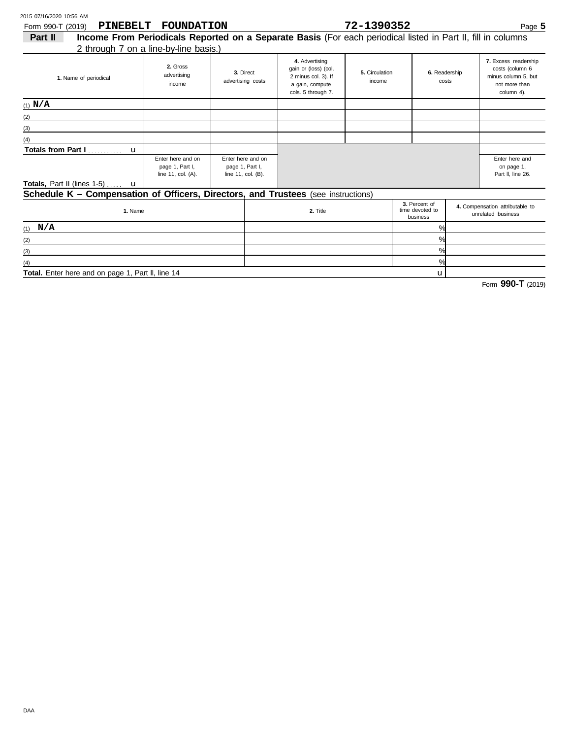Form 990-T (2019) **PINEBELT FOUNDATION** **72-1390352**

**Part II** **Income From Periodicals Reported on a Separate Basis** (For each periodical listed in Part II, fill in columns 2 through 7 on a line-by-line basis.)

| 1. Name of periodical | 2. Gross advertising income | 3. Direct advertising costs | 4. Advertising gain or (loss) (col. 2 minus col. 3). If a gain, compute cols. 5 through 7. | 5. Circulation income | 6. Readership costs | 7. Excess readership costs (column 6 minus column 5, but not more than column 4). |
|---|---|---|---|---|---|---|
| (1) N/A | | | | | | |
| (2) | | | | | | |
| (3) | | | | | | |
| (4) | | | | | | |
| Totals from Part I u | | | | | | |
| Totals, Part II (lines 1-5) u | Enter here and on page 1, Part I, line 11, col. (A). | Enter here and on page 1, Part I, line 11, col. (B). | | | | Enter here and on page 1, Part II, line 26. |

## Schedule K – Compensation of Officers, Directors, and Trustees (see instructions)

| 1. Name | 2. Title | 3. Percent of time devoted to business | 4. Compensation attributable to unrelated business |
|---|---|---|---|
| (1) N/A | | % | |
| (2) | | % | |
| (3) | | % | |
| (4) | | % | |
| **Total.** Enter here and on page 1, Part II, line 14 | | u | |

Form **990-T** (2019)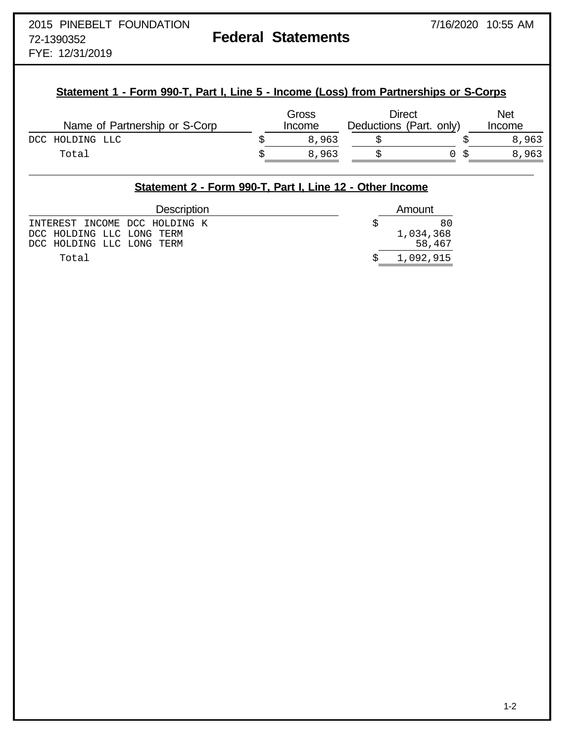2015 PINEBELT FOUNDATION
72-1390352
FYE: 12/31/2019

# Federal Statements

## Statement 1 - Form 990-T, Part I, Line 5 - Income (Loss) from Partnerships or S-Corps

| Name of Partnership or S-Corp | Gross Income | Direct Deductions (Part. only) | Net Income |
|---|---|---|---|
| DCC HOLDING LLC | $ 8,963 | $ | $ 8,963 |
| Total | $ 8,963 | $ 0 | $ 8,963 |

## Statement 2 - Form 990-T, Part I, Line 12 - Other Income

| Description | Amount |
|---|---|
| INTEREST INCOME DCC HOLDING K | $ 80 |
| DCC HOLDING LLC LONG TERM | 1,034,368 |
| DCC HOLDING LLC LONG TERM | 58,467 |
| Total | $ 1,092,915 |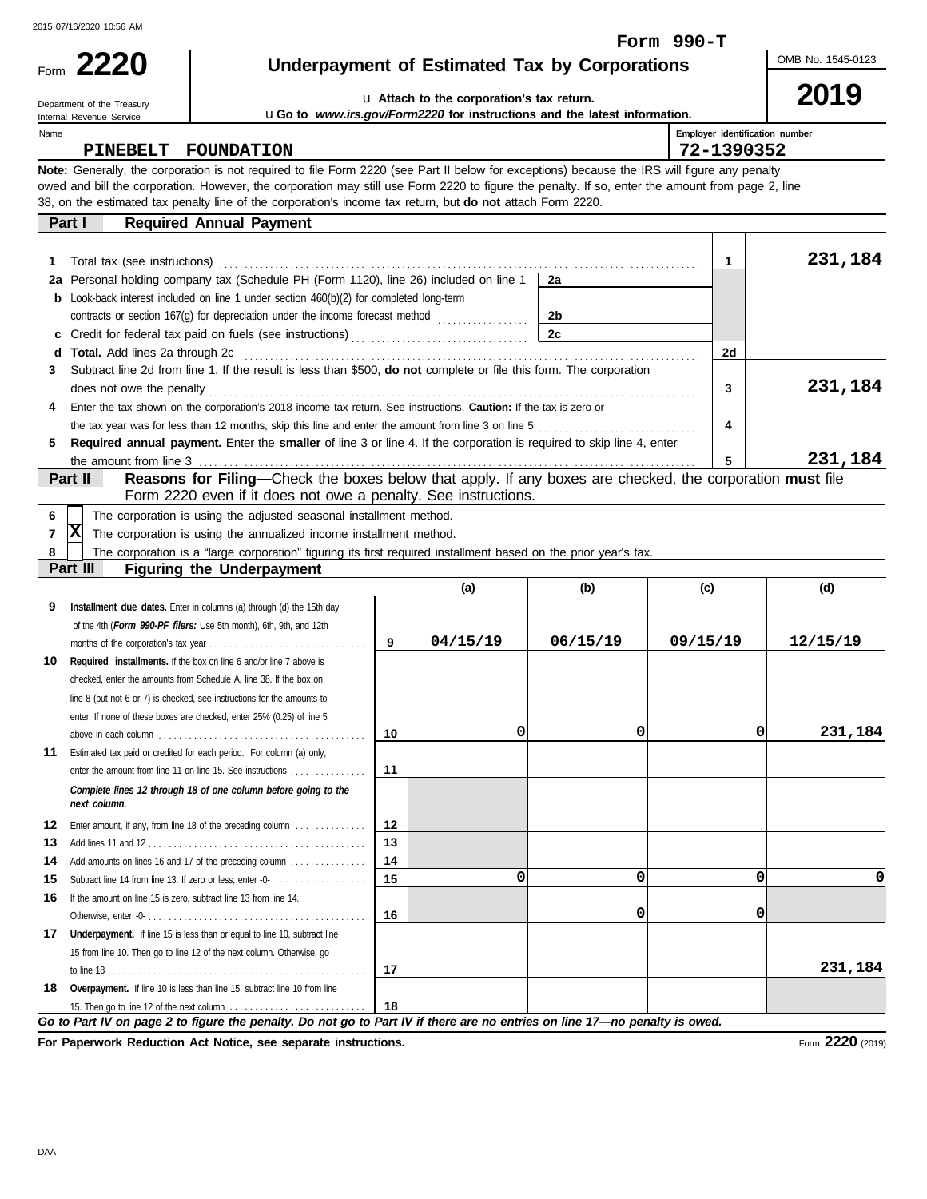Form 990-T

Form **2220**

Department of the Treasury
Internal Revenue Service

# Underpayment of Estimated Tax by Corporations

u Attach to the corporation's tax return.

u Go to *www.irs.gov/Form2220* for instructions and the latest information.

OMB No. 1545-0123

**2019**

Name: PINEBELT FOUNDATION

Employer identification number: 72-1390352

**Note:** Generally, the corporation is not required to file Form 2220 (see Part II below for exceptions) because the IRS will figure any penalty owed and bill the corporation. However, the corporation may still use Form 2220 to figure the penalty. If so, enter the amount from page 2, line 38, on the estimated tax penalty line of the corporation's income tax return, but **do not** attach Form 2220.

## Part I Required Annual Payment

| | | | | | |
|---|---|---|---|---|---|
| 1 | Total tax (see instructions) | | | 1 | 231,184 |
| 2a | Personal holding company tax (Schedule PH (Form 1120), line 26) included on line 1 | 2a | | | |
| b | Look-back interest included on line 1 under section 460(b)(2) for completed long-term contracts or section 167(g) for depreciation under the income forecast method | 2b | | | |
| c | Credit for federal tax paid on fuels (see instructions) | 2c | | | |
| d | **Total.** Add lines 2a through 2c | | | 2d | |
| 3 | Subtract line 2d from line 1. If the result is less than $500, **do not** complete or file this form. The corporation does not owe the penalty | | | 3 | 231,184 |
| 4 | Enter the tax shown on the corporation's 2018 income tax return. See instructions. **Caution:** If the tax is zero or the tax year was for less than 12 months, skip this line and enter the amount from line 3 on line 5 | | | 4 | |
| 5 | **Required annual payment.** Enter the **smaller** of line 3 or line 4. If the corporation is required to skip line 4, enter the amount from line 3 | | | 5 | 231,184 |

## Part II Reasons for Filing—Check the boxes below that apply. If any boxes are checked, the corporation must file Form 2220 even if it does not owe a penalty. See instructions.

- 6 [ ] The corporation is using the adjusted seasonal installment method.
- 7 [X] The corporation is using the annualized income installment method.
- 8 [ ] The corporation is a "large corporation" figuring its first required installment based on the prior year's tax.

## Part III Figuring the Underpayment

| | | | (a) | (b) | (c) | (d) |
|---|---|---|---|---|---|---|
| 9 | **Installment due dates.** Enter in columns (a) through (d) the 15th day of the 4th (*Form 990-PF filers:* Use 5th month), 6th, 9th, and 12th months of the corporation's tax year | 9 | 04/15/19 | 06/15/19 | 09/15/19 | 12/15/19 |
| 10 | **Required installments.** If the box on line 6 and/or line 7 above is checked, enter the amounts from Schedule A, line 38. If the box on line 8 (but not 6 or 7) is checked, see instructions for the amounts to enter. If none of these boxes are checked, enter 25% (0.25) of line 5 above in each column | 10 | 0 | 0 | 0 | 231,184 |
| 11 | Estimated tax paid or credited for each period. For column (a) only, enter the amount from line 11 on line 15. See instructions | 11 | | | | |
| | ***Complete lines 12 through 18 of one column before going to the next column.*** | | | | | |
| 12 | Enter amount, if any, from line 18 of the preceding column | 12 | | | | |
| 13 | Add lines 11 and 12 | 13 | | | | |
| 14 | Add amounts on lines 16 and 17 of the preceding column | 14 | | | | |
| 15 | Subtract line 14 from line 13. If zero or less, enter -0- | 15 | 0 | 0 | 0 | 0 |
| 16 | If the amount on line 15 is zero, subtract line 13 from line 14. Otherwise, enter -0- | 16 | | 0 | 0 | |
| 17 | **Underpayment.** If line 15 is less than or equal to line 10, subtract line 15 from line 10. Then go to line 12 of the next column. Otherwise, go to line 18 | 17 | | | | 231,184 |
| 18 | **Overpayment.** If line 10 is less than line 15, subtract line 10 from line 15. Then go to line 12 of the next column | 18 | | | | |

***Go to Part IV on page 2 to figure the penalty. Do not go to Part IV if there are no entries on line 17—no penalty is owed.***

**For Paperwork Reduction Act Notice, see separate instructions.**

Form **2220** (2019)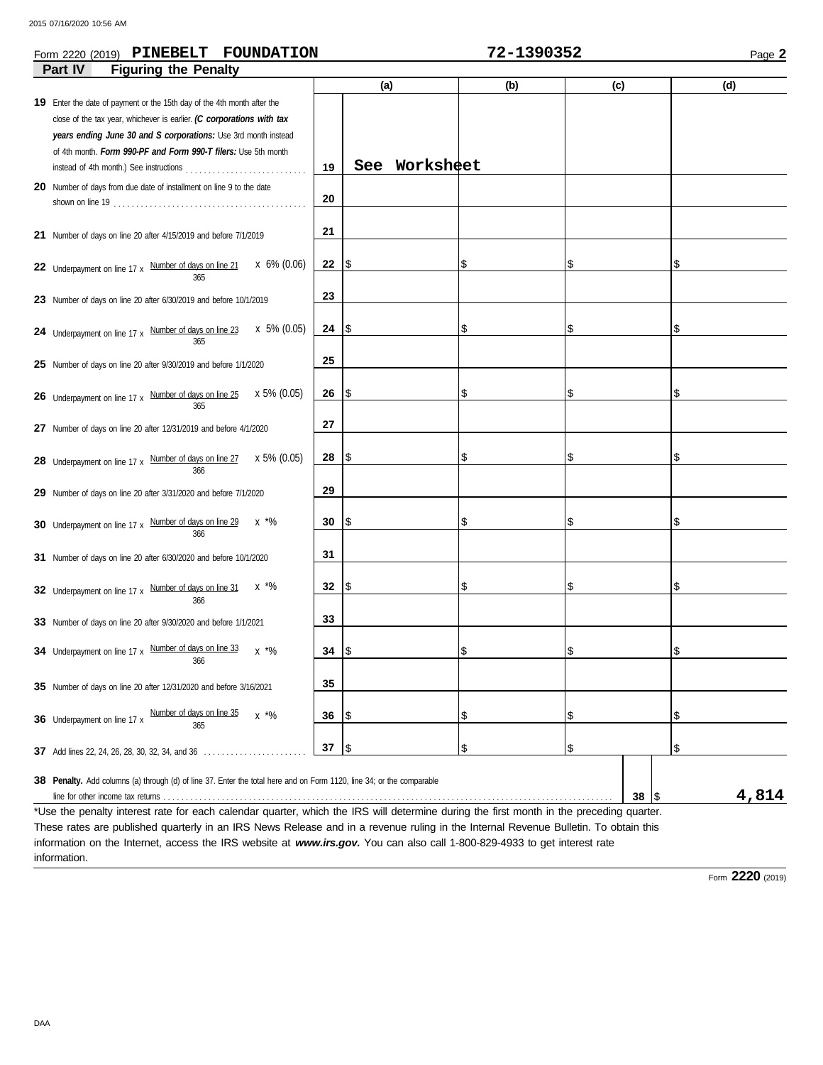Form 2220 (2019) **PINEBELT FOUNDATION** **72-1390352** Page **2**

## Part IV Figuring the Penalty

| | | (a) | (b) | (c) | (d) |
|---|---|---|---|---|---|
| **19** Enter the date of payment or the 15th day of the 4th month after the close of the tax year, whichever is earlier. ***(C corporations with tax years ending June 30 and S corporations:*** Use 3rd month instead of 4th month. ***Form 990-PF and Form 990-T filers:*** Use 5th month instead of 4th month.) See instructions | 19 | See Worksheet | | | |
| **20** Number of days from due date of installment on line 9 to the date shown on line 19 | 20 | | | | |
| **21** Number of days on line 20 after 4/15/2019 and before 7/1/2019 | 21 | | | | |
| **22** Underpayment on line 17 x Number of days on line 21 / 365 x 6% (0.06) | 22 | $ | $ | $ | $ |
| **23** Number of days on line 20 after 6/30/2019 and before 10/1/2019 | 23 | | | | |
| **24** Underpayment on line 17 x Number of days on line 23 / 365 x 5% (0.05) | 24 | $ | $ | $ | $ |
| **25** Number of days on line 20 after 9/30/2019 and before 1/1/2020 | 25 | | | | |
| **26** Underpayment on line 17 x Number of days on line 25 / 365 x 5% (0.05) | 26 | $ | $ | $ | $ |
| **27** Number of days on line 20 after 12/31/2019 and before 4/1/2020 | 27 | | | | |
| **28** Underpayment on line 17 x Number of days on line 27 / 366 x 5% (0.05) | 28 | $ | $ | $ | $ |
| **29** Number of days on line 20 after 3/31/2020 and before 7/1/2020 | 29 | | | | |
| **30** Underpayment on line 17 x Number of days on line 29 / 366 x *% | 30 | $ | $ | $ | $ |
| **31** Number of days on line 20 after 6/30/2020 and before 10/1/2020 | 31 | | | | |
| **32** Underpayment on line 17 x Number of days on line 31 / 366 x *% | 32 | $ | $ | $ | $ |
| **33** Number of days on line 20 after 9/30/2020 and before 1/1/2021 | 33 | | | | |
| **34** Underpayment on line 17 x Number of days on line 33 / 366 x *% | 34 | $ | $ | $ | $ |
| **35** Number of days on line 20 after 12/31/2020 and before 3/16/2021 | 35 | | | | |
| **36** Underpayment on line 17 x Number of days on line 35 / 365 x *% | 36 | $ | $ | $ | $ |
| **37** Add lines 22, 24, 26, 28, 30, 32, 34, and 36 | 37 | $ | $ | $ | $ |

**38 Penalty.** Add columns (a) through (d) of line 37. Enter the total here and on Form 1120, line 34; or the comparable line for other income tax returns ..... **38** $ **4,814**

*Use the penalty interest rate for each calendar quarter, which the IRS will determine during the first month in the preceding quarter. These rates are published quarterly in an IRS News Release and in a revenue ruling in the Internal Revenue Bulletin. To obtain this information on the Internet, access the IRS website at ***www.irs.gov.*** You can also call 1-800-829-4933 to get interest rate information.

Form **2220** (2019)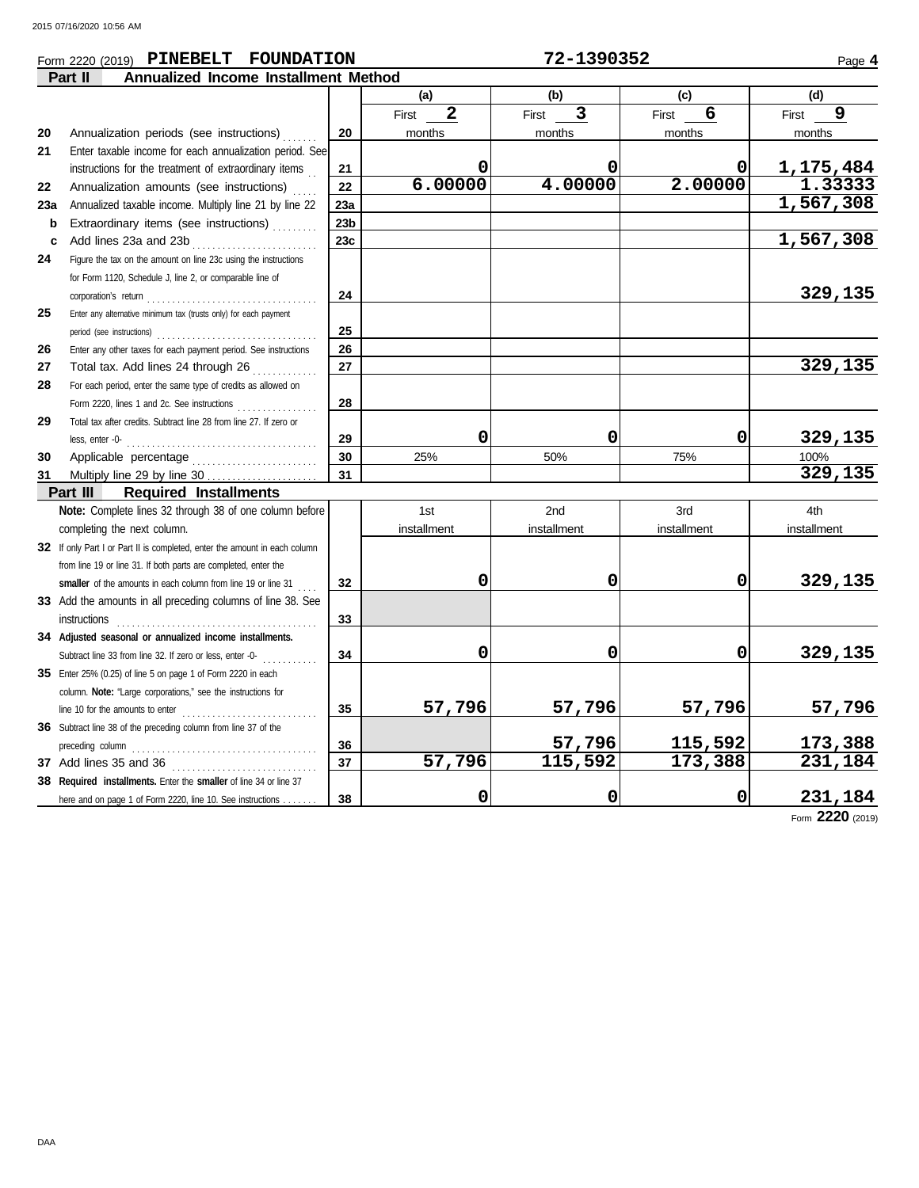Form 2220 (2019) **PINEBELT FOUNDATION** **72-1390352** Page **4**

## Part II Annualized Income Installment Method

| | | | (a) | (b) | (c) | (d) |
|---|---|---|---|---|---|---|
| | | | First **2** months | First **3** months | First **6** months | First **9** months |
| 20 | Annualization periods (see instructions) | 20 | | | | |
| 21 | Enter taxable income for each annualization period. See instructions for the treatment of extraordinary items | 21 | 0 | 0 | 0 | 1,175,484 |
| 22 | Annualization amounts (see instructions) | 22 | 6.00000 | 4.00000 | 2.00000 | 1.33333 |
| 23a | Annualized taxable income. Multiply line 21 by line 22 | 23a | | | | 1,567,308 |
| b | Extraordinary items (see instructions) | 23b | | | | |
| c | Add lines 23a and 23b | 23c | | | | 1,567,308 |
| 24 | Figure the tax on the amount on line 23c using the instructions for Form 1120, Schedule J, line 2, or comparable line of corporation's return | 24 | | | | 329,135 |
| 25 | Enter any alternative minimum tax (trusts only) for each payment period (see instructions) | 25 | | | | |
| 26 | Enter any other taxes for each payment period. See instructions | 26 | | | | |
| 27 | Total tax. Add lines 24 through 26 | 27 | | | | 329,135 |
| 28 | For each period, enter the same type of credits as allowed on Form 2220, lines 1 and 2c. See instructions | 28 | | | | |
| 29 | Total tax after credits. Subtract line 28 from line 27. If zero or less, enter -0- | 29 | 0 | 0 | 0 | 329,135 |
| 30 | Applicable percentage | 30 | 25% | 50% | 75% | 100% |
| 31 | Multiply line 29 by line 30 | 31 | | | | 329,135 |

## Part III Required Installments

| | | | 1st installment | 2nd installment | 3rd installment | 4th installment |
|---|---|---|---|---|---|---|
| | **Note:** Complete lines 32 through 38 of one column before completing the next column. | | | | | |
| 32 | If only Part I or Part II is completed, enter the amount in each column from line 19 or line 31. If both parts are completed, enter the **smaller** of the amounts in each column from line 19 or line 31 | 32 | 0 | 0 | 0 | 329,135 |
| 33 | Add the amounts in all preceding columns of line 38. See instructions | 33 | | | | |
| 34 | **Adjusted seasonal or annualized income installments.** Subtract line 33 from line 32. If zero or less, enter -0- | 34 | 0 | 0 | 0 | 329,135 |
| 35 | Enter 25% (0.25) of line 5 on page 1 of Form 2220 in each column. **Note:** "Large corporations," see the instructions for line 10 for the amounts to enter | 35 | 57,796 | 57,796 | 57,796 | 57,796 |
| 36 | Subtract line 38 of the preceding column from line 37 of the preceding column | 36 | | 57,796 | 115,592 | 173,388 |
| 37 | Add lines 35 and 36 | 37 | 57,796 | 115,592 | 173,388 | 231,184 |
| 38 | **Required installments.** Enter the **smaller** of line 34 or line 37 here and on page 1 of Form 2220, line 10. See instructions | 38 | 0 | 0 | 0 | 231,184 |

Form **2220** (2019)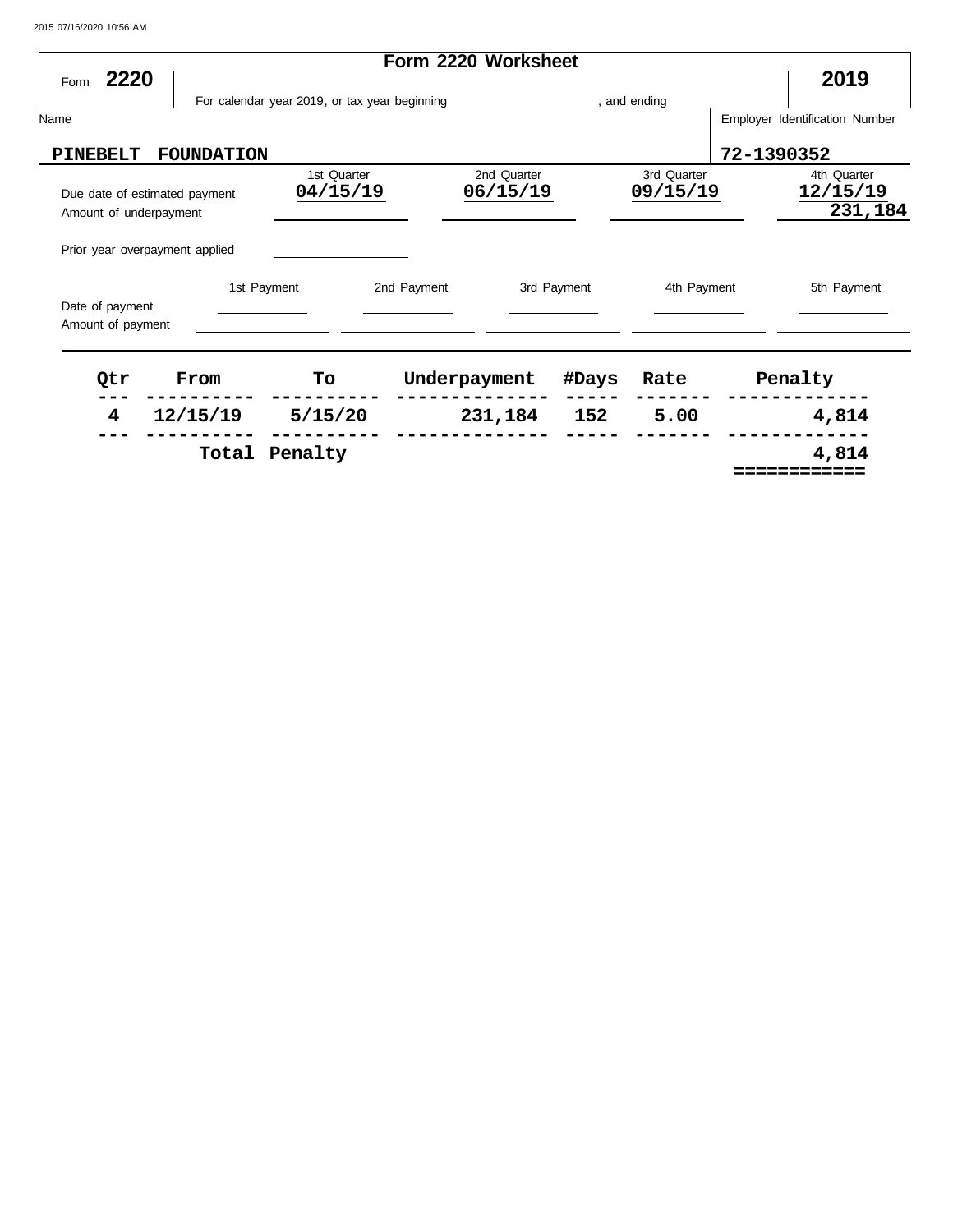# Form 2220 Worksheet

Form **2220** — **2019**

For calendar year 2019, or tax year beginning , and ending

Name: **PINEBELT FOUNDATION**

Employer Identification Number: **72-1390352**

| | 1st Quarter | 2nd Quarter | 3rd Quarter | 4th Quarter |
|---|---|---|---|---|
| Due date of estimated payment | 04/15/19 | 06/15/19 | 09/15/19 | 12/15/19 |
| Amount of underpayment | | | | 231,184 |
| Prior year overpayment applied | | | | |

| | 1st Payment | 2nd Payment | 3rd Payment | 4th Payment | 5th Payment |
|---|---|---|---|---|---|
| Date of payment | | | | | |
| Amount of payment | | | | | |

| Qtr | From | To | Underpayment | #Days | Rate | Penalty |
|---|---|---|---|---|---|---|
| 4 | 12/15/19 | 5/15/20 | 231,184 | 152 | 5.00 | 4,814 |
| | Total Penalty | | | | | 4,814 |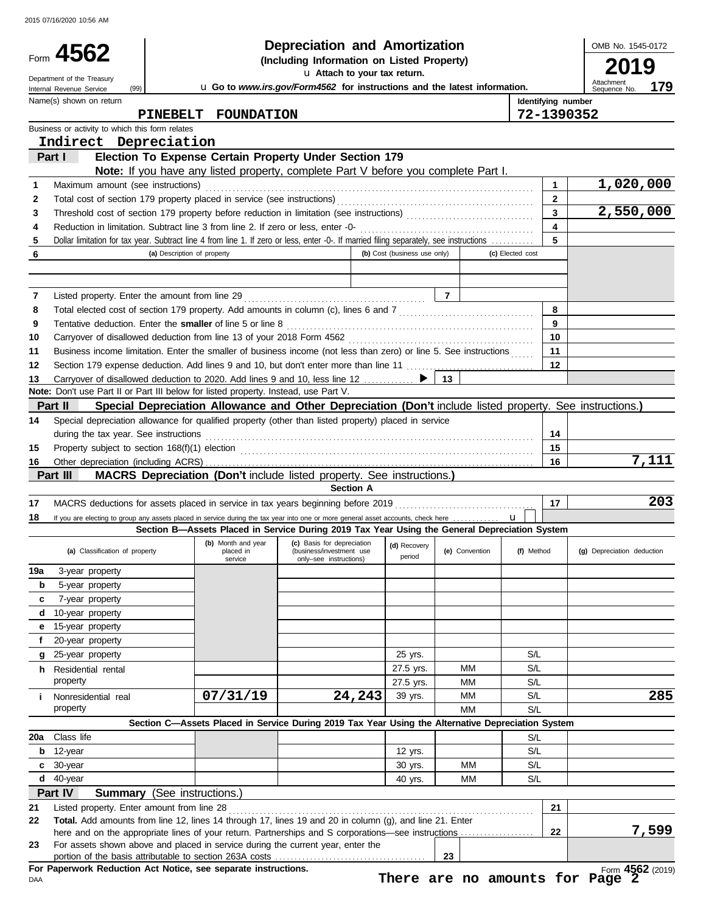2015 07/16/2020 10:56 AM

# Form 4562 Depreciation and Amortization

**(Including Information on Listed Property)**

Department of the Treasury
Internal Revenue Service (99)

u Attach to your tax return.

u Go to *www.irs.gov/Form4562* for instructions and the latest information.

OMB No. 1545-0172

**2019**

Attachment Sequence No. **179**

Name(s) shown on return: **PINEBELT FOUNDATION**

Identifying number: **72-1390352**

Business or activity to which this form relates: **Indirect Depreciation**

## Part I Election To Expense Certain Property Under Section 179

**Note:** If you have any listed property, complete Part V before you complete Part I.

| | | | |
|---|---|---|---|
| 1 | Maximum amount (see instructions) | 1 | 1,020,000 |
| 2 | Total cost of section 179 property placed in service (see instructions) | 2 | |
| 3 | Threshold cost of section 179 property before reduction in limitation (see instructions) | 3 | 2,550,000 |
| 4 | Reduction in limitation. Subtract line 3 from line 2. If zero or less, enter -0- | 4 | |
| 5 | Dollar limitation for tax year. Subtract line 4 from line 1. If zero or less, enter -0-. If married filing separately, see instructions | 5 | |

| 6 | (a) Description of property | (b) Cost (business use only) | (c) Elected cost |
|---|---|---|---|
| | | | |
| | | | |

| | | | |
|---|---|---|---|
| 7 | Listed property. Enter the amount from line 29 | 7 | |
| 8 | Total elected cost of section 179 property. Add amounts in column (c), lines 6 and 7 | 8 | |
| 9 | Tentative deduction. Enter the **smaller** of line 5 or line 8 | 9 | |
| 10 | Carryover of disallowed deduction from line 13 of your 2018 Form 4562 | 10 | |
| 11 | Business income limitation. Enter the smaller of business income (not less than zero) or line 5. See instructions | 11 | |
| 12 | Section 179 expense deduction. Add lines 9 and 10, but don't enter more than line 11 | 12 | |
| 13 | Carryover of disallowed deduction to 2020. Add lines 9 and 10, less line 12 ▶ | 13 | |

**Note:** Don't use Part II or Part III below for listed property. Instead, use Part V.

## Part II Special Depreciation Allowance and Other Depreciation (Don't include listed property. See instructions.)

| | | | |
|---|---|---|---|
| 14 | Special depreciation allowance for qualified property (other than listed property) placed in service during the tax year. See instructions | 14 | |
| 15 | Property subject to section 168(f)(1) election | 15 | |
| 16 | Other depreciation (including ACRS) | 16 | 7,111 |

## Part III MACRS Depreciation (Don't include listed property. See instructions.)

**Section A**

| | | | |
|---|---|---|---|
| 17 | MACRS deductions for assets placed in service in tax years beginning before 2019 | 17 | 203 |
| 18 | If you are electing to group any assets placed in service during the tax year into one or more general asset accounts, check here u | | |

**Section B—Assets Placed in Service During 2019 Tax Year Using the General Depreciation System**

| (a) Classification of property | (b) Month and year placed in service | (c) Basis for depreciation (business/investment use only–see instructions) | (d) Recovery period | (e) Convention | (f) Method | (g) Depreciation deduction |
|---|---|---|---|---|---|---|
| 19a 3-year property | | | | | | |
| b 5-year property | | | | | | |
| c 7-year property | | | | | | |
| d 10-year property | | | | | | |
| e 15-year property | | | | | | |
| f 20-year property | | | | | | |
| g 25-year property | | | 25 yrs. | | S/L | |
| h Residential rental property | | | 27.5 yrs. | MM | S/L | |
| | | | 27.5 yrs. | MM | S/L | |
| i Nonresidential real property | 07/31/19 | 24,243 | 39 yrs. | MM | S/L | 285 |
| | | | | MM | S/L | |

**Section C—Assets Placed in Service During 2019 Tax Year Using the Alternative Depreciation System**

| (a) Classification of property | (b) Month and year placed in service | (c) Basis for depreciation | (d) Recovery period | (e) Convention | (f) Method | (g) Depreciation deduction |
|---|---|---|---|---|---|---|
| 20a Class life | | | | | S/L | |
| b 12-year | | | 12 yrs. | | S/L | |
| c 30-year | | | 30 yrs. | MM | S/L | |
| d 40-year | | | 40 yrs. | MM | S/L | |

## Part IV Summary (See instructions.)

| | | | |
|---|---|---|---|
| 21 | Listed property. Enter amount from line 28 | 21 | |
| 22 | **Total.** Add amounts from line 12, lines 14 through 17, lines 19 and 20 in column (g), and line 21. Enter here and on the appropriate lines of your return. Partnerships and S corporations—see instructions | 22 | 7,599 |
| 23 | For assets shown above and placed in service during the current year, enter the portion of the basis attributable to section 263A costs | 23 | |

**For Paperwork Reduction Act Notice, see separate instructions.**

DAA

Form **4562** (2019)

**There are no amounts for Page 2**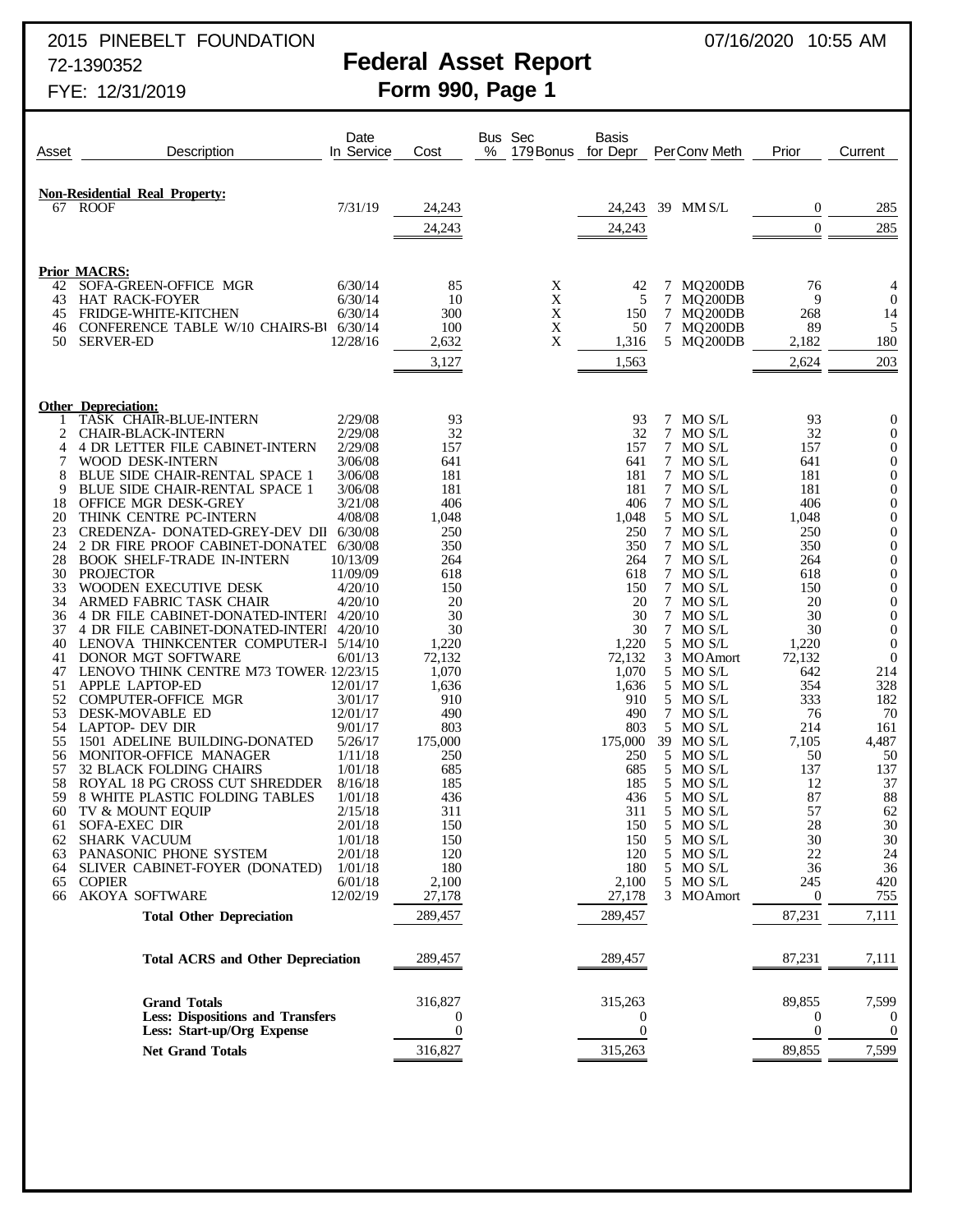2015 PINEBELT FOUNDATION 07/16/2020 10:55 AM

72-1390352

FYE: 12/31/2019

# Federal Asset Report

## Form 990, Page 1

| Asset | Description | Date In Service | Cost | Bus % | Sec 179 Bonus | Basis for Depr | Per | Conv | Meth | Prior | Current |
|---|---|---|---|---|---|---|---|---|---|---|---|
| **Non-Residential Real Property:** | | | | | | | | | | | |
| 67 | ROOF | 7/31/19 | 24,243 | | | 24,243 | 39 | MM | S/L | 0 | 285 |
| | | | 24,243 | | | 24,243 | | | | 0 | 285 |
| **Prior MACRS:** | | | | | | | | | | | |
| 42 | SOFA-GREEN-OFFICE MGR | 6/30/14 | 85 | | X | 42 | 7 | MQ | 200DB | 76 | 4 |
| 43 | HAT RACK-FOYER | 6/30/14 | 10 | | X | 5 | 7 | MQ | 200DB | 9 | 0 |
| 45 | FRIDGE-WHITE-KITCHEN | 6/30/14 | 300 | | X | 150 | 7 | MQ | 200DB | 268 | 14 |
| 46 | CONFERENCE TABLE W/10 CHAIRS-BI | 6/30/14 | 100 | | X | 50 | 7 | MQ | 200DB | 89 | 5 |
| 50 | SERVER-ED | 12/28/16 | 2,632 | | X | 1,316 | 5 | MQ | 200DB | 2,182 | 180 |
| | | | 3,127 | | | 1,563 | | | | 2,624 | 203 |
| **Other Depreciation:** | | | | | | | | | | | |
| 1 | TASK CHAIR-BLUE-INTERN | 2/29/08 | 93 | | | 93 | 7 | MO | S/L | 93 | 0 |
| 2 | CHAIR-BLACK-INTERN | 2/29/08 | 32 | | | 32 | 7 | MO | S/L | 32 | 0 |
| 4 | 4 DR LETTER FILE CABINET-INTERN | 2/29/08 | 157 | | | 157 | 7 | MO | S/L | 157 | 0 |
| 7 | WOOD DESK-INTERN | 3/06/08 | 641 | | | 641 | 7 | MO | S/L | 641 | 0 |
| 8 | BLUE SIDE CHAIR-RENTAL SPACE 1 | 3/06/08 | 181 | | | 181 | 7 | MO | S/L | 181 | 0 |
| 9 | BLUE SIDE CHAIR-RENTAL SPACE 1 | 3/06/08 | 181 | | | 181 | 7 | MO | S/L | 181 | 0 |
| 18 | OFFICE MGR DESK-GREY | 3/21/08 | 406 | | | 406 | 7 | MO | S/L | 406 | 0 |
| 20 | THINK CENTRE PC-INTERN | 4/08/08 | 1,048 | | | 1,048 | 5 | MO | S/L | 1,048 | 0 |
| 23 | CREDENZA- DONATED-GREY-DEV DII | 6/30/08 | 250 | | | 250 | 7 | MO | S/L | 250 | 0 |
| 24 | 2 DR FIRE PROOF CABINET-DONATEI | 6/30/08 | 350 | | | 350 | 7 | MO | S/L | 350 | 0 |
| 28 | BOOK SHELF-TRADE IN-INTERN | 10/13/09 | 264 | | | 264 | 7 | MO | S/L | 264 | 0 |
| 30 | PROJECTOR | 11/09/09 | 618 | | | 618 | 7 | MO | S/L | 618 | 0 |
| 33 | WOODEN EXECUTIVE DESK | 4/20/10 | 150 | | | 150 | 7 | MO | S/L | 150 | 0 |
| 34 | ARMED FABRIC TASK CHAIR | 4/20/10 | 20 | | | 20 | 7 | MO | S/L | 20 | 0 |
| 36 | 4 DR FILE CABINET-DONATED-INTERI | 4/20/10 | 30 | | | 30 | 7 | MO | S/L | 30 | 0 |
| 37 | 4 DR FILE CABINET-DONATED-INTERI | 4/20/10 | 30 | | | 30 | 7 | MO | S/L | 30 | 0 |
| 40 | LENOVA THINKCENTER COMPUTER-I | 5/14/10 | 1,220 | | | 1,220 | 5 | MO | S/L | 1,220 | 0 |
| 41 | DONOR MGT SOFTWARE | 6/01/13 | 72,132 | | | 72,132 | 3 | MO | Amort | 72,132 | 0 |
| 47 | LENOVO THINK CENTRE M73 TOWER | 12/23/15 | 1,070 | | | 1,070 | 5 | MO | S/L | 642 | 214 |
| 51 | APPLE LAPTOP-ED | 12/01/17 | 1,636 | | | 1,636 | 5 | MO | S/L | 354 | 328 |
| 52 | COMPUTER-OFFICE MGR | 3/01/17 | 910 | | | 910 | 5 | MO | S/L | 333 | 182 |
| 53 | DESK-MOVABLE ED | 12/01/17 | 490 | | | 490 | 7 | MO | S/L | 76 | 70 |
| 54 | LAPTOP- DEV DIR | 9/01/17 | 803 | | | 803 | 5 | MO | S/L | 214 | 161 |
| 55 | 1501 ADELINE BUILDING-DONATED | 5/26/17 | 175,000 | | | 175,000 | 39 | MO | S/L | 7,105 | 4,487 |
| 56 | MONITOR-OFFICE MANAGER | 1/11/18 | 250 | | | 250 | 5 | MO | S/L | 50 | 50 |
| 57 | 32 BLACK FOLDING CHAIRS | 1/01/18 | 685 | | | 685 | 5 | MO | S/L | 137 | 137 |
| 58 | ROYAL 18 PG CROSS CUT SHREDDER | 8/16/18 | 185 | | | 185 | 5 | MO | S/L | 12 | 37 |
| 59 | 8 WHITE PLASTIC FOLDING TABLES | 1/01/18 | 436 | | | 436 | 5 | MO | S/L | 87 | 88 |
| 60 | TV & MOUNT EQUIP | 2/15/18 | 311 | | | 311 | 5 | MO | S/L | 57 | 62 |
| 61 | SOFA-EXEC DIR | 2/01/18 | 150 | | | 150 | 5 | MO | S/L | 28 | 30 |
| 62 | SHARK VACUUM | 1/01/18 | 150 | | | 150 | 5 | MO | S/L | 30 | 30 |
| 63 | PANASONIC PHONE SYSTEM | 2/01/18 | 120 | | | 120 | 5 | MO | S/L | 22 | 24 |
| 64 | SLIVER CABINET-FOYER (DONATED) | 1/01/18 | 180 | | | 180 | 5 | MO | S/L | 36 | 36 |
| 65 | COPIER | 6/01/18 | 2,100 | | | 2,100 | 5 | MO | S/L | 245 | 420 |
| 66 | AKOYA SOFTWARE | 12/02/19 | 27,178 | | | 27,178 | 3 | MO | Amort | 0 | 755 |
| | **Total Other Depreciation** | | 289,457 | | | 289,457 | | | | 87,231 | 7,111 |
| | **Total ACRS and Other Depreciation** | | 289,457 | | | 289,457 | | | | 87,231 | 7,111 |
| | **Grand Totals** | | 316,827 | | | 315,263 | | | | 89,855 | 7,599 |
| | **Less: Dispositions and Transfers** | | 0 | | | 0 | | | | 0 | 0 |
| | **Less: Start-up/Org Expense** | | 0 | | | 0 | | | | 0 | 0 |
| | **Net Grand Totals** | | 316,827 | | | 315,263 | | | | 89,855 | 7,599 |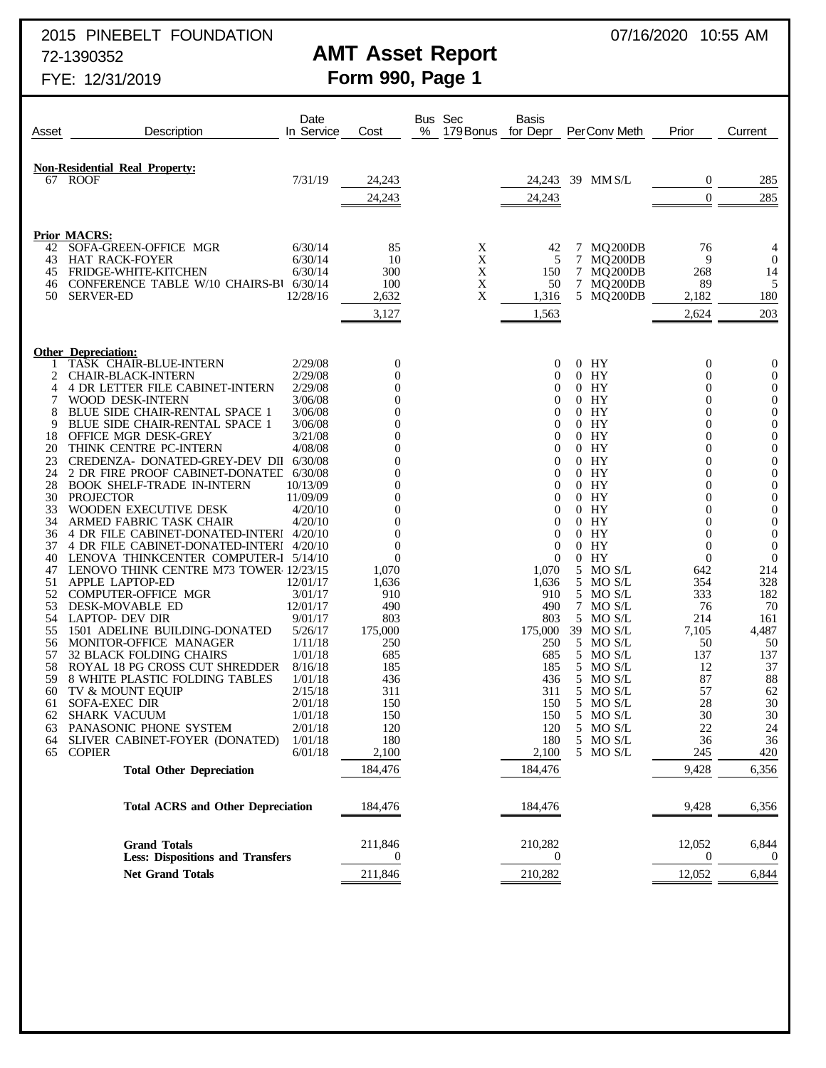2015 PINEBELT FOUNDATION
72-1390352
FYE: 12/31/2019

07/16/2020 10:55 AM

# AMT Asset Report
## Form 990, Page 1

| Asset | Description | Date In Service | Cost | Bus % | Sec 179 Bonus | Basis for Depr | Per | Conv | Meth | Prior | Current |
|---|---|---|---|---|---|---|---|---|---|---|---|
| **Non-Residential Real Property:** | | | | | | | | | | | |
| 67 | ROOF | 7/31/19 | 24,243 | | | 24,243 | 39 | MM | S/L | 0 | 285 |
| | | | 24,243 | | | 24,243 | | | | 0 | 285 |
| **Prior MACRS:** | | | | | | | | | | | |
| 42 | SOFA-GREEN-OFFICE MGR | 6/30/14 | 85 | | X | 42 | 7 | MQ | 200DB | 76 | 4 |
| 43 | HAT RACK-FOYER | 6/30/14 | 10 | | X | 5 | 7 | MQ | 200DB | 9 | 0 |
| 45 | FRIDGE-WHITE-KITCHEN | 6/30/14 | 300 | | X | 150 | 7 | MQ | 200DB | 268 | 14 |
| 46 | CONFERENCE TABLE W/10 CHAIRS-BI | 6/30/14 | 100 | | X | 50 | 7 | MQ | 200DB | 89 | 5 |
| 50 | SERVER-ED | 12/28/16 | 2,632 | | X | 1,316 | 5 | MQ | 200DB | 2,182 | 180 |
| | | | 3,127 | | | 1,563 | | | | 2,624 | 203 |
| **Other Depreciation:** | | | | | | | | | | | |
| 1 | TASK CHAIR-BLUE-INTERN | 2/29/08 | 0 | | | 0 | 0 | | HY | 0 | 0 |
| 2 | CHAIR-BLACK-INTERN | 2/29/08 | 0 | | | 0 | 0 | | HY | 0 | 0 |
| 4 | 4 DR LETTER FILE CABINET-INTERN | 2/29/08 | 0 | | | 0 | 0 | | HY | 0 | 0 |
| 7 | WOOD DESK-INTERN | 3/06/08 | 0 | | | 0 | 0 | | HY | 0 | 0 |
| 8 | BLUE SIDE CHAIR-RENTAL SPACE 1 | 3/06/08 | 0 | | | 0 | 0 | | HY | 0 | 0 |
| 9 | BLUE SIDE CHAIR-RENTAL SPACE 1 | 3/06/08 | 0 | | | 0 | 0 | | HY | 0 | 0 |
| 18 | OFFICE MGR DESK-GREY | 3/21/08 | 0 | | | 0 | 0 | | HY | 0 | 0 |
| 20 | THINK CENTRE PC-INTERN | 4/08/08 | 0 | | | 0 | 0 | | HY | 0 | 0 |
| 23 | CREDENZA- DONATED-GREY-DEV DII | 6/30/08 | 0 | | | 0 | 0 | | HY | 0 | 0 |
| 24 | 2 DR FIRE PROOF CABINET-DONATED | 6/30/08 | 0 | | | 0 | 0 | | HY | 0 | 0 |
| 28 | BOOK SHELF-TRADE IN-INTERN | 10/13/09 | 0 | | | 0 | 0 | | HY | 0 | 0 |
| 30 | PROJECTOR | 11/09/09 | 0 | | | 0 | 0 | | HY | 0 | 0 |
| 33 | WOODEN EXECUTIVE DESK | 4/20/10 | 0 | | | 0 | 0 | | HY | 0 | 0 |
| 34 | ARMED FABRIC TASK CHAIR | 4/20/10 | 0 | | | 0 | 0 | | HY | 0 | 0 |
| 36 | 4 DR FILE CABINET-DONATED-INTERI | 4/20/10 | 0 | | | 0 | 0 | | HY | 0 | 0 |
| 37 | 4 DR FILE CABINET-DONATED-INTERI | 4/20/10 | 0 | | | 0 | 0 | | HY | 0 | 0 |
| 40 | LENOVA THINKCENTER COMPUTER-I | 5/14/10 | 0 | | | 0 | 0 | | HY | 0 | 0 |
| 47 | LENOVO THINK CENTRE M73 TOWER | 12/23/15 | 1,070 | | | 1,070 | 5 | MO | S/L | 642 | 214 |
| 51 | APPLE LAPTOP-ED | 12/01/17 | 1,636 | | | 1,636 | 5 | MO | S/L | 354 | 328 |
| 52 | COMPUTER-OFFICE MGR | 3/01/17 | 910 | | | 910 | 5 | MO | S/L | 333 | 182 |
| 53 | DESK-MOVABLE ED | 12/01/17 | 490 | | | 490 | 7 | MO | S/L | 76 | 70 |
| 54 | LAPTOP- DEV DIR | 9/01/17 | 803 | | | 803 | 5 | MO | S/L | 214 | 161 |
| 55 | 1501 ADELINE BUILDING-DONATED | 5/26/17 | 175,000 | | | 175,000 | 39 | MO | S/L | 7,105 | 4,487 |
| 56 | MONITOR-OFFICE MANAGER | 1/11/18 | 250 | | | 250 | 5 | MO | S/L | 50 | 50 |
| 57 | 32 BLACK FOLDING CHAIRS | 1/01/18 | 685 | | | 685 | 5 | MO | S/L | 137 | 137 |
| 58 | ROYAL 18 PG CROSS CUT SHREDDER | 8/16/18 | 185 | | | 185 | 5 | MO | S/L | 12 | 37 |
| 59 | 8 WHITE PLASTIC FOLDING TABLES | 1/01/18 | 436 | | | 436 | 5 | MO | S/L | 87 | 88 |
| 60 | TV & MOUNT EQUIP | 2/15/18 | 311 | | | 311 | 5 | MO | S/L | 57 | 62 |
| 61 | SOFA-EXEC DIR | 2/01/18 | 150 | | | 150 | 5 | MO | S/L | 28 | 30 |
| 62 | SHARK VACUUM | 1/01/18 | 150 | | | 150 | 5 | MO | S/L | 30 | 30 |
| 63 | PANASONIC PHONE SYSTEM | 2/01/18 | 120 | | | 120 | 5 | MO | S/L | 22 | 24 |
| 64 | SLIVER CABINET-FOYER (DONATED) | 1/01/18 | 180 | | | 180 | 5 | MO | S/L | 36 | 36 |
| 65 | COPIER | 6/01/18 | 2,100 | | | 2,100 | 5 | MO | S/L | 245 | 420 |
| | **Total Other Depreciation** | | 184,476 | | | 184,476 | | | | 9,428 | 6,356 |
| | **Total ACRS and Other Depreciation** | | 184,476 | | | 184,476 | | | | 9,428 | 6,356 |
| | **Grand Totals** | | 211,846 | | | 210,282 | | | | 12,052 | 6,844 |
| | **Less: Dispositions and Transfers** | | 0 | | | 0 | | | | 0 | 0 |
| | **Net Grand Totals** | | 211,846 | | | 210,282 | | | | 12,052 | 6,844 |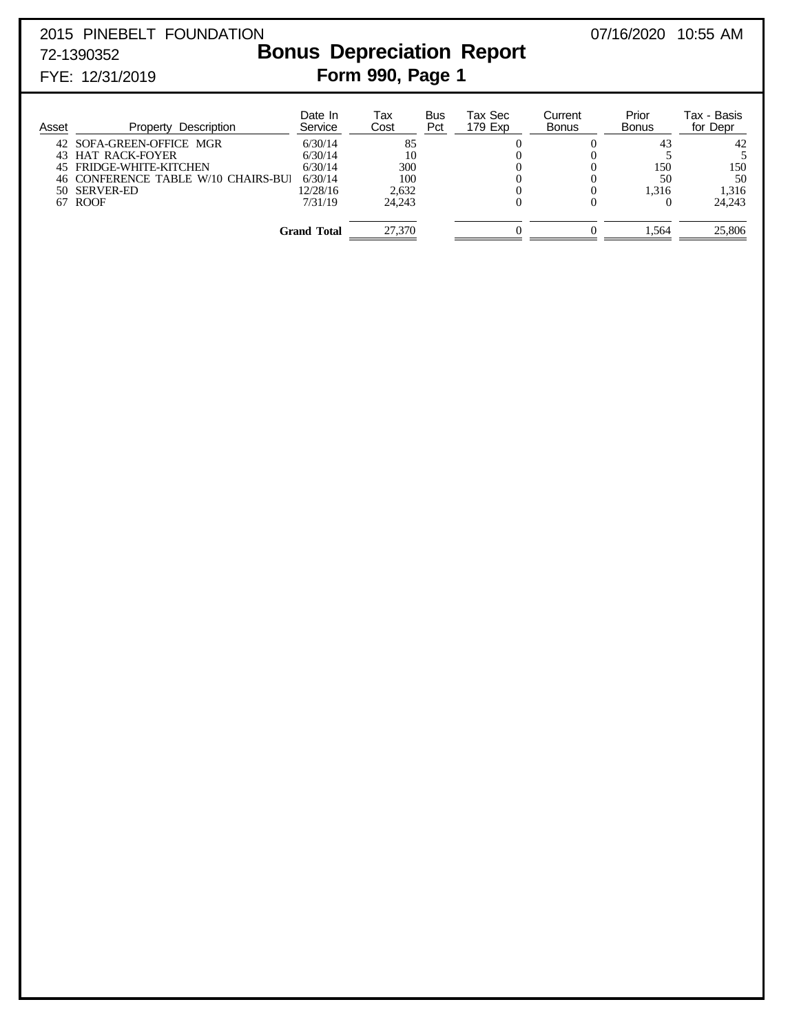2015 PINEBELT FOUNDATION
72-1390352
FYE: 12/31/2019

07/16/2020 10:55 AM

# Bonus Depreciation Report

## Form 990, Page 1

| Asset | Property Description | Date In Service | Tax Cost | Bus Pct | Tax Sec 179 Exp | Current Bonus | Prior Bonus | Tax - Basis for Depr |
|---|---|---|---|---|---|---|---|---|
| 42 | SOFA-GREEN-OFFICE MGR | 6/30/14 | 85 | | 0 | 0 | 43 | 42 |
| 43 | HAT RACK-FOYER | 6/30/14 | 10 | | 0 | 0 | 5 | 5 |
| 45 | FRIDGE-WHITE-KITCHEN | 6/30/14 | 300 | | 0 | 0 | 150 | 150 |
| 46 | CONFERENCE TABLE W/10 CHAIRS-BUI | 6/30/14 | 100 | | 0 | 0 | 50 | 50 |
| 50 | SERVER-ED | 12/28/16 | 2,632 | | 0 | 0 | 1,316 | 1,316 |
| 67 | ROOF | 7/31/19 | 24,243 | | 0 | 0 | 0 | 24,243 |
| | **Grand Total** | | 27,370 | | 0 | 0 | 1,564 | 25,806 |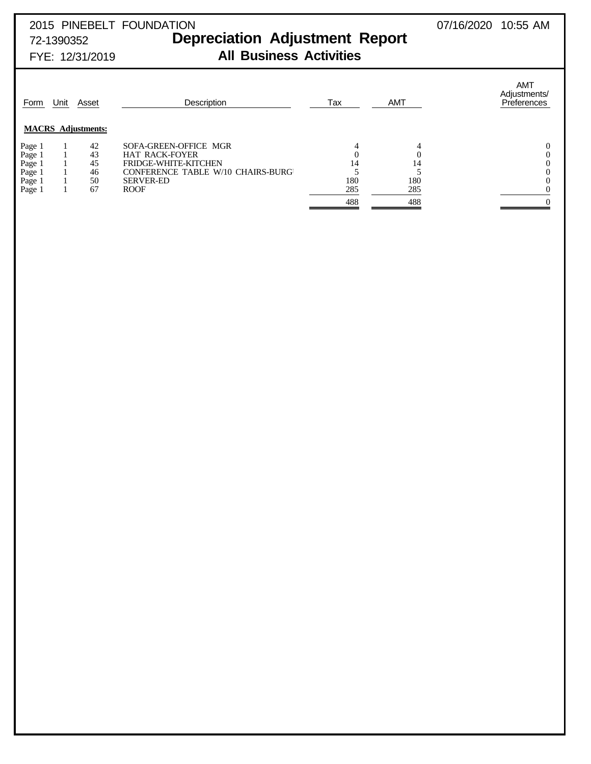2015 PINEBELT FOUNDATION 07/16/2020 10:55 AM

72-1390352

FYE: 12/31/2019

# Depreciation Adjustment Report

## All Business Activities

| Form | Unit | Asset | Description | Tax | AMT | AMT Adjustments/ Preferences |
|---|---|---|---|---|---|---|
| **MACRS Adjustments:** | | | | | | |
| Page 1 | 1 | 42 | SOFA-GREEN-OFFICE MGR | 4 | 4 | 0 |
| Page 1 | 1 | 43 | HAT RACK-FOYER | 0 | 0 | 0 |
| Page 1 | 1 | 45 | FRIDGE-WHITE-KITCHEN | 14 | 14 | 0 |
| Page 1 | 1 | 46 | CONFERENCE TABLE W/10 CHAIRS-BURG | 5 | 5 | 0 |
| Page 1 | 1 | 50 | SERVER-ED | 180 | 180 | 0 |
| Page 1 | 1 | 67 | ROOF | 285 | 285 | 0 |
| | | | | 488 | 488 | 0 |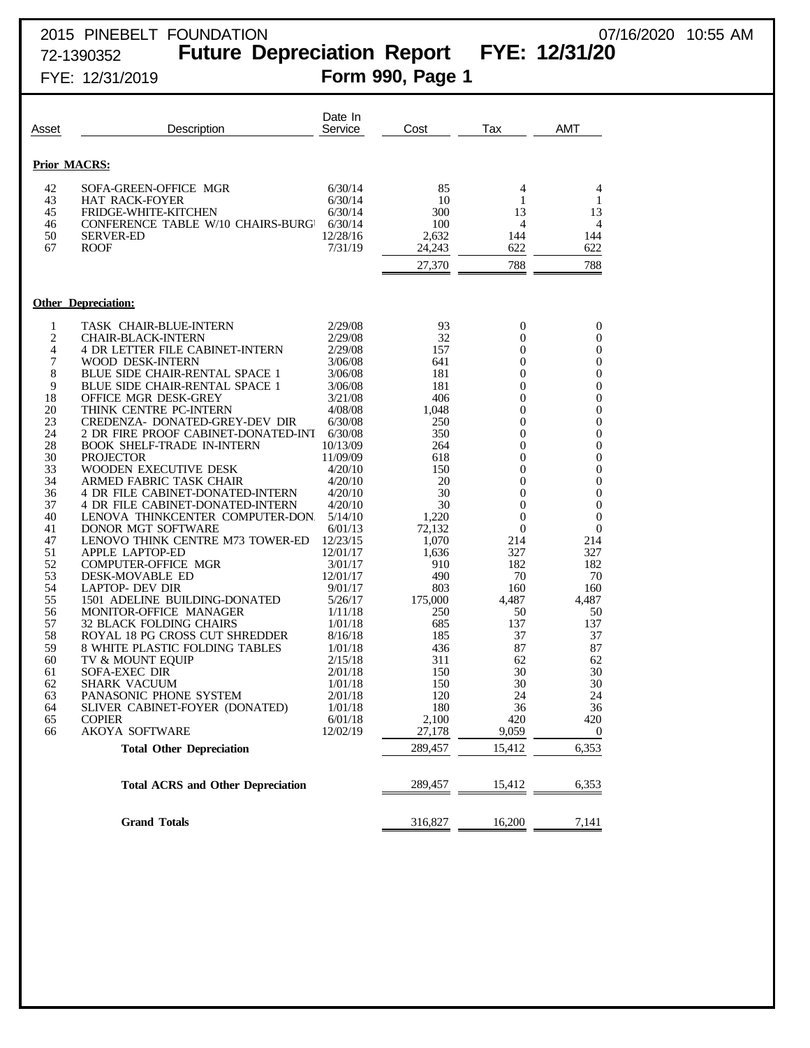2015 PINEBELT FOUNDATION 07/16/2020 10:55 AM

72-1390352 **Future Depreciation Report FYE: 12/31/20**

FYE: 12/31/2019 **Form 990, Page 1**

| Asset | Description | Date In Service | Cost | Tax | AMT |
|---|---|---|---|---|---|
| **Prior MACRS:** | | | | | |
| 42 | SOFA-GREEN-OFFICE MGR | 6/30/14 | 85 | 4 | 4 |
| 43 | HAT RACK-FOYER | 6/30/14 | 10 | 1 | 1 |
| 45 | FRIDGE-WHITE-KITCHEN | 6/30/14 | 300 | 13 | 13 |
| 46 | CONFERENCE TABLE W/10 CHAIRS-BURG | 6/30/14 | 100 | 4 | 4 |
| 50 | SERVER-ED | 12/28/16 | 2,632 | 144 | 144 |
| 67 | ROOF | 7/31/19 | 24,243 | 622 | 622 |
| | | | 27,370 | 788 | 788 |
| **Other Depreciation:** | | | | | |
| 1 | TASK CHAIR-BLUE-INTERN | 2/29/08 | 93 | 0 | 0 |
| 2 | CHAIR-BLACK-INTERN | 2/29/08 | 32 | 0 | 0 |
| 4 | 4 DR LETTER FILE CABINET-INTERN | 2/29/08 | 157 | 0 | 0 |
| 7 | WOOD DESK-INTERN | 3/06/08 | 641 | 0 | 0 |
| 8 | BLUE SIDE CHAIR-RENTAL SPACE 1 | 3/06/08 | 181 | 0 | 0 |
| 9 | BLUE SIDE CHAIR-RENTAL SPACE 1 | 3/06/08 | 181 | 0 | 0 |
| 18 | OFFICE MGR DESK-GREY | 3/21/08 | 406 | 0 | 0 |
| 20 | THINK CENTRE PC-INTERN | 4/08/08 | 1,048 | 0 | 0 |
| 23 | CREDENZA- DONATED-GREY-DEV DIR | 6/30/08 | 250 | 0 | 0 |
| 24 | 2 DR FIRE PROOF CABINET-DONATED-INT | 6/30/08 | 350 | 0 | 0 |
| 28 | BOOK SHELF-TRADE IN-INTERN | 10/13/09 | 264 | 0 | 0 |
| 30 | PROJECTOR | 11/09/09 | 618 | 0 | 0 |
| 33 | WOODEN EXECUTIVE DESK | 4/20/10 | 150 | 0 | 0 |
| 34 | ARMED FABRIC TASK CHAIR | 4/20/10 | 20 | 0 | 0 |
| 36 | 4 DR FILE CABINET-DONATED-INTERN | 4/20/10 | 30 | 0 | 0 |
| 37 | 4 DR FILE CABINET-DONATED-INTERN | 4/20/10 | 30 | 0 | 0 |
| 40 | LENOVA THINKCENTER COMPUTER-DON | 5/14/10 | 1,220 | 0 | 0 |
| 41 | DONOR MGT SOFTWARE | 6/01/13 | 72,132 | 0 | 0 |
| 47 | LENOVO THINK CENTRE M73 TOWER-ED | 12/23/15 | 1,070 | 214 | 214 |
| 51 | APPLE LAPTOP-ED | 12/01/17 | 1,636 | 327 | 327 |
| 52 | COMPUTER-OFFICE MGR | 3/01/17 | 910 | 182 | 182 |
| 53 | DESK-MOVABLE ED | 12/01/17 | 490 | 70 | 70 |
| 54 | LAPTOP- DEV DIR | 9/01/17 | 803 | 160 | 160 |
| 55 | 1501 ADELINE BUILDING-DONATED | 5/26/17 | 175,000 | 4,487 | 4,487 |
| 56 | MONITOR-OFFICE MANAGER | 1/11/18 | 250 | 50 | 50 |
| 57 | 32 BLACK FOLDING CHAIRS | 1/01/18 | 685 | 137 | 137 |
| 58 | ROYAL 18 PG CROSS CUT SHREDDER | 8/16/18 | 185 | 37 | 37 |
| 59 | 8 WHITE PLASTIC FOLDING TABLES | 1/01/18 | 436 | 87 | 87 |
| 60 | TV & MOUNT EQUIP | 2/15/18 | 311 | 62 | 62 |
| 61 | SOFA-EXEC DIR | 2/01/18 | 150 | 30 | 30 |
| 62 | SHARK VACUUM | 1/01/18 | 150 | 30 | 30 |
| 63 | PANASONIC PHONE SYSTEM | 2/01/18 | 120 | 24 | 24 |
| 64 | SLIVER CABINET-FOYER (DONATED) | 1/01/18 | 180 | 36 | 36 |
| 65 | COPIER | 6/01/18 | 2,100 | 420 | 420 |
| 66 | AKOYA SOFTWARE | 12/02/19 | 27,178 | 9,059 | 0 |
| | **Total Other Depreciation** | | 289,457 | 15,412 | 6,353 |
| | **Total ACRS and Other Depreciation** | | 289,457 | 15,412 | 6,353 |
| | **Grand Totals** | | 316,827 | 16,200 | 7,141 |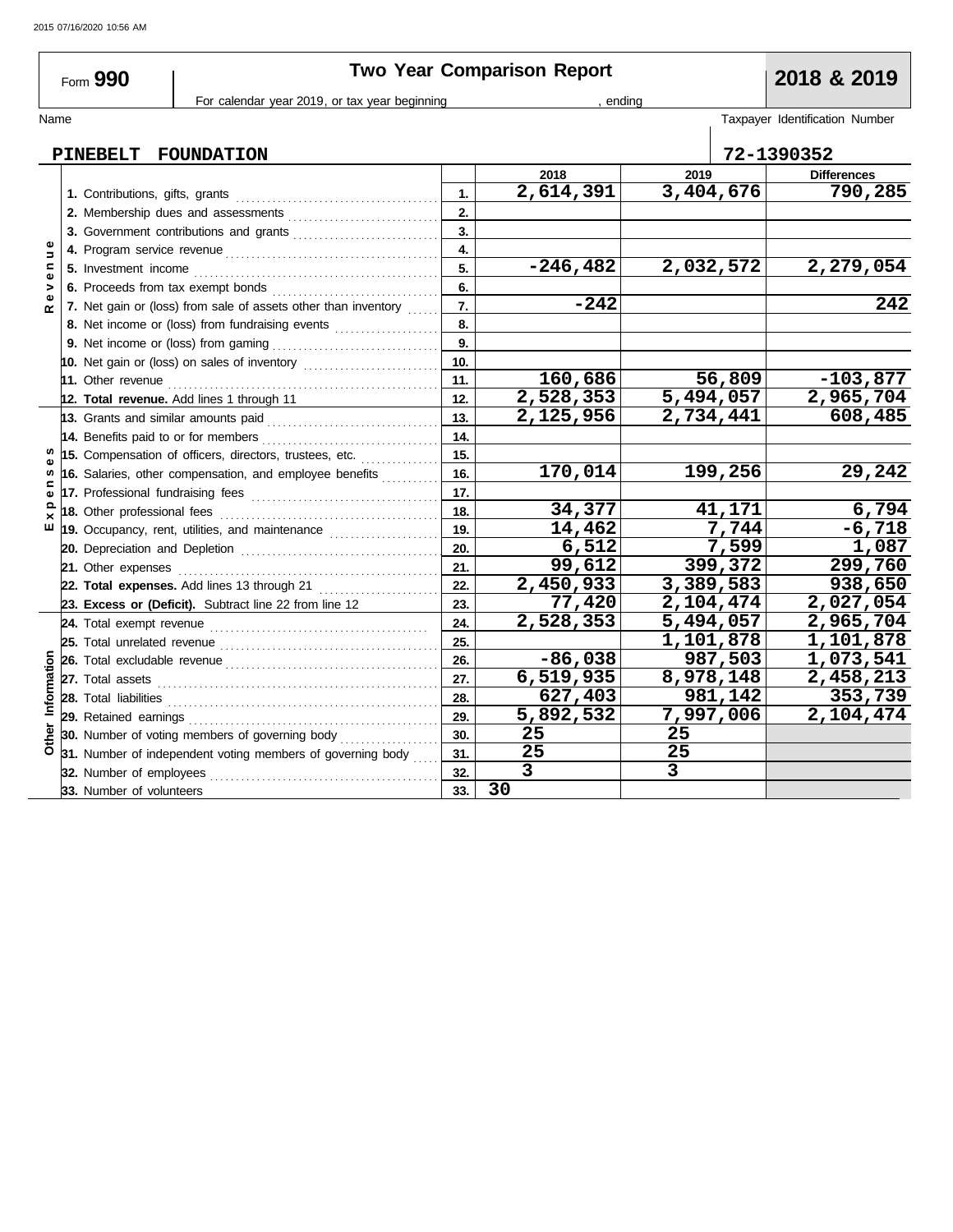2015 07/16/2020 10:56 AM

# Form 990 — Two Year Comparison Report — 2018 & 2019

For calendar year 2019, or tax year beginning , ending

| Name | Taxpayer Identification Number |
|---|---|
| PINEBELT FOUNDATION | 72-1390352 |

| Section | Line | No. | 2018 | 2019 | Differences |
|---|---|---|---|---|---|
| Revenue | 1. Contributions, gifts, grants | 1. | 2,614,391 | 3,404,676 | 790,285 |
| | 2. Membership dues and assessments | 2. | | | |
| | 3. Government contributions and grants | 3. | | | |
| | 4. Program service revenue | 4. | | | |
| | 5. Investment income | 5. | -246,482 | 2,032,572 | 2,279,054 |
| | 6. Proceeds from tax exempt bonds | 6. | | | |
| | 7. Net gain or (loss) from sale of assets other than inventory | 7. | -242 | | 242 |
| | 8. Net income or (loss) from fundraising events | 8. | | | |
| | 9. Net income or (loss) from gaming | 9. | | | |
| | 10. Net gain or (loss) on sales of inventory | 10. | | | |
| | 11. Other revenue | 11. | 160,686 | 56,809 | -103,877 |
| | 12. **Total revenue.** Add lines 1 through 11 | 12. | 2,528,353 | 5,494,057 | 2,965,704 |
| Expenses | 13. Grants and similar amounts paid | 13. | 2,125,956 | 2,734,441 | 608,485 |
| | 14. Benefits paid to or for members | 14. | | | |
| | 15. Compensation of officers, directors, trustees, etc. | 15. | | | |
| | 16. Salaries, other compensation, and employee benefits | 16. | 170,014 | 199,256 | 29,242 |
| | 17. Professional fundraising fees | 17. | | | |
| | 18. Other professional fees | 18. | 34,377 | 41,171 | 6,794 |
| | 19. Occupancy, rent, utilities, and maintenance | 19. | 14,462 | 7,744 | -6,718 |
| | 20. Depreciation and Depletion | 20. | 6,512 | 7,599 | 1,087 |
| | 21. Other expenses | 21. | 99,612 | 399,372 | 299,760 |
| | 22. **Total expenses.** Add lines 13 through 21 | 22. | 2,450,933 | 3,389,583 | 938,650 |
| | 23. **Excess or (Deficit).** Subtract line 22 from line 12 | 23. | 77,420 | 2,104,474 | 2,027,054 |
| Other Information | 24. Total exempt revenue | 24. | 2,528,353 | 5,494,057 | 2,965,704 |
| | 25. Total unrelated revenue | 25. | | 1,101,878 | 1,101,878 |
| | 26. Total excludable revenue | 26. | -86,038 | 987,503 | 1,073,541 |
| | 27. Total assets | 27. | 6,519,935 | 8,978,148 | 2,458,213 |
| | 28. Total liabilities | 28. | 627,403 | 981,142 | 353,739 |
| | 29. Retained earnings | 29. | 5,892,532 | 7,997,006 | 2,104,474 |
| | 30. Number of voting members of governing body | 30. | 25 | 25 | |
| | 31. Number of independent voting members of governing body | 31. | 25 | 25 | |
| | 32. Number of employees | 32. | 3 | 3 | |
| | 33. Number of volunteers | 33. | 30 | | |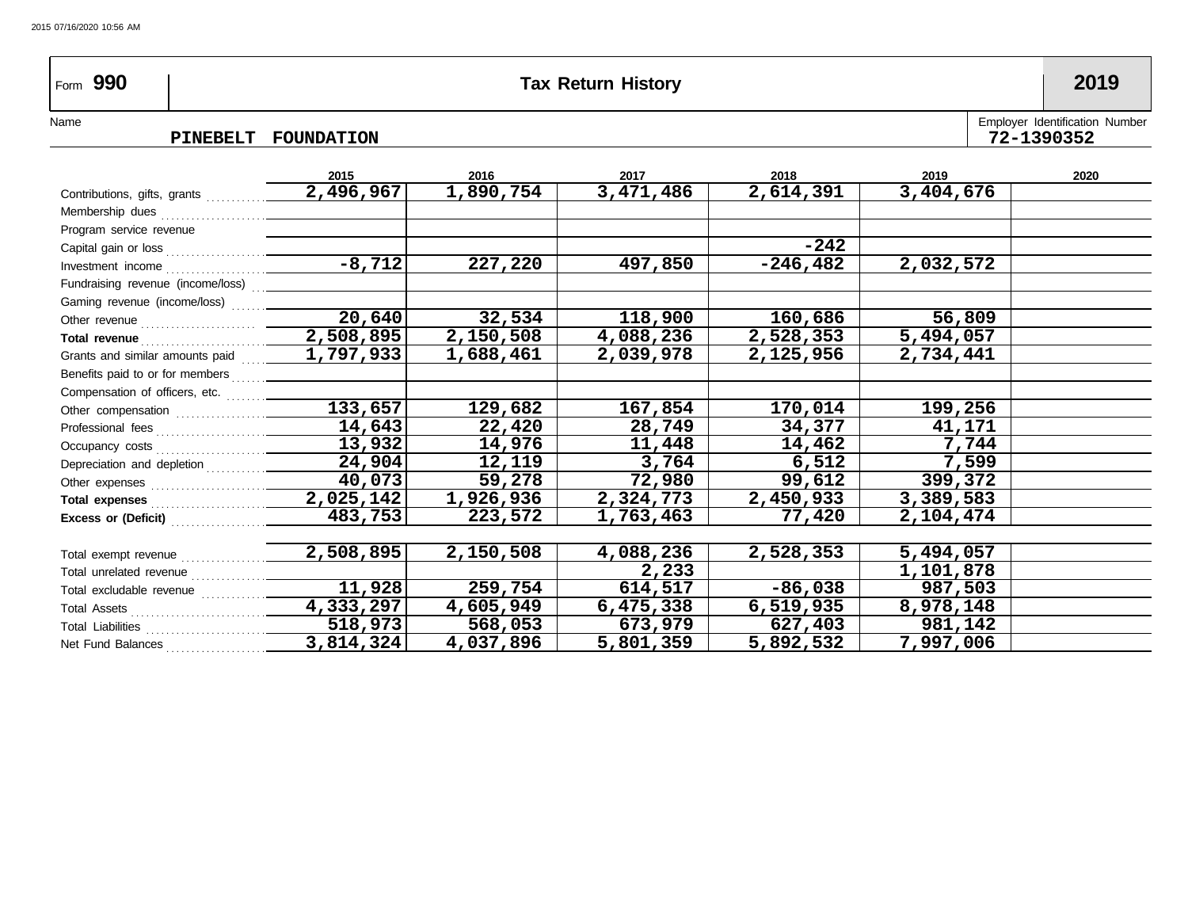Form **990** | **Tax Return History** | **2019**

Name: **PINEBELT FOUNDATION**

Employer Identification Number: **72-1390352**

| | 2015 | 2016 | 2017 | 2018 | 2019 | 2020 |
|---|---|---|---|---|---|---|
| Contributions, gifts, grants | 2,496,967 | 1,890,754 | 3,471,486 | 2,614,391 | 3,404,676 | |
| Membership dues | | | | | | |
| Program service revenue | | | | | | |
| Capital gain or loss | | | | -242 | | |
| Investment income | -8,712 | 227,220 | 497,850 | -246,482 | 2,032,572 | |
| Fundraising revenue (income/loss) | | | | | | |
| Gaming revenue (income/loss) | | | | | | |
| Other revenue | 20,640 | 32,534 | 118,900 | 160,686 | 56,809 | |
| **Total revenue** | 2,508,895 | 2,150,508 | 4,088,236 | 2,528,353 | 5,494,057 | |
| Grants and similar amounts paid | 1,797,933 | 1,688,461 | 2,039,978 | 2,125,956 | 2,734,441 | |
| Benefits paid to or for members | | | | | | |
| Compensation of officers, etc. | | | | | | |
| Other compensation | 133,657 | 129,682 | 167,854 | 170,014 | 199,256 | |
| Professional fees | 14,643 | 22,420 | 28,749 | 34,377 | 41,171 | |
| Occupancy costs | 13,932 | 14,976 | 11,448 | 14,462 | 7,744 | |
| Depreciation and depletion | 24,904 | 12,119 | 3,764 | 6,512 | 7,599 | |
| Other expenses | 40,073 | 59,278 | 72,980 | 99,612 | 399,372 | |
| **Total expenses** | 2,025,142 | 1,926,936 | 2,324,773 | 2,450,933 | 3,389,583 | |
| **Excess or (Deficit)** | 483,753 | 223,572 | 1,763,463 | 77,420 | 2,104,474 | |
| | | | | | | |
| Total exempt revenue | 2,508,895 | 2,150,508 | 4,088,236 | 2,528,353 | 5,494,057 | |
| Total unrelated revenue | | | 2,233 | | 1,101,878 | |
| Total excludable revenue | 11,928 | 259,754 | 614,517 | -86,038 | 987,503 | |
| Total Assets | 4,333,297 | 4,605,949 | 6,475,338 | 6,519,935 | 8,978,148 | |
| Total Liabilities | 518,973 | 568,053 | 673,979 | 627,403 | 981,142 | |
| Net Fund Balances | 3,814,324 | 4,037,896 | 5,801,359 | 5,892,532 | 7,997,006 | |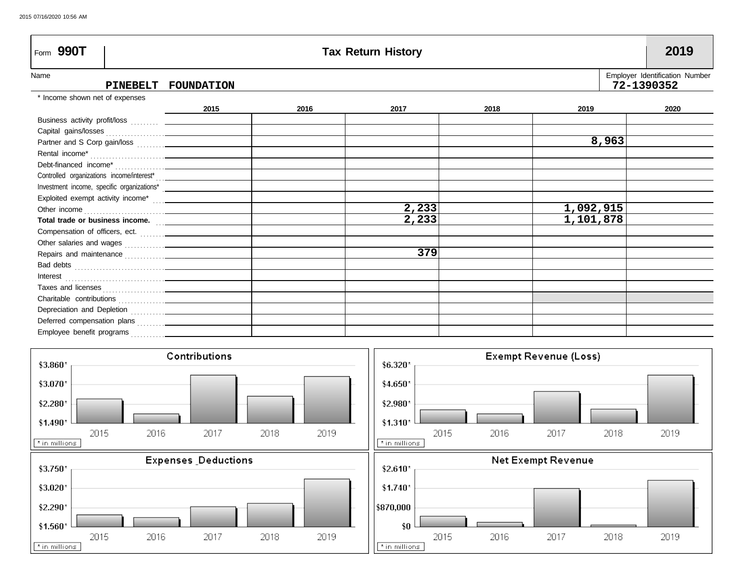Form **990T** — **Tax Return History** — **2019**

Name: PINEBELT FOUNDATION

Employer Identification Number: 72-1390352

\* Income shown net of expenses

| | 2015 | 2016 | 2017 | 2018 | 2019 | 2020 |
|---|---|---|---|---|---|---|
| Business activity profit/loss | | | | | | |
| Capital gains/losses | | | | | | |
| Partner and S Corp gain/loss | | | | | 8,963 | |
| Rental income* | | | | | | |
| Debt-financed income* | | | | | | |
| Controlled organizations income/interest* | | | | | | |
| Investment income, specific organizations* | | | | | | |
| Exploited exempt activity income* | | | | | | |
| Other income | | | 2,233 | | 1,092,915 | |
| **Total trade or business income.** | | | 2,233 | | 1,101,878 | |
| Compensation of officers, ect. | | | | | | |
| Other salaries and wages | | | | | | |
| Repairs and maintenance | | | 379 | | | |
| Bad debts | | | | | | |
| Interest | | | | | | |
| Taxes and licenses | | | | | | |
| Charitable contributions | | | | | | |
| Depreciation and Depletion | | | | | | |
| Deferred compensation plans | | | | | | |
| Employee benefit programs | | | | | | |

**Contributions** (\* in millions): $3.860*, $3.070*, $2.280*, $1.490* — 2015, 2016, 2017, 2018, 2019

**Exempt Revenue (Loss)** (\* in millions): $6.320*, $4.650*, $2.980*, $1.310* — 2015, 2016, 2017, 2018, 2019

**Expenses Deductions** (\* in millions): $3.750*, $3.020*, $2.290*, $1.560* — 2015, 2016, 2017, 2018, 2019

**Net Exempt Revenue** (\* in millions): $2.610*, $1.740*, $870,000, $0 — 2015, 2016, 2017, 2018, 2019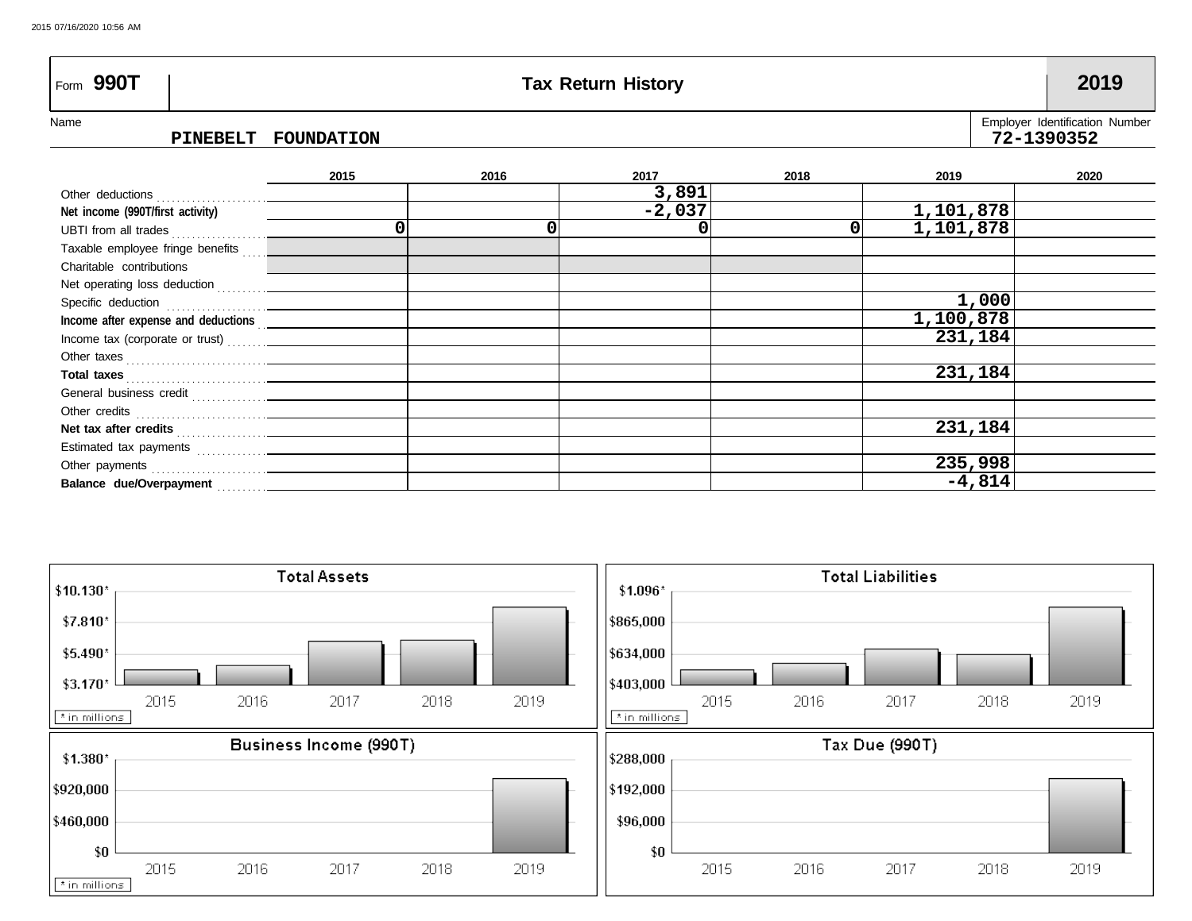# Form 990T — Tax Return History — 2019

Name: **PINEBELT FOUNDATION**

Employer Identification Number: **72-1390352**

| | 2015 | 2016 | 2017 | 2018 | 2019 | 2020 |
|---|---|---|---|---|---|---|
| Other deductions | | | 3,891 | | | |
| **Net income (990T/first activity)** | | | -2,037 | | 1,101,878 | |
| UBTI from all trades | 0 | 0 | 0 | 0 | 1,101,878 | |
| Taxable employee fringe benefits | | | | | | |
| Charitable contributions | | | | | | |
| Net operating loss deduction | | | | | | |
| Specific deduction | | | | | 1,000 | |
| **Income after expense and deductions** | | | | | 1,100,878 | |
| Income tax (corporate or trust) | | | | | 231,184 | |
| Other taxes | | | | | | |
| **Total taxes** | | | | | 231,184 | |
| General business credit | | | | | | |
| Other credits | | | | | | |
| **Net tax after credits** | | | | | 231,184 | |
| Estimated tax payments | | | | | | |
| Other payments | | | | | 235,998 | |
| **Balance due/Overpayment** | | | | | -4,814 | |

**Total Assets** — $10.130*, $7.810*, $5.490*, $3.170* — 2015, 2016, 2017, 2018, 2019 — * in millions

**Total Liabilities** — $1.096*, $865,000, $634,000, $403,000 — 2015, 2016, 2017, 2018, 2019 — * in millions

**Business Income (990T)** — $1.380*, $920,000, $460,000, $0 — 2015, 2016, 2017, 2018, 2019 — * in millions

**Tax Due (990T)** — $288,000, $192,000, $96,000, $0 — 2015, 2016, 2017, 2018, 2019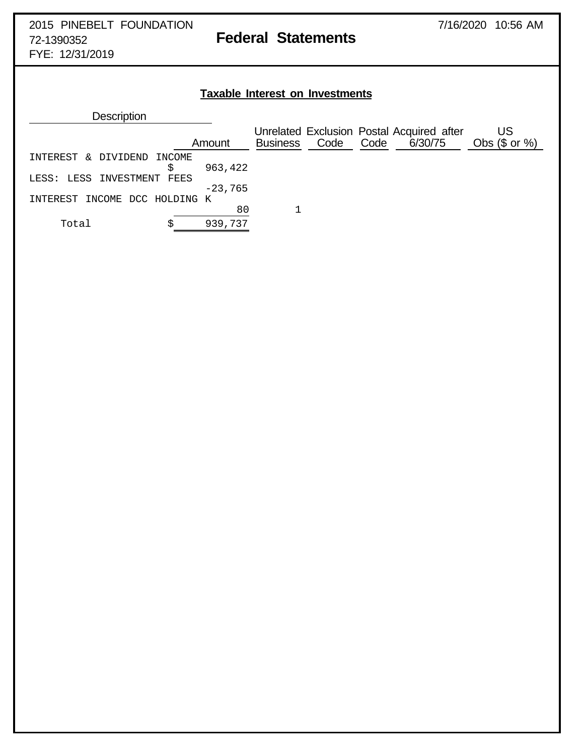2015 PINEBELT FOUNDATION
72-1390352
FYE: 12/31/2019

7/16/2020 10:56 AM

# Federal Statements

## Taxable Interest on Investments

| Description | Amount | Unrelated Business | Exclusion Code | Postal Code | Acquired after 6/30/75 | US Obs ($ or %) |
|---|---|---|---|---|---|---|
| INTEREST & DIVIDEND INCOME | $ 963,422 | | | | | |
| LESS: LESS INVESTMENT FEES | -23,765 | | | | | |
| INTEREST INCOME DCC HOLDING K | 80 | 1 | | | | |
| Total | $ 939,737 | | | | | |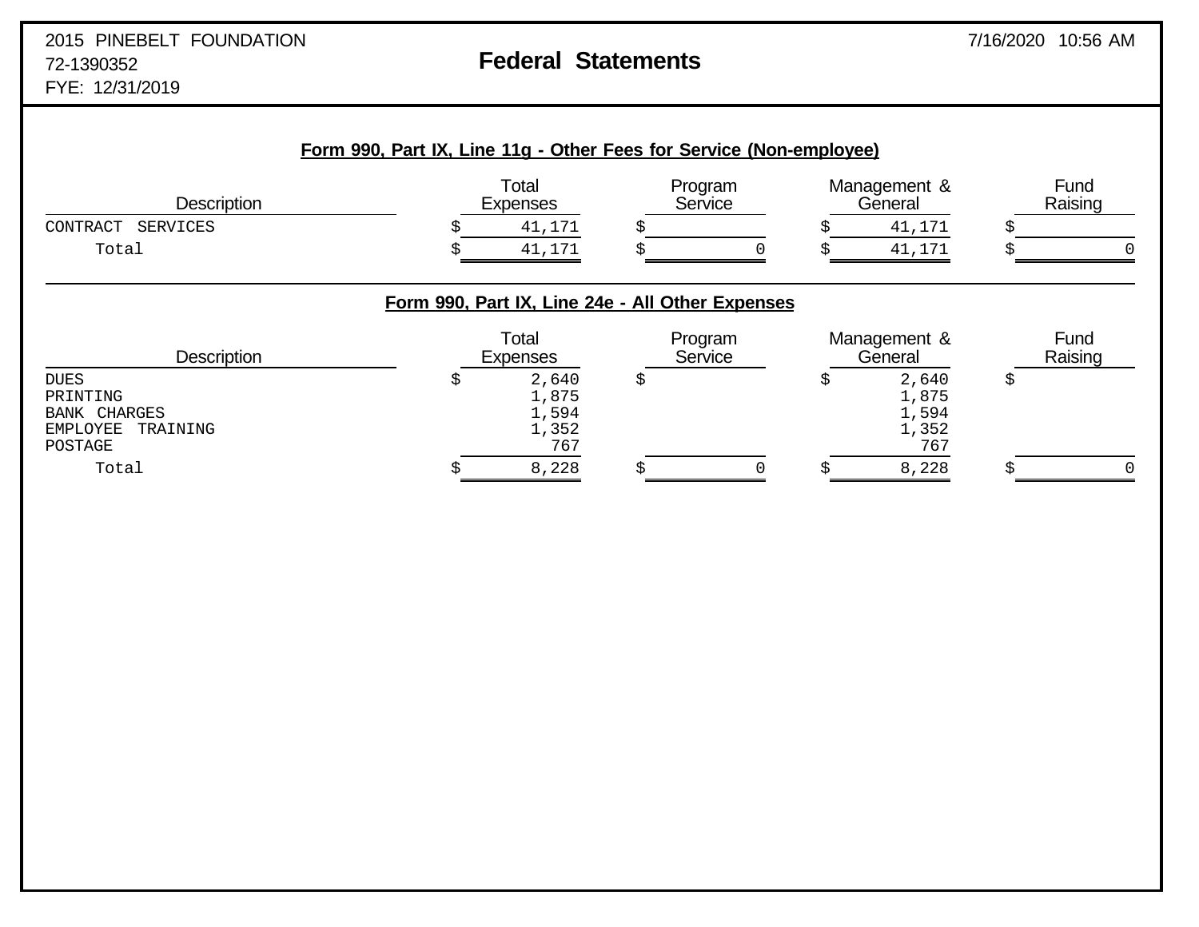2015 PINEBELT FOUNDATION
72-1390352
FYE: 12/31/2019

# Federal Statements

7/16/2020 10:56 AM

## Form 990, Part IX, Line 11g - Other Fees for Service (Non-employee)

| Description | Total Expenses | Program Service | Management & General | Fund Raising |
|---|---|---|---|---|
| CONTRACT SERVICES | $ 41,171 | $ | $ 41,171 | $ |
| Total | $ 41,171 | $ 0 | $ 41,171 | $ 0 |

## Form 990, Part IX, Line 24e - All Other Expenses

| Description | Total Expenses | Program Service | Management & General | Fund Raising |
|---|---|---|---|---|
| DUES | $ 2,640 | $ | $ 2,640 | $ |
| PRINTING | 1,875 | | 1,875 | |
| BANK CHARGES | 1,594 | | 1,594 | |
| EMPLOYEE TRAINING | 1,352 | | 1,352 | |
| POSTAGE | 767 | | 767 | |
| Total | $ 8,228 | $ 0 | $ 8,228 | $ 0 |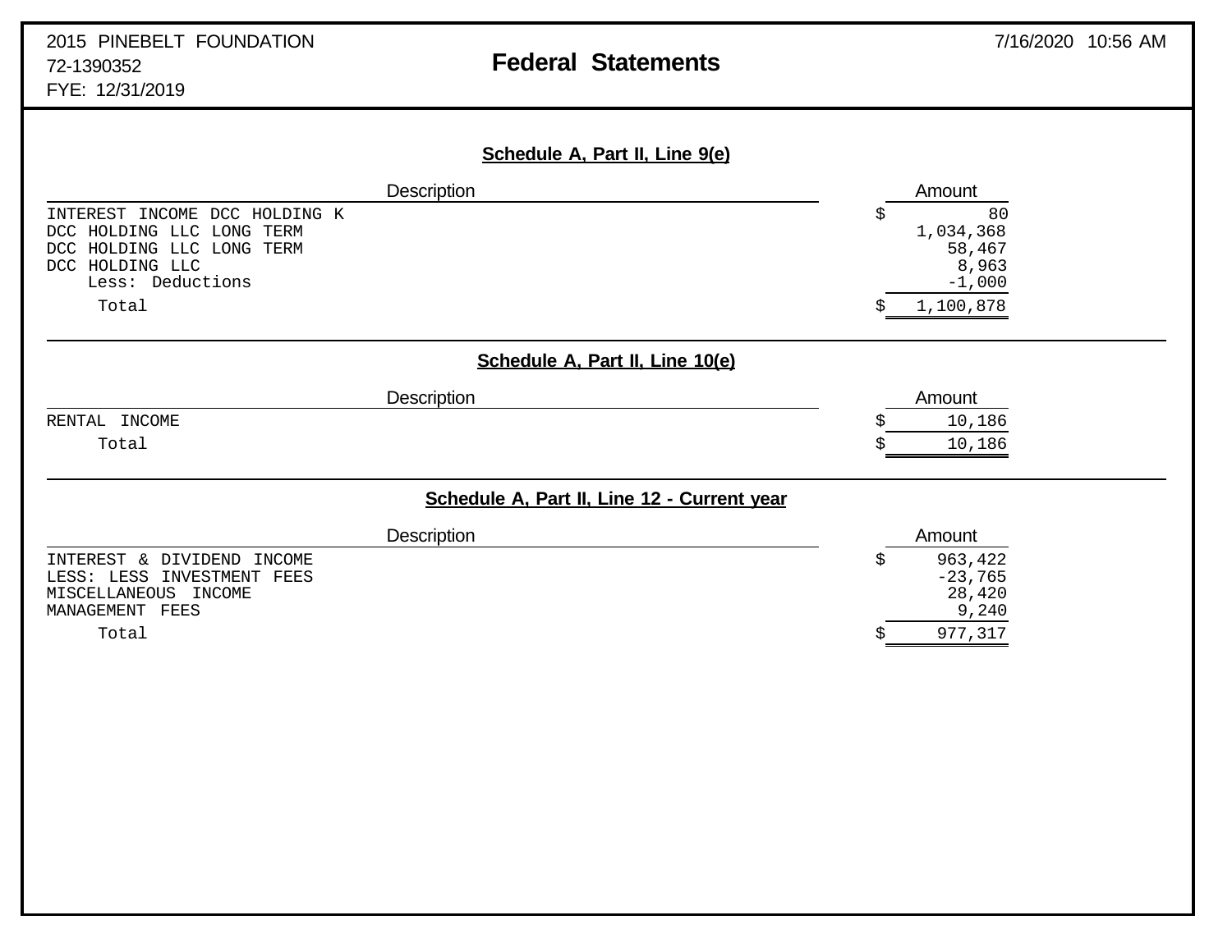2015 PINEBELT FOUNDATION
72-1390352
FYE: 12/31/2019

# Federal Statements

7/16/2020 10:56 AM

## Schedule A, Part II, Line 9(e)

| Description | Amount |
|---|---|
| INTEREST INCOME DCC HOLDING K | $ 80 |
| DCC HOLDING LLC LONG TERM | 1,034,368 |
| DCC HOLDING LLC LONG TERM | 58,467 |
| DCC HOLDING LLC | 8,963 |
| Less: Deductions | -1,000 |
| Total | $ 1,100,878 |

## Schedule A, Part II, Line 10(e)

| Description | Amount |
|---|---|
| RENTAL INCOME | $ 10,186 |
| Total | $ 10,186 |

## Schedule A, Part II, Line 12 - Current year

| Description | Amount |
|---|---|
| INTEREST & DIVIDEND INCOME | $ 963,422 |
| LESS: LESS INVESTMENT FEES | -23,765 |
| MISCELLANEOUS INCOME | 28,420 |
| MANAGEMENT FEES | 9,240 |
| Total | $ 977,317 |